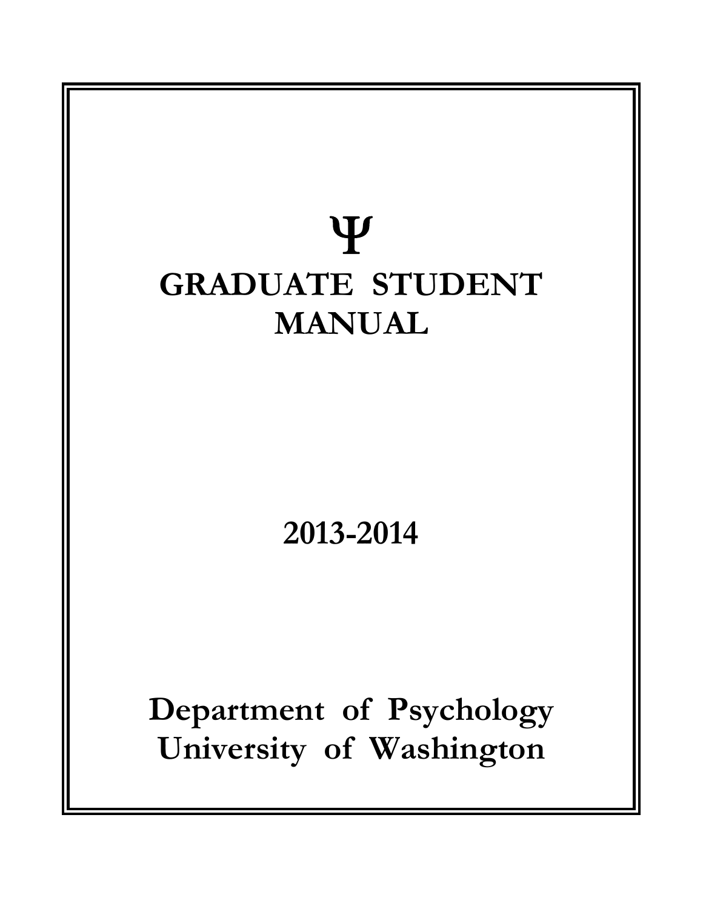Ψ

# GRADUATE STUDENT MANUAL

## 2013-2014

## Department of Psychology
## University of Washington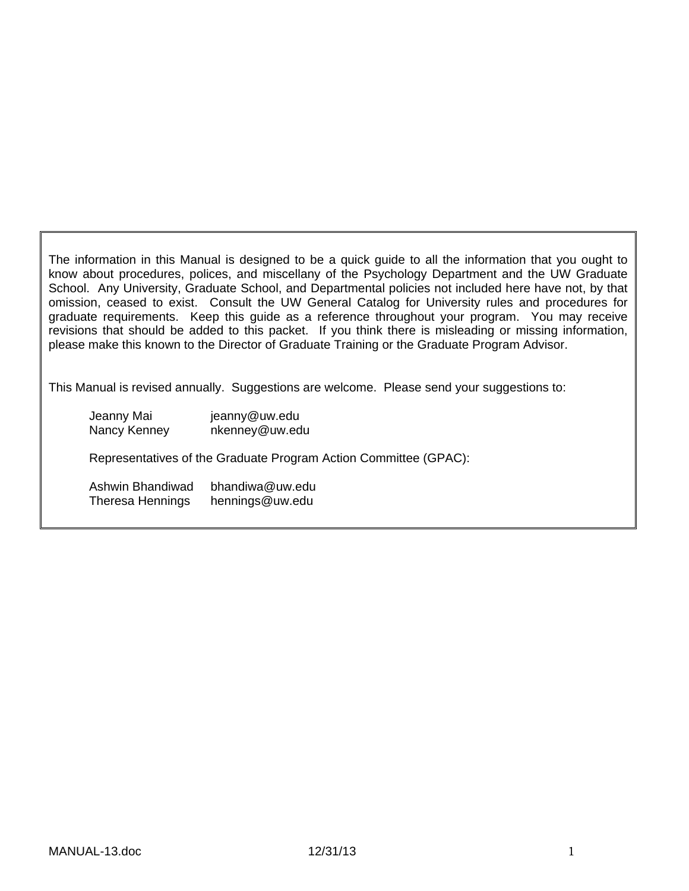The information in this Manual is designed to be a quick guide to all the information that you ought to know about procedures, polices, and miscellany of the Psychology Department and the UW Graduate School. Any University, Graduate School, and Departmental policies not included here have not, by that omission, ceased to exist. Consult the UW General Catalog for University rules and procedures for graduate requirements. Keep this guide as a reference throughout your program. You may receive revisions that should be added to this packet. If you think there is misleading or missing information, please make this known to the Director of Graduate Training or the Graduate Program Advisor.

This Manual is revised annually. Suggestions are welcome. Please send your suggestions to:

Jeanny Mai jeanny@uw.edu
Nancy Kenney nkenney@uw.edu

Representatives of the Graduate Program Action Committee (GPAC):

Ashwin Bhandiwad bhandiwa@uw.edu
Theresa Hennings hennings@uw.edu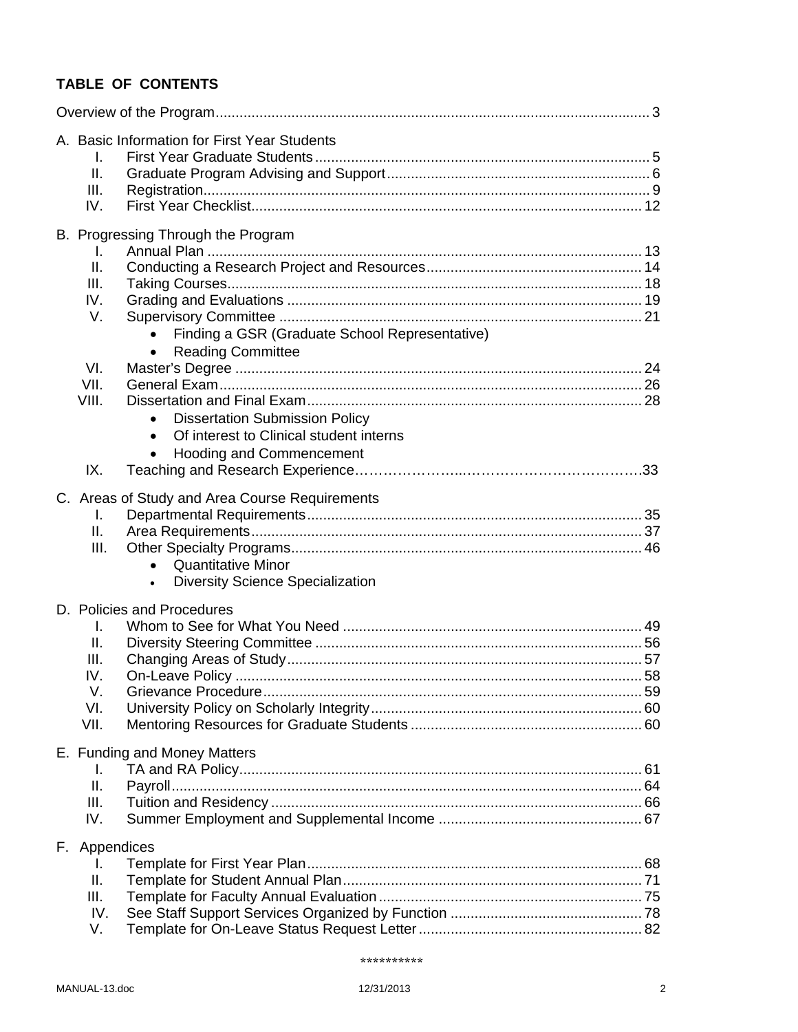## TABLE OF CONTENTS

Overview of the Program ........................................................................................................... 3

A. Basic Information for First Year Students
- I. First Year Graduate Students ................................................................................... 5
- II. Graduate Program Advising and Support ................................................................. 6
- III. Registration ............................................................................................................. 9
- IV. First Year Checklist ................................................................................................. 12

B. Progressing Through the Program
- I. Annual Plan ............................................................................................................ 13
- II. Conducting a Research Project and Resources ..................................................... 14
- III. Taking Courses ....................................................................................................... 18
- IV. Grading and Evaluations ........................................................................................ 19
- V. Supervisory Committee .......................................................................................... 21
  - Finding a GSR (Graduate School Representative)
  - Reading Committee
- VI. Master's Degree ..................................................................................................... 24
- VII. General Exam ......................................................................................................... 26
- VIII. Dissertation and Final Exam ................................................................................... 28
  - Dissertation Submission Policy
  - Of interest to Clinical student interns
  - Hooding and Commencement
- IX. Teaching and Research Experience…………………..……………………………….33

C. Areas of Study and Area Course Requirements
- I. Departmental Requirements ................................................................................... 35
- II. Area Requirements ................................................................................................. 37
- III. Other Specialty Programs ....................................................................................... 46
  - Quantitative Minor
  - Diversity Science Specialization

D. Policies and Procedures
- I. Whom to See for What You Need ........................................................................... 49
- II. Diversity Steering Committee ................................................................................. 56
- III. Changing Areas of Study ......................................................................................... 57
- IV. On-Leave Policy ...................................................................................................... 58
- V. Grievance Procedure .............................................................................................. 59
- VI. University Policy on Scholarly Integrity ................................................................... 60
- VII. Mentoring Resources for Graduate Students .......................................................... 60

E. Funding and Money Matters
- I. TA and RA Policy ..................................................................................................... 61
- II. Payroll ...................................................................................................................... 64
- III. Tuition and Residency ............................................................................................. 66
- IV. Summer Employment and Supplemental Income ................................................... 67

F. Appendices
- I. Template for First Year Plan .................................................................................... 68
- II. Template for Student Annual Plan ........................................................................... 71
- III. Template for Faculty Annual Evaluation .................................................................. 75
- IV. See Staff Support Services Organized by Function ................................................ 78
- V. Template for On-Leave Status Request Letter ........................................................ 82

**********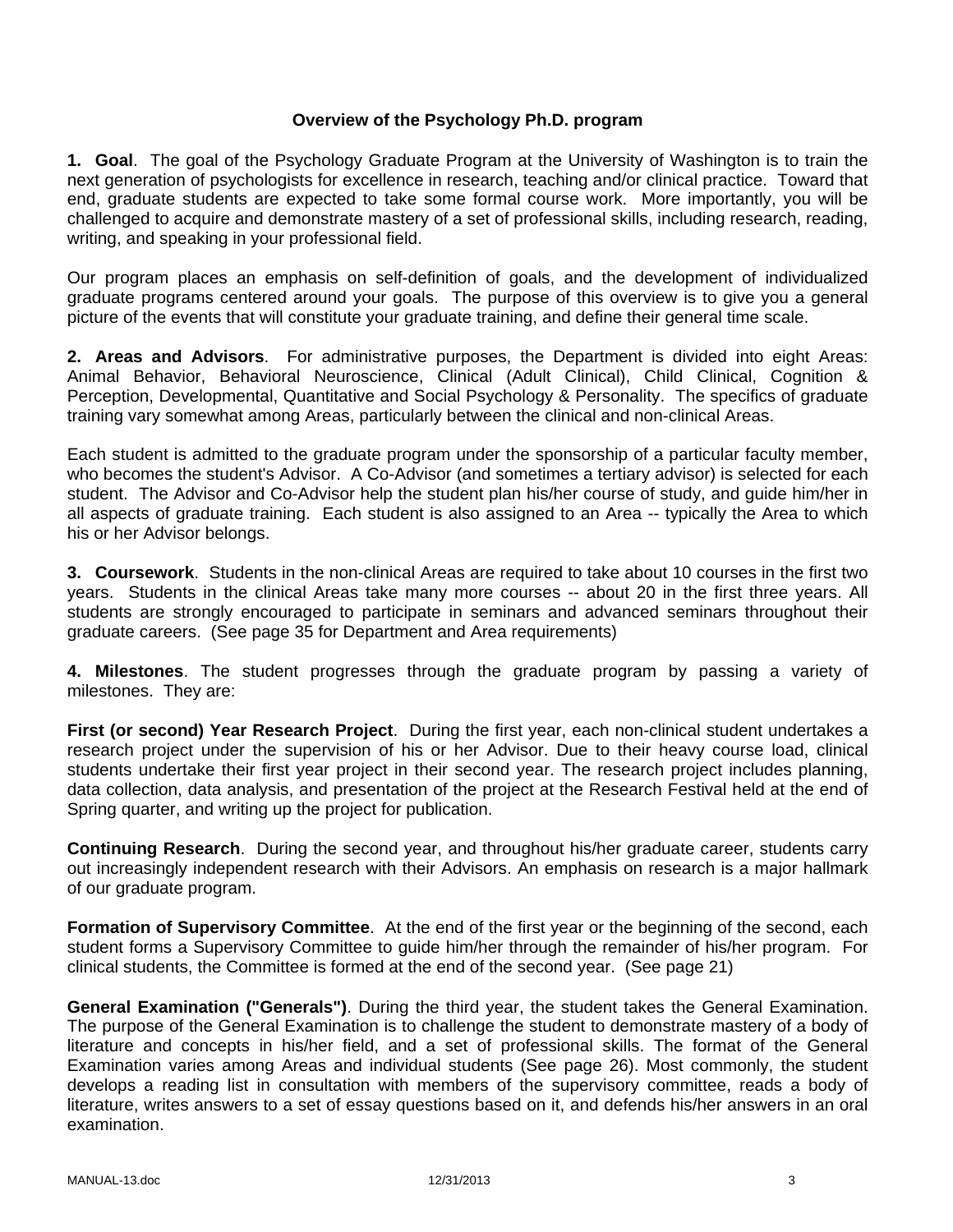## Overview of the Psychology Ph.D. program

**1. Goal**. The goal of the Psychology Graduate Program at the University of Washington is to train the next generation of psychologists for excellence in research, teaching and/or clinical practice. Toward that end, graduate students are expected to take some formal course work. More importantly, you will be challenged to acquire and demonstrate mastery of a set of professional skills, including research, reading, writing, and speaking in your professional field.

Our program places an emphasis on self-definition of goals, and the development of individualized graduate programs centered around your goals. The purpose of this overview is to give you a general picture of the events that will constitute your graduate training, and define their general time scale.

**2. Areas and Advisors**. For administrative purposes, the Department is divided into eight Areas: Animal Behavior, Behavioral Neuroscience, Clinical (Adult Clinical), Child Clinical, Cognition & Perception, Developmental, Quantitative and Social Psychology & Personality. The specifics of graduate training vary somewhat among Areas, particularly between the clinical and non-clinical Areas.

Each student is admitted to the graduate program under the sponsorship of a particular faculty member, who becomes the student's Advisor. A Co-Advisor (and sometimes a tertiary advisor) is selected for each student. The Advisor and Co-Advisor help the student plan his/her course of study, and guide him/her in all aspects of graduate training. Each student is also assigned to an Area -- typically the Area to which his or her Advisor belongs.

**3. Coursework**. Students in the non-clinical Areas are required to take about 10 courses in the first two years. Students in the clinical Areas take many more courses -- about 20 in the first three years. All students are strongly encouraged to participate in seminars and advanced seminars throughout their graduate careers. (See page 35 for Department and Area requirements)

**4. Milestones**. The student progresses through the graduate program by passing a variety of milestones. They are:

**First (or second) Year Research Project**. During the first year, each non-clinical student undertakes a research project under the supervision of his or her Advisor. Due to their heavy course load, clinical students undertake their first year project in their second year. The research project includes planning, data collection, data analysis, and presentation of the project at the Research Festival held at the end of Spring quarter, and writing up the project for publication.

**Continuing Research**. During the second year, and throughout his/her graduate career, students carry out increasingly independent research with their Advisors. An emphasis on research is a major hallmark of our graduate program.

**Formation of Supervisory Committee**. At the end of the first year or the beginning of the second, each student forms a Supervisory Committee to guide him/her through the remainder of his/her program. For clinical students, the Committee is formed at the end of the second year. (See page 21)

**General Examination ("Generals")**. During the third year, the student takes the General Examination. The purpose of the General Examination is to challenge the student to demonstrate mastery of a body of literature and concepts in his/her field, and a set of professional skills. The format of the General Examination varies among Areas and individual students (See page 26). Most commonly, the student develops a reading list in consultation with members of the supervisory committee, reads a body of literature, writes answers to a set of essay questions based on it, and defends his/her answers in an oral examination.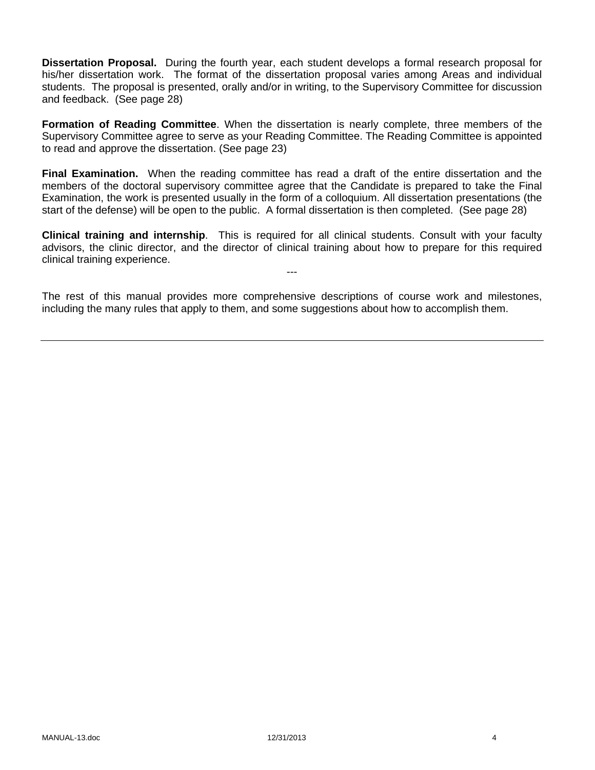**Dissertation Proposal.** During the fourth year, each student develops a formal research proposal for his/her dissertation work. The format of the dissertation proposal varies among Areas and individual students. The proposal is presented, orally and/or in writing, to the Supervisory Committee for discussion and feedback. (See page 28)

**Formation of Reading Committee**. When the dissertation is nearly complete, three members of the Supervisory Committee agree to serve as your Reading Committee. The Reading Committee is appointed to read and approve the dissertation. (See page 23)

**Final Examination.** When the reading committee has read a draft of the entire dissertation and the members of the doctoral supervisory committee agree that the Candidate is prepared to take the Final Examination, the work is presented usually in the form of a colloquium. All dissertation presentations (the start of the defense) will be open to the public. A formal dissertation is then completed. (See page 28)

**Clinical training and internship**. This is required for all clinical students. Consult with your faculty advisors, the clinic director, and the director of clinical training about how to prepare for this required clinical training experience.

---

The rest of this manual provides more comprehensive descriptions of course work and milestones, including the many rules that apply to them, and some suggestions about how to accomplish them.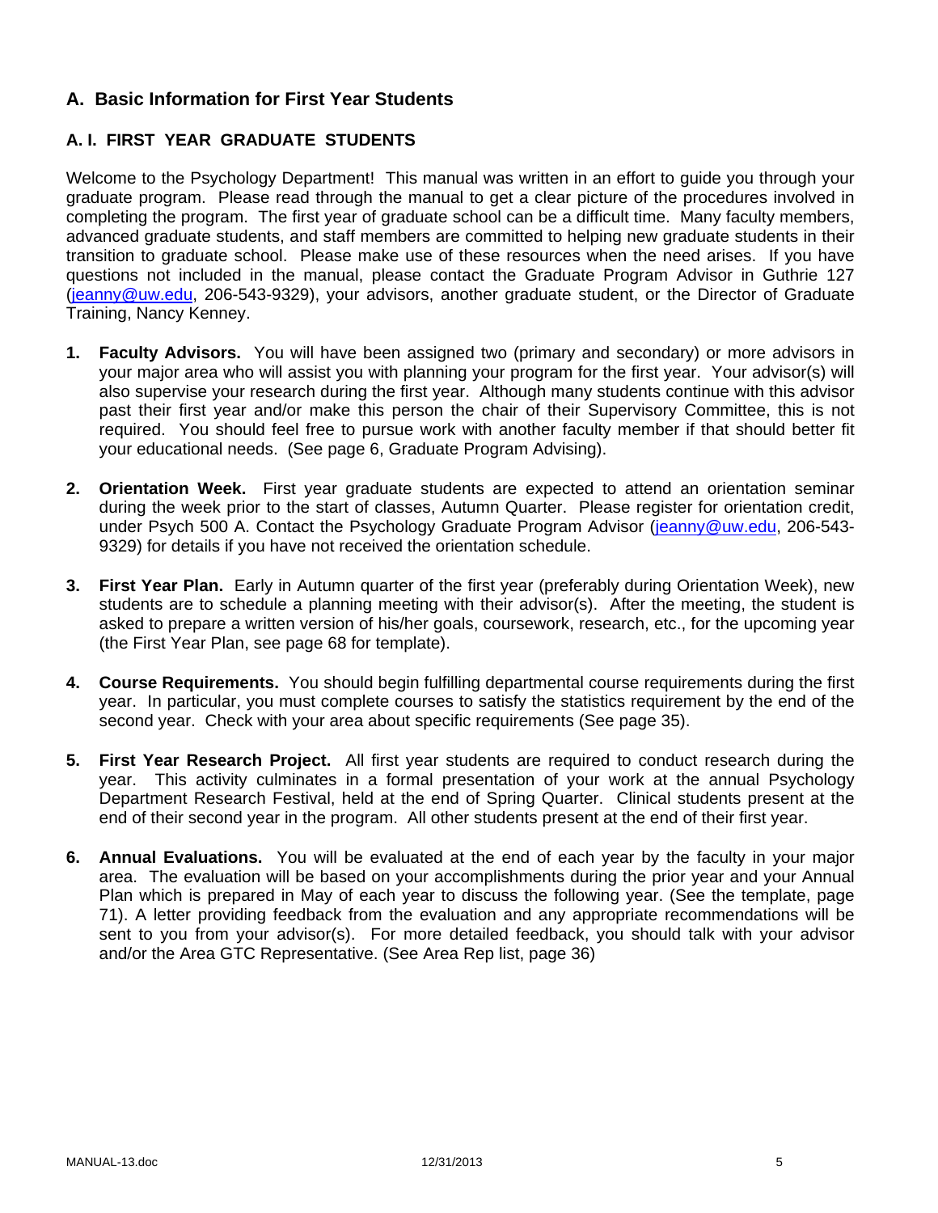## A. Basic Information for First Year Students

### A. I. FIRST YEAR GRADUATE STUDENTS

Welcome to the Psychology Department! This manual was written in an effort to guide you through your graduate program. Please read through the manual to get a clear picture of the procedures involved in completing the program. The first year of graduate school can be a difficult time. Many faculty members, advanced graduate students, and staff members are committed to helping new graduate students in their transition to graduate school. Please make use of these resources when the need arises. If you have questions not included in the manual, please contact the Graduate Program Advisor in Guthrie 127 (jeanny@uw.edu, 206-543-9329), your advisors, another graduate student, or the Director of Graduate Training, Nancy Kenney.

1. **Faculty Advisors.** You will have been assigned two (primary and secondary) or more advisors in your major area who will assist you with planning your program for the first year. Your advisor(s) will also supervise your research during the first year. Although many students continue with this advisor past their first year and/or make this person the chair of their Supervisory Committee, this is not required. You should feel free to pursue work with another faculty member if that should better fit your educational needs. (See page 6, Graduate Program Advising).

2. **Orientation Week.** First year graduate students are expected to attend an orientation seminar during the week prior to the start of classes, Autumn Quarter. Please register for orientation credit, under Psych 500 A. Contact the Psychology Graduate Program Advisor (jeanny@uw.edu, 206-543-9329) for details if you have not received the orientation schedule.

3. **First Year Plan.** Early in Autumn quarter of the first year (preferably during Orientation Week), new students are to schedule a planning meeting with their advisor(s). After the meeting, the student is asked to prepare a written version of his/her goals, coursework, research, etc., for the upcoming year (the First Year Plan, see page 68 for template).

4. **Course Requirements.** You should begin fulfilling departmental course requirements during the first year. In particular, you must complete courses to satisfy the statistics requirement by the end of the second year. Check with your area about specific requirements (See page 35).

5. **First Year Research Project.** All first year students are required to conduct research during the year. This activity culminates in a formal presentation of your work at the annual Psychology Department Research Festival, held at the end of Spring Quarter. Clinical students present at the end of their second year in the program. All other students present at the end of their first year.

6. **Annual Evaluations.** You will be evaluated at the end of each year by the faculty in your major area. The evaluation will be based on your accomplishments during the prior year and your Annual Plan which is prepared in May of each year to discuss the following year. (See the template, page 71). A letter providing feedback from the evaluation and any appropriate recommendations will be sent to you from your advisor(s). For more detailed feedback, you should talk with your advisor and/or the Area GTC Representative. (See Area Rep list, page 36)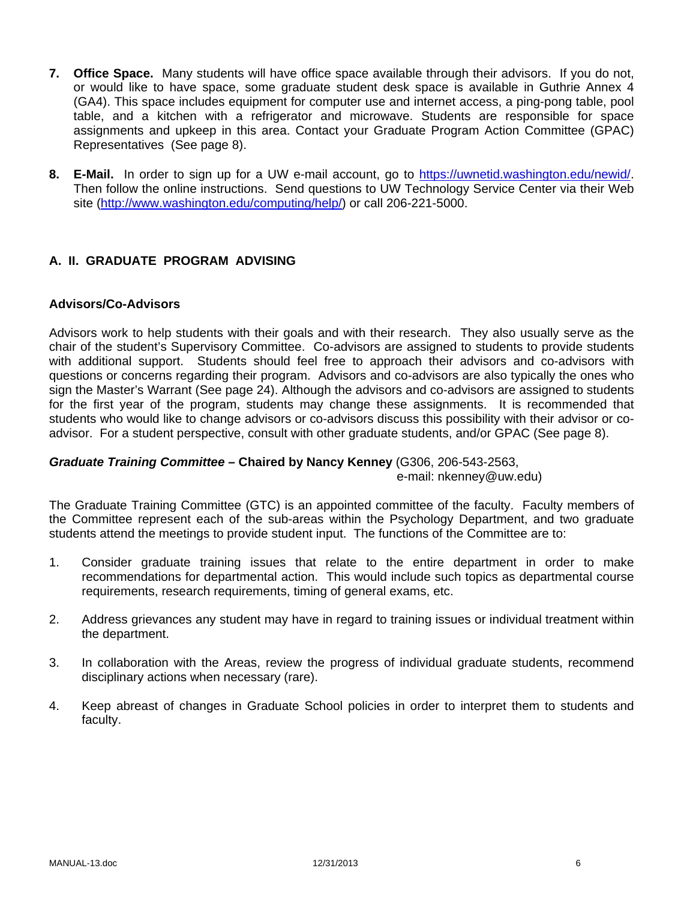7. **Office Space.** Many students will have office space available through their advisors. If you do not, or would like to have space, some graduate student desk space is available in Guthrie Annex 4 (GA4). This space includes equipment for computer use and internet access, a ping-pong table, pool table, and a kitchen with a refrigerator and microwave. Students are responsible for space assignments and upkeep in this area. Contact your Graduate Program Action Committee (GPAC) Representatives (See page 8).

8. **E-Mail.** In order to sign up for a UW e-mail account, go to https://uwnetid.washington.edu/newid/. Then follow the online instructions. Send questions to UW Technology Service Center via their Web site (http://www.washington.edu/computing/help/) or call 206-221-5000.

## A. II. GRADUATE PROGRAM ADVISING

### Advisors/Co-Advisors

Advisors work to help students with their goals and with their research. They also usually serve as the chair of the student's Supervisory Committee. Co-advisors are assigned to students to provide students with additional support. Students should feel free to approach their advisors and co-advisors with questions or concerns regarding their program. Advisors and co-advisors are also typically the ones who sign the Master's Warrant (See page 24). Although the advisors and co-advisors are assigned to students for the first year of the program, students may change these assignments. It is recommended that students who would like to change advisors or co-advisors discuss this possibility with their advisor or co-advisor. For a student perspective, consult with other graduate students, and/or GPAC (See page 8).

***Graduate Training Committee* – Chaired by Nancy Kenney** (G306, 206-543-2563, e-mail: nkenney@uw.edu)

The Graduate Training Committee (GTC) is an appointed committee of the faculty. Faculty members of the Committee represent each of the sub-areas within the Psychology Department, and two graduate students attend the meetings to provide student input. The functions of the Committee are to:

1. Consider graduate training issues that relate to the entire department in order to make recommendations for departmental action. This would include such topics as departmental course requirements, research requirements, timing of general exams, etc.

2. Address grievances any student may have in regard to training issues or individual treatment within the department.

3. In collaboration with the Areas, review the progress of individual graduate students, recommend disciplinary actions when necessary (rare).

4. Keep abreast of changes in Graduate School policies in order to interpret them to students and faculty.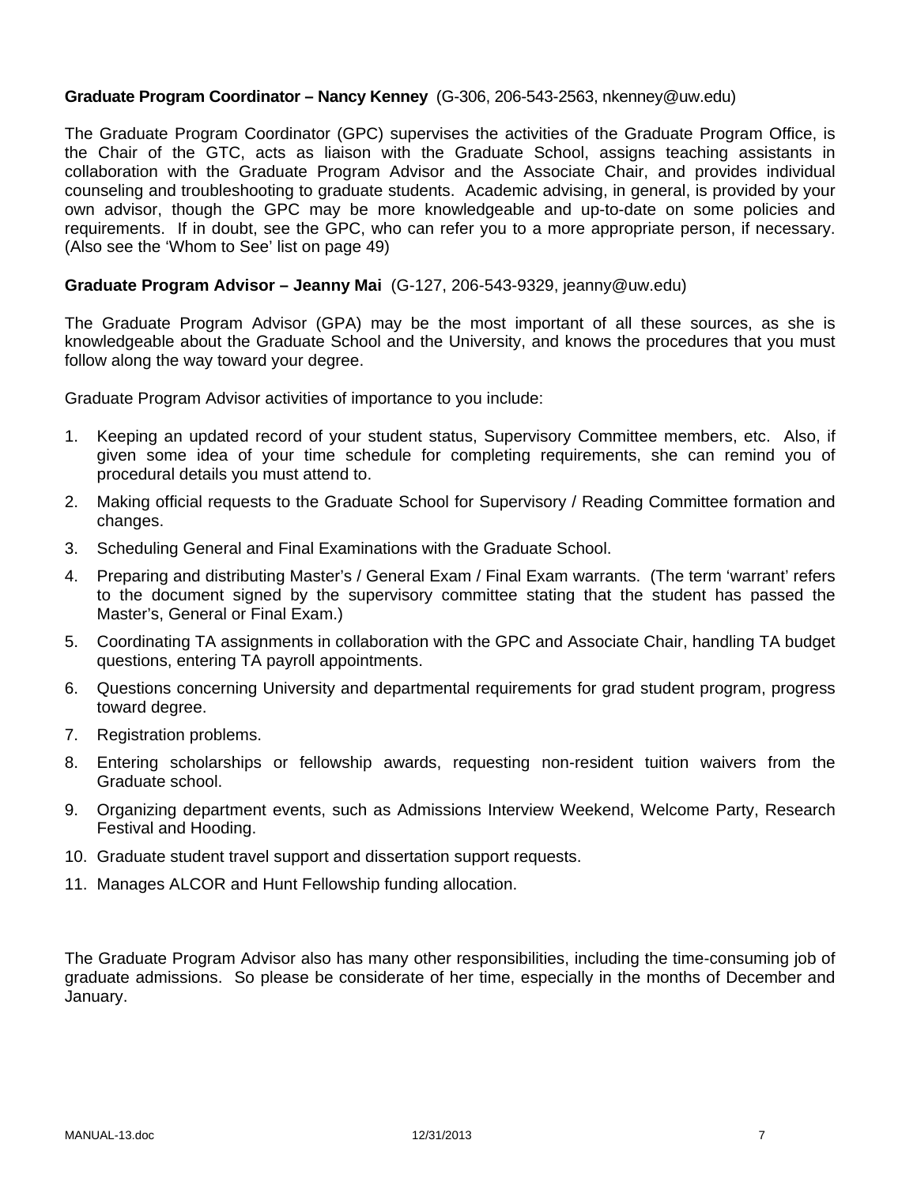**Graduate Program Coordinator – Nancy Kenney** (G-306, 206-543-2563, nkenney@uw.edu)

The Graduate Program Coordinator (GPC) supervises the activities of the Graduate Program Office, is the Chair of the GTC, acts as liaison with the Graduate School, assigns teaching assistants in collaboration with the Graduate Program Advisor and the Associate Chair, and provides individual counseling and troubleshooting to graduate students. Academic advising, in general, is provided by your own advisor, though the GPC may be more knowledgeable and up-to-date on some policies and requirements. If in doubt, see the GPC, who can refer you to a more appropriate person, if necessary. (Also see the 'Whom to See' list on page 49)

**Graduate Program Advisor – Jeanny Mai** (G-127, 206-543-9329, jeanny@uw.edu)

The Graduate Program Advisor (GPA) may be the most important of all these sources, as she is knowledgeable about the Graduate School and the University, and knows the procedures that you must follow along the way toward your degree.

Graduate Program Advisor activities of importance to you include:

1. Keeping an updated record of your student status, Supervisory Committee members, etc. Also, if given some idea of your time schedule for completing requirements, she can remind you of procedural details you must attend to.
2. Making official requests to the Graduate School for Supervisory / Reading Committee formation and changes.
3. Scheduling General and Final Examinations with the Graduate School.
4. Preparing and distributing Master's / General Exam / Final Exam warrants. (The term 'warrant' refers to the document signed by the supervisory committee stating that the student has passed the Master's, General or Final Exam.)
5. Coordinating TA assignments in collaboration with the GPC and Associate Chair, handling TA budget questions, entering TA payroll appointments.
6. Questions concerning University and departmental requirements for grad student program, progress toward degree.
7. Registration problems.
8. Entering scholarships or fellowship awards, requesting non-resident tuition waivers from the Graduate school.
9. Organizing department events, such as Admissions Interview Weekend, Welcome Party, Research Festival and Hooding.
10. Graduate student travel support and dissertation support requests.
11. Manages ALCOR and Hunt Fellowship funding allocation.

The Graduate Program Advisor also has many other responsibilities, including the time-consuming job of graduate admissions. So please be considerate of her time, especially in the months of December and January.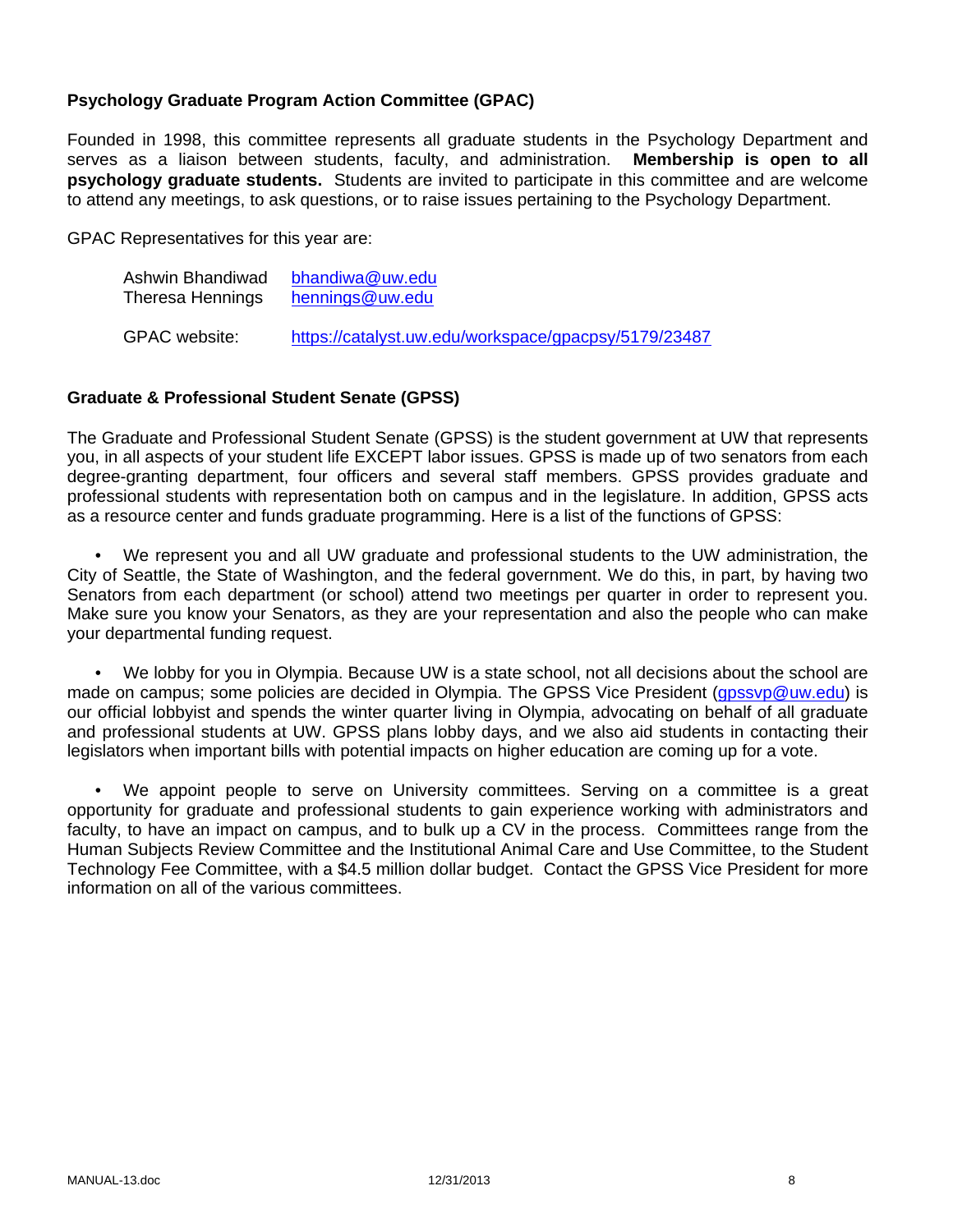## Psychology Graduate Program Action Committee (GPAC)

Founded in 1998, this committee represents all graduate students in the Psychology Department and serves as a liaison between students, faculty, and administration. **Membership is open to all psychology graduate students.** Students are invited to participate in this committee and are welcome to attend any meetings, to ask questions, or to raise issues pertaining to the Psychology Department.

GPAC Representatives for this year are:

| | |
|---|---|
| Ashwin Bhandiwad | bhandiwa@uw.edu |
| Theresa Hennings | hennings@uw.edu |
| GPAC website: | https://catalyst.uw.edu/workspace/gpacpsy/5179/23487 |

## Graduate & Professional Student Senate (GPSS)

The Graduate and Professional Student Senate (GPSS) is the student government at UW that represents you, in all aspects of your student life EXCEPT labor issues. GPSS is made up of two senators from each degree-granting department, four officers and several staff members. GPSS provides graduate and professional students with representation both on campus and in the legislature. In addition, GPSS acts as a resource center and funds graduate programming. Here is a list of the functions of GPSS:

- We represent you and all UW graduate and professional students to the UW administration, the City of Seattle, the State of Washington, and the federal government. We do this, in part, by having two Senators from each department (or school) attend two meetings per quarter in order to represent you. Make sure you know your Senators, as they are your representation and also the people who can make your departmental funding request.

- We lobby for you in Olympia. Because UW is a state school, not all decisions about the school are made on campus; some policies are decided in Olympia. The GPSS Vice President (gpssvp@uw.edu) is our official lobbyist and spends the winter quarter living in Olympia, advocating on behalf of all graduate and professional students at UW. GPSS plans lobby days, and we also aid students in contacting their legislators when important bills with potential impacts on higher education are coming up for a vote.

- We appoint people to serve on University committees. Serving on a committee is a great opportunity for graduate and professional students to gain experience working with administrators and faculty, to have an impact on campus, and to bulk up a CV in the process. Committees range from the Human Subjects Review Committee and the Institutional Animal Care and Use Committee, to the Student Technology Fee Committee, with a $4.5 million dollar budget. Contact the GPSS Vice President for more information on all of the various committees.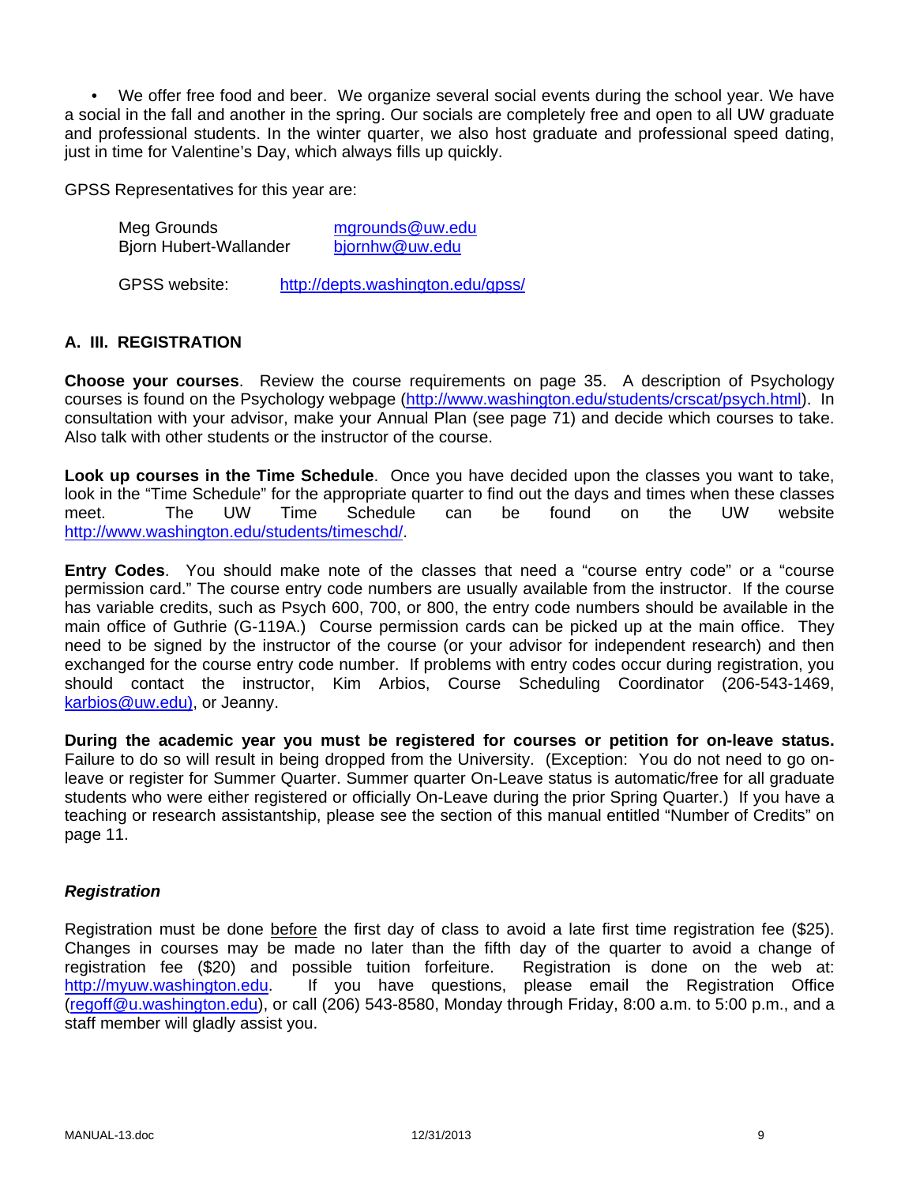- We offer free food and beer. We organize several social events during the school year. We have a social in the fall and another in the spring. Our socials are completely free and open to all UW graduate and professional students. In the winter quarter, we also host graduate and professional speed dating, just in time for Valentine's Day, which always fills up quickly.

GPSS Representatives for this year are:

Meg Grounds mgrounds@uw.edu
Bjorn Hubert-Wallander bjornhw@uw.edu

GPSS website: http://depts.washington.edu/gpss/

## A. III. REGISTRATION

**Choose your courses**. Review the course requirements on page 35. A description of Psychology courses is found on the Psychology webpage (http://www.washington.edu/students/crscat/psych.html). In consultation with your advisor, make your Annual Plan (see page 71) and decide which courses to take. Also talk with other students or the instructor of the course.

**Look up courses in the Time Schedule**. Once you have decided upon the classes you want to take, look in the "Time Schedule" for the appropriate quarter to find out the days and times when these classes meet. The UW Time Schedule can be found on the UW website http://www.washington.edu/students/timeschd/.

**Entry Codes**. You should make note of the classes that need a "course entry code" or a "course permission card." The course entry code numbers are usually available from the instructor. If the course has variable credits, such as Psych 600, 700, or 800, the entry code numbers should be available in the main office of Guthrie (G-119A.) Course permission cards can be picked up at the main office. They need to be signed by the instructor of the course (or your advisor for independent research) and then exchanged for the course entry code number. If problems with entry codes occur during registration, you should contact the instructor, Kim Arbios, Course Scheduling Coordinator (206-543-1469, karbios@uw.edu), or Jeanny.

**During the academic year you must be registered for courses or petition for on-leave status.** Failure to do so will result in being dropped from the University. (Exception: You do not need to go on-leave or register for Summer Quarter. Summer quarter On-Leave status is automatic/free for all graduate students who were either registered or officially On-Leave during the prior Spring Quarter.) If you have a teaching or research assistantship, please see the section of this manual entitled "Number of Credits" on page 11.

### *Registration*

Registration must be done before the first day of class to avoid a late first time registration fee ($25). Changes in courses may be made no later than the fifth day of the quarter to avoid a change of registration fee ($20) and possible tuition forfeiture. Registration is done on the web at: http://myuw.washington.edu. If you have questions, please email the Registration Office (regoff@u.washington.edu), or call (206) 543-8580, Monday through Friday, 8:00 a.m. to 5:00 p.m., and a staff member will gladly assist you.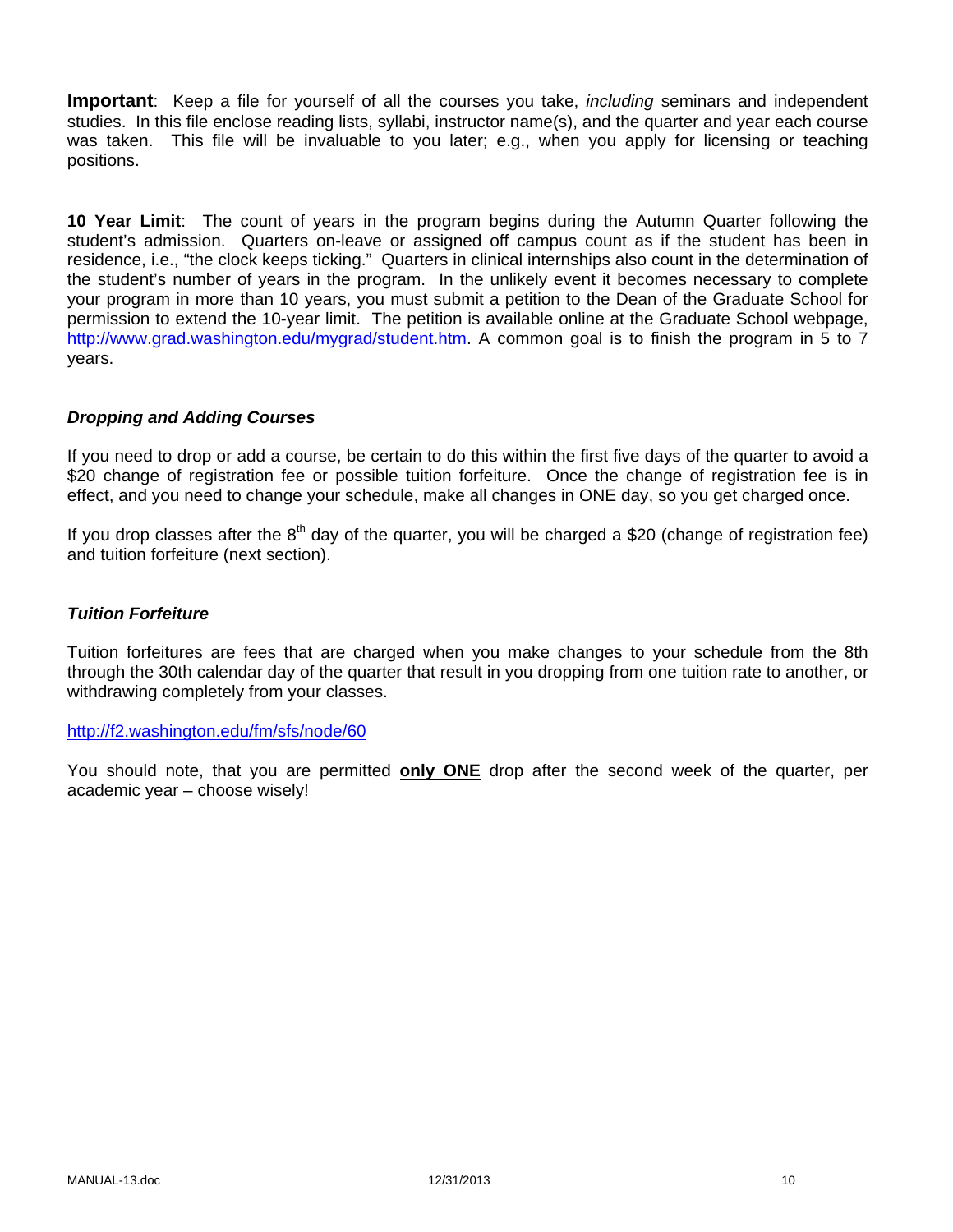**Important**: Keep a file for yourself of all the courses you take, *including* seminars and independent studies. In this file enclose reading lists, syllabi, instructor name(s), and the quarter and year each course was taken. This file will be invaluable to you later; e.g., when you apply for licensing or teaching positions.

**10 Year Limit**: The count of years in the program begins during the Autumn Quarter following the student's admission. Quarters on-leave or assigned off campus count as if the student has been in residence, i.e., "the clock keeps ticking." Quarters in clinical internships also count in the determination of the student's number of years in the program. In the unlikely event it becomes necessary to complete your program in more than 10 years, you must submit a petition to the Dean of the Graduate School for permission to extend the 10-year limit. The petition is available online at the Graduate School webpage, http://www.grad.washington.edu/mygrad/student.htm. A common goal is to finish the program in 5 to 7 years.

### *Dropping and Adding Courses*

If you need to drop or add a course, be certain to do this within the first five days of the quarter to avoid a $20 change of registration fee or possible tuition forfeiture. Once the change of registration fee is in effect, and you need to change your schedule, make all changes in ONE day, so you get charged once.

If you drop classes after the 8th day of the quarter, you will be charged a $20 (change of registration fee) and tuition forfeiture (next section).

### *Tuition Forfeiture*

Tuition forfeitures are fees that are charged when you make changes to your schedule from the 8th through the 30th calendar day of the quarter that result in you dropping from one tuition rate to another, or withdrawing completely from your classes.

http://f2.washington.edu/fm/sfs/node/60

You should note, that you are permitted **only ONE** drop after the second week of the quarter, per academic year – choose wisely!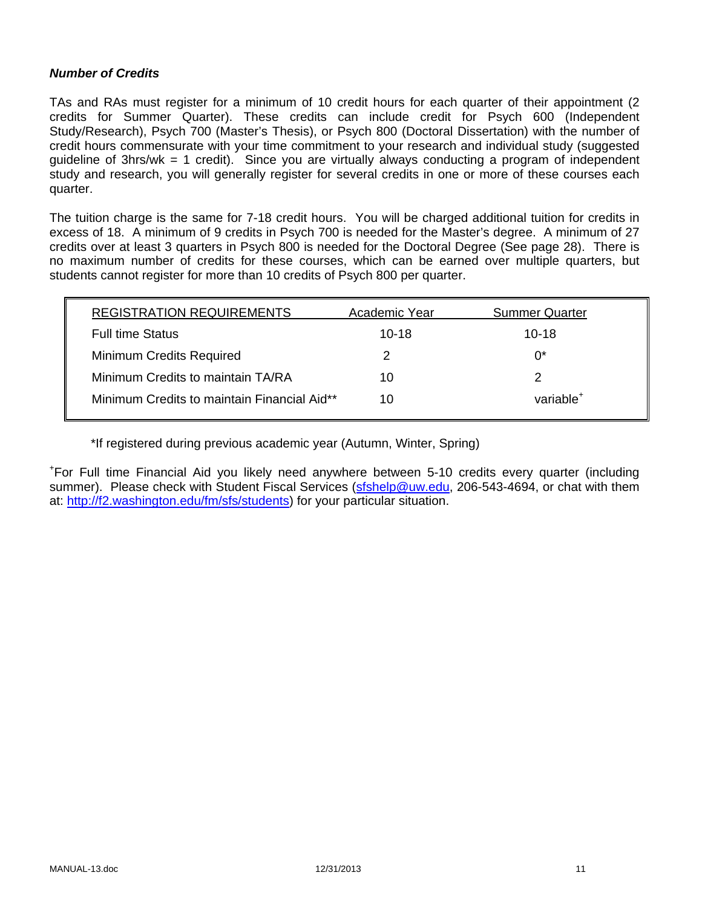***Number of Credits***

TAs and RAs must register for a minimum of 10 credit hours for each quarter of their appointment (2 credits for Summer Quarter). These credits can include credit for Psych 600 (Independent Study/Research), Psych 700 (Master's Thesis), or Psych 800 (Doctoral Dissertation) with the number of credit hours commensurate with your time commitment to your research and individual study (suggested guideline of 3hrs/wk = 1 credit). Since you are virtually always conducting a program of independent study and research, you will generally register for several credits in one or more of these courses each quarter.

The tuition charge is the same for 7-18 credit hours. You will be charged additional tuition for credits in excess of 18. A minimum of 9 credits in Psych 700 is needed for the Master's degree. A minimum of 27 credits over at least 3 quarters in Psych 800 is needed for the Doctoral Degree (See page 28). There is no maximum number of credits for these courses, which can be earned over multiple quarters, but students cannot register for more than 10 credits of Psych 800 per quarter.

| REGISTRATION REQUIREMENTS | Academic Year | Summer Quarter |
|---|---|---|
| Full time Status | 10-18 | 10-18 |
| Minimum Credits Required | 2 | 0* |
| Minimum Credits to maintain TA/RA | 10 | 2 |
| Minimum Credits to maintain Financial Aid** | 10 | variable+ |

*If registered during previous academic year (Autumn, Winter, Spring)

+For Full time Financial Aid you likely need anywhere between 5-10 credits every quarter (including summer). Please check with Student Fiscal Services (sfshelp@uw.edu, 206-543-4694, or chat with them at: http://f2.washington.edu/fm/sfs/students) for your particular situation.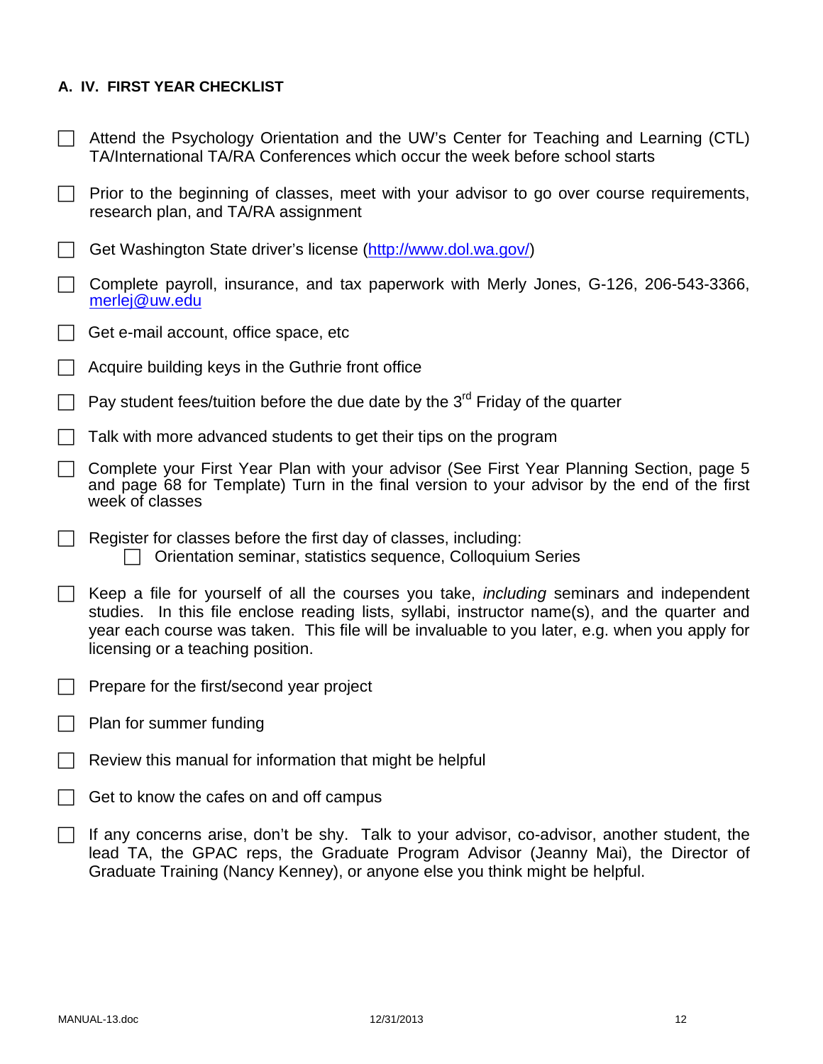## A. IV. FIRST YEAR CHECKLIST

- [ ] Attend the Psychology Orientation and the UW's Center for Teaching and Learning (CTL) TA/International TA/RA Conferences which occur the week before school starts
- [ ] Prior to the beginning of classes, meet with your advisor to go over course requirements, research plan, and TA/RA assignment
- [ ] Get Washington State driver's license (http://www.dol.wa.gov/)
- [ ] Complete payroll, insurance, and tax paperwork with Merly Jones, G-126, 206-543-3366, merlej@uw.edu
- [ ] Get e-mail account, office space, etc
- [ ] Acquire building keys in the Guthrie front office
- [ ] Pay student fees/tuition before the due date by the 3rd Friday of the quarter
- [ ] Talk with more advanced students to get their tips on the program
- [ ] Complete your First Year Plan with your advisor (See First Year Planning Section, page 5 and page 68 for Template) Turn in the final version to your advisor by the end of the first week of classes
- [ ] Register for classes before the first day of classes, including:
  - [ ] Orientation seminar, statistics sequence, Colloquium Series
- [ ] Keep a file for yourself of all the courses you take, *including* seminars and independent studies. In this file enclose reading lists, syllabi, instructor name(s), and the quarter and year each course was taken. This file will be invaluable to you later, e.g. when you apply for licensing or a teaching position.
- [ ] Prepare for the first/second year project
- [ ] Plan for summer funding
- [ ] Review this manual for information that might be helpful
- [ ] Get to know the cafes on and off campus
- [ ] If any concerns arise, don't be shy. Talk to your advisor, co-advisor, another student, the lead TA, the GPAC reps, the Graduate Program Advisor (Jeanny Mai), the Director of Graduate Training (Nancy Kenney), or anyone else you think might be helpful.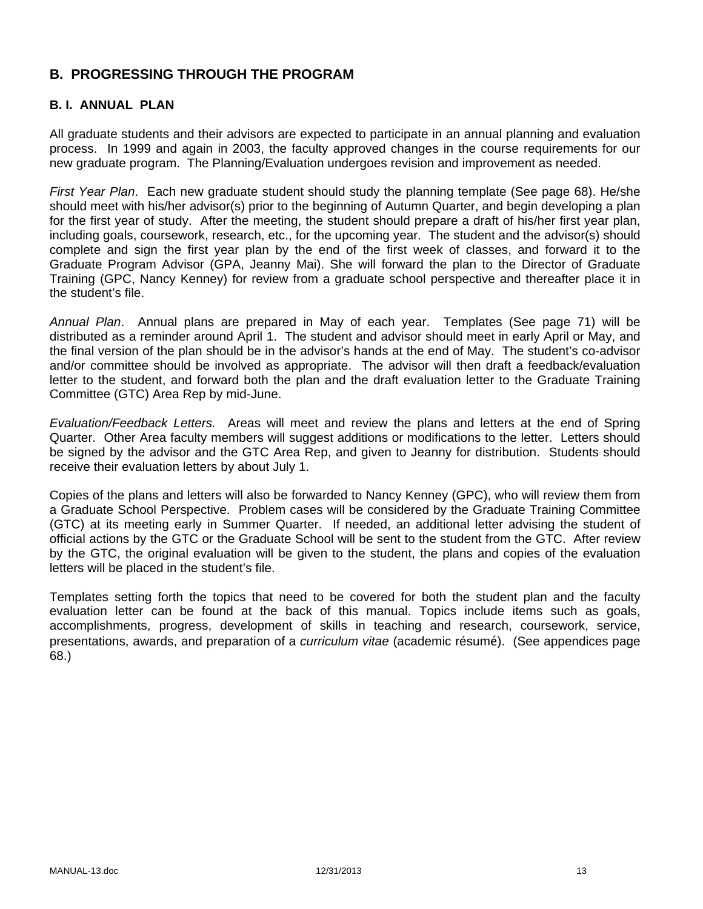## B. PROGRESSING THROUGH THE PROGRAM

### B. I. ANNUAL PLAN

All graduate students and their advisors are expected to participate in an annual planning and evaluation process. In 1999 and again in 2003, the faculty approved changes in the course requirements for our new graduate program. The Planning/Evaluation undergoes revision and improvement as needed.

*First Year Plan*. Each new graduate student should study the planning template (See page 68). He/she should meet with his/her advisor(s) prior to the beginning of Autumn Quarter, and begin developing a plan for the first year of study. After the meeting, the student should prepare a draft of his/her first year plan, including goals, coursework, research, etc., for the upcoming year. The student and the advisor(s) should complete and sign the first year plan by the end of the first week of classes, and forward it to the Graduate Program Advisor (GPA, Jeanny Mai). She will forward the plan to the Director of Graduate Training (GPC, Nancy Kenney) for review from a graduate school perspective and thereafter place it in the student's file.

*Annual Plan*. Annual plans are prepared in May of each year. Templates (See page 71) will be distributed as a reminder around April 1. The student and advisor should meet in early April or May, and the final version of the plan should be in the advisor's hands at the end of May. The student's co-advisor and/or committee should be involved as appropriate. The advisor will then draft a feedback/evaluation letter to the student, and forward both the plan and the draft evaluation letter to the Graduate Training Committee (GTC) Area Rep by mid-June.

*Evaluation/Feedback Letters.* Areas will meet and review the plans and letters at the end of Spring Quarter. Other Area faculty members will suggest additions or modifications to the letter. Letters should be signed by the advisor and the GTC Area Rep, and given to Jeanny for distribution. Students should receive their evaluation letters by about July 1.

Copies of the plans and letters will also be forwarded to Nancy Kenney (GPC), who will review them from a Graduate School Perspective. Problem cases will be considered by the Graduate Training Committee (GTC) at its meeting early in Summer Quarter. If needed, an additional letter advising the student of official actions by the GTC or the Graduate School will be sent to the student from the GTC. After review by the GTC, the original evaluation will be given to the student, the plans and copies of the evaluation letters will be placed in the student's file.

Templates setting forth the topics that need to be covered for both the student plan and the faculty evaluation letter can be found at the back of this manual. Topics include items such as goals, accomplishments, progress, development of skills in teaching and research, coursework, service, presentations, awards, and preparation of a *curriculum vitae* (academic résumé). (See appendices page 68.)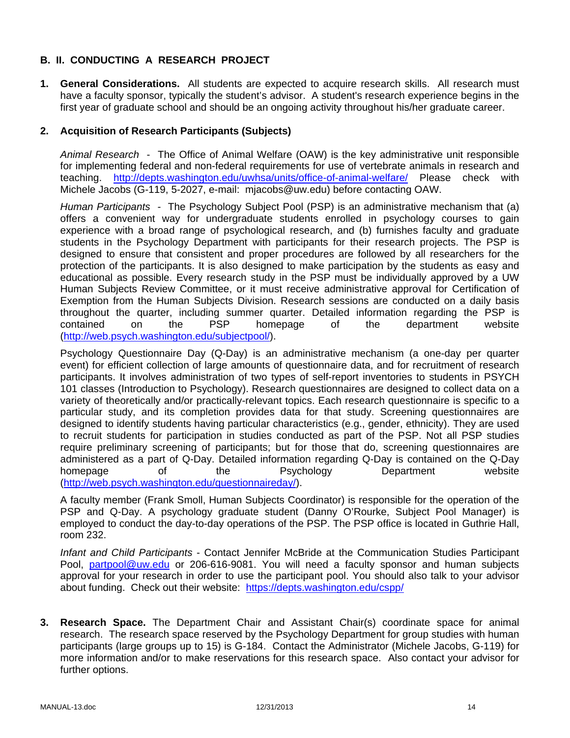## B. II. CONDUCTING A RESEARCH PROJECT

1. **General Considerations.** All students are expected to acquire research skills. All research must have a faculty sponsor, typically the student's advisor. A student's research experience begins in the first year of graduate school and should be an ongoing activity throughout his/her graduate career.

2. **Acquisition of Research Participants (Subjects)**

   *Animal Research* - The Office of Animal Welfare (OAW) is the key administrative unit responsible for implementing federal and non-federal requirements for use of vertebrate animals in research and teaching. http://depts.washington.edu/uwhsa/units/office-of-animal-welfare/ Please check with Michele Jacobs (G-119, 5-2027, e-mail: mjacobs@uw.edu) before contacting OAW.

   *Human Participants* - The Psychology Subject Pool (PSP) is an administrative mechanism that (a) offers a convenient way for undergraduate students enrolled in psychology courses to gain experience with a broad range of psychological research, and (b) furnishes faculty and graduate students in the Psychology Department with participants for their research projects. The PSP is designed to ensure that consistent and proper procedures are followed by all researchers for the protection of the participants. It is also designed to make participation by the students as easy and educational as possible. Every research study in the PSP must be individually approved by a UW Human Subjects Review Committee, or it must receive administrative approval for Certification of Exemption from the Human Subjects Division. Research sessions are conducted on a daily basis throughout the quarter, including summer quarter. Detailed information regarding the PSP is contained on the PSP homepage of the department website (http://web.psych.washington.edu/subjectpool/).

   Psychology Questionnaire Day (Q-Day) is an administrative mechanism (a one-day per quarter event) for efficient collection of large amounts of questionnaire data, and for recruitment of research participants. It involves administration of two types of self-report inventories to students in PSYCH 101 classes (Introduction to Psychology). Research questionnaires are designed to collect data on a variety of theoretically and/or practically-relevant topics. Each research questionnaire is specific to a particular study, and its completion provides data for that study. Screening questionnaires are designed to identify students having particular characteristics (e.g., gender, ethnicity). They are used to recruit students for participation in studies conducted as part of the PSP. Not all PSP studies require preliminary screening of participants; but for those that do, screening questionnaires are administered as a part of Q-Day. Detailed information regarding Q-Day is contained on the Q-Day homepage of the Psychology Department website (http://web.psych.washington.edu/questionnaireday/).

   A faculty member (Frank Smoll, Human Subjects Coordinator) is responsible for the operation of the PSP and Q-Day. A psychology graduate student (Danny O'Rourke, Subject Pool Manager) is employed to conduct the day-to-day operations of the PSP. The PSP office is located in Guthrie Hall, room 232.

   *Infant and Child Participants* - Contact Jennifer McBride at the Communication Studies Participant Pool, partpool@uw.edu or 206-616-9081. You will need a faculty sponsor and human subjects approval for your research in order to use the participant pool. You should also talk to your advisor about funding. Check out their website: https://depts.washington.edu/cspp/

3. **Research Space.** The Department Chair and Assistant Chair(s) coordinate space for animal research. The research space reserved by the Psychology Department for group studies with human participants (large groups up to 15) is G-184. Contact the Administrator (Michele Jacobs, G-119) for more information and/or to make reservations for this research space. Also contact your advisor for further options.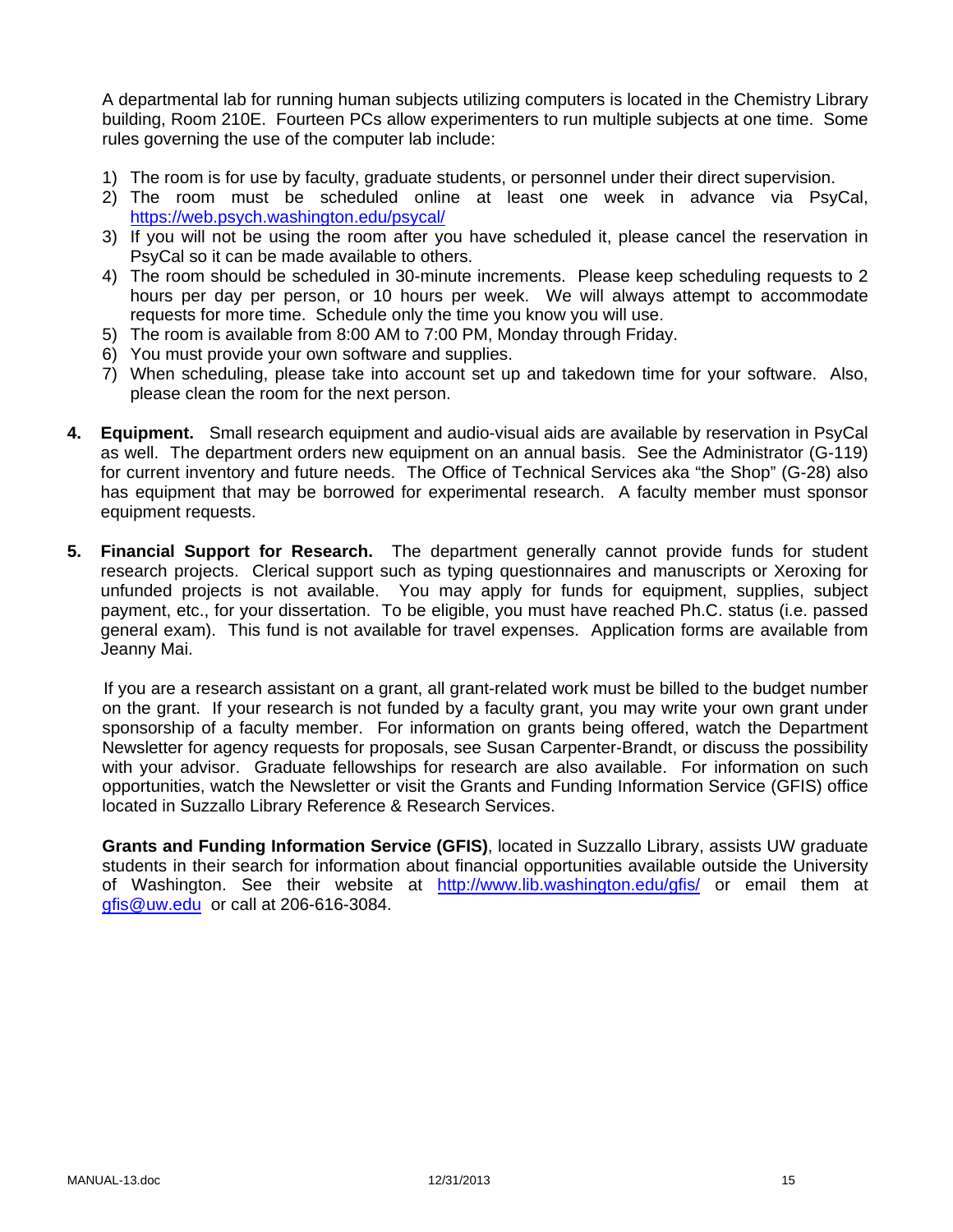A departmental lab for running human subjects utilizing computers is located in the Chemistry Library building, Room 210E. Fourteen PCs allow experimenters to run multiple subjects at one time. Some rules governing the use of the computer lab include:

1) The room is for use by faculty, graduate students, or personnel under their direct supervision.
2) The room must be scheduled online at least one week in advance via PsyCal, https://web.psych.washington.edu/psycal/
3) If you will not be using the room after you have scheduled it, please cancel the reservation in PsyCal so it can be made available to others.
4) The room should be scheduled in 30-minute increments. Please keep scheduling requests to 2 hours per day per person, or 10 hours per week. We will always attempt to accommodate requests for more time. Schedule only the time you know you will use.
5) The room is available from 8:00 AM to 7:00 PM, Monday through Friday.
6) You must provide your own software and supplies.
7) When scheduling, please take into account set up and takedown time for your software. Also, please clean the room for the next person.

**4. Equipment.** Small research equipment and audio-visual aids are available by reservation in PsyCal as well. The department orders new equipment on an annual basis. See the Administrator (G-119) for current inventory and future needs. The Office of Technical Services aka "the Shop" (G-28) also has equipment that may be borrowed for experimental research. A faculty member must sponsor equipment requests.

**5. Financial Support for Research.** The department generally cannot provide funds for student research projects. Clerical support such as typing questionnaires and manuscripts or Xeroxing for unfunded projects is not available. You may apply for funds for equipment, supplies, subject payment, etc., for your dissertation. To be eligible, you must have reached Ph.C. status (i.e. passed general exam). This fund is not available for travel expenses. Application forms are available from Jeanny Mai.

If you are a research assistant on a grant, all grant-related work must be billed to the budget number on the grant. If your research is not funded by a faculty grant, you may write your own grant under sponsorship of a faculty member. For information on grants being offered, watch the Department Newsletter for agency requests for proposals, see Susan Carpenter-Brandt, or discuss the possibility with your advisor. Graduate fellowships for research are also available. For information on such opportunities, watch the Newsletter or visit the Grants and Funding Information Service (GFIS) office located in Suzzallo Library Reference & Research Services.

**Grants and Funding Information Service (GFIS)**, located in Suzzallo Library, assists UW graduate students in their search for information about financial opportunities available outside the University of Washington. See their website at http://www.lib.washington.edu/gfis/ or email them at gfis@uw.edu or call at 206-616-3084.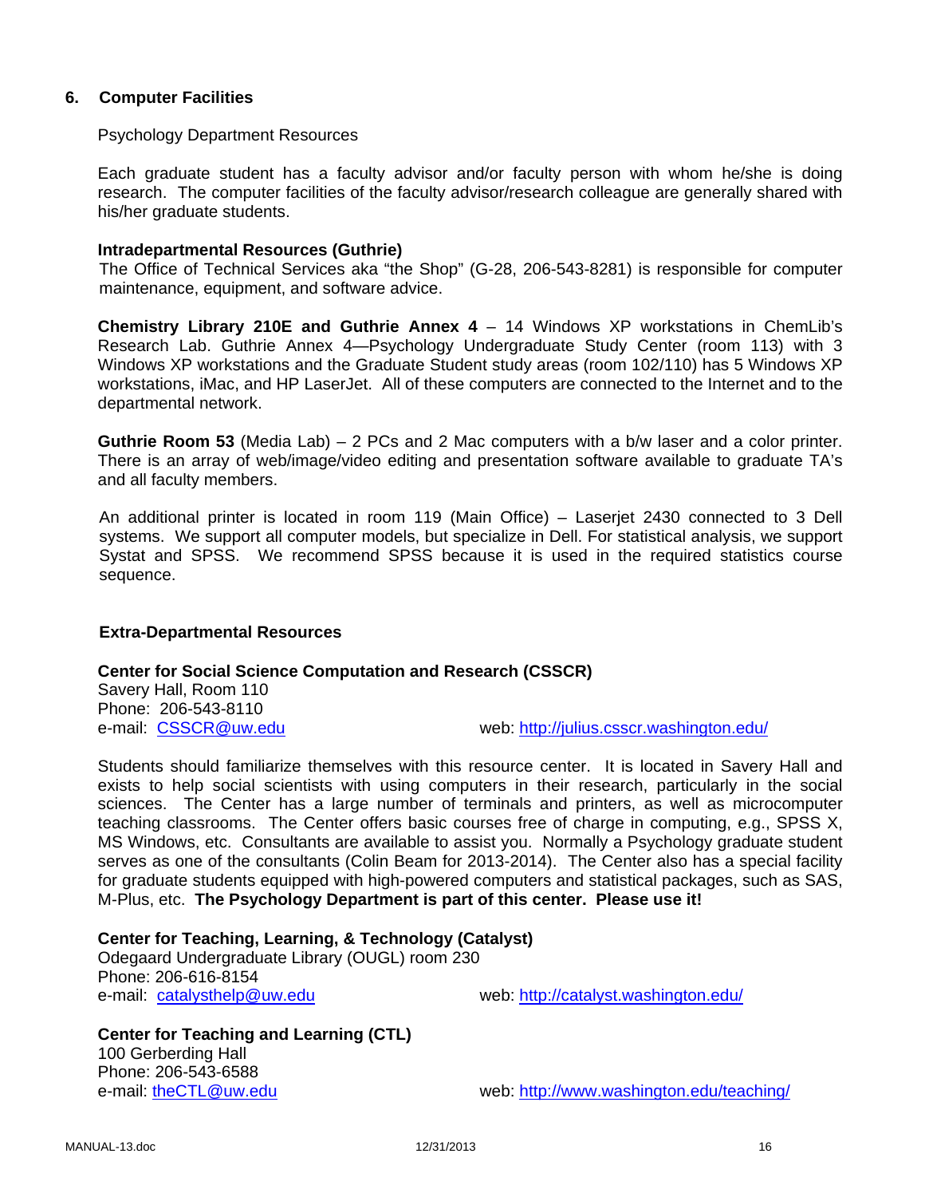## 6. Computer Facilities

Psychology Department Resources

Each graduate student has a faculty advisor and/or faculty person with whom he/she is doing research. The computer facilities of the faculty advisor/research colleague are generally shared with his/her graduate students.

**Intradepartmental Resources (Guthrie)**

The Office of Technical Services aka "the Shop" (G-28, 206-543-8281) is responsible for computer maintenance, equipment, and software advice.

**Chemistry Library 210E and Guthrie Annex 4** – 14 Windows XP workstations in ChemLib's Research Lab. Guthrie Annex 4—Psychology Undergraduate Study Center (room 113) with 3 Windows XP workstations and the Graduate Student study areas (room 102/110) has 5 Windows XP workstations, iMac, and HP LaserJet. All of these computers are connected to the Internet and to the departmental network.

**Guthrie Room 53** (Media Lab) – 2 PCs and 2 Mac computers with a b/w laser and a color printer. There is an array of web/image/video editing and presentation software available to graduate TA's and all faculty members.

An additional printer is located in room 119 (Main Office) – Laserjet 2430 connected to 3 Dell systems. We support all computer models, but specialize in Dell. For statistical analysis, we support Systat and SPSS. We recommend SPSS because it is used in the required statistics course sequence.

**Extra-Departmental Resources**

**Center for Social Science Computation and Research (CSSCR)**
Savery Hall, Room 110
Phone: 206-543-8110
e-mail: CSSCR@uw.edu web: http://julius.csscr.washington.edu/

Students should familiarize themselves with this resource center. It is located in Savery Hall and exists to help social scientists with using computers in their research, particularly in the social sciences. The Center has a large number of terminals and printers, as well as microcomputer teaching classrooms. The Center offers basic courses free of charge in computing, e.g., SPSS X, MS Windows, etc. Consultants are available to assist you. Normally a Psychology graduate student serves as one of the consultants (Colin Beam for 2013-2014). The Center also has a special facility for graduate students equipped with high-powered computers and statistical packages, such as SAS, M-Plus, etc. **The Psychology Department is part of this center. Please use it!**

**Center for Teaching, Learning, & Technology (Catalyst)**
Odegaard Undergraduate Library (OUGL) room 230
Phone: 206-616-8154
e-mail: catalysthelp@uw.edu web: http://catalyst.washington.edu/

**Center for Teaching and Learning (CTL)**
100 Gerberding Hall
Phone: 206-543-6588
e-mail: theCTL@uw.edu web: http://www.washington.edu/teaching/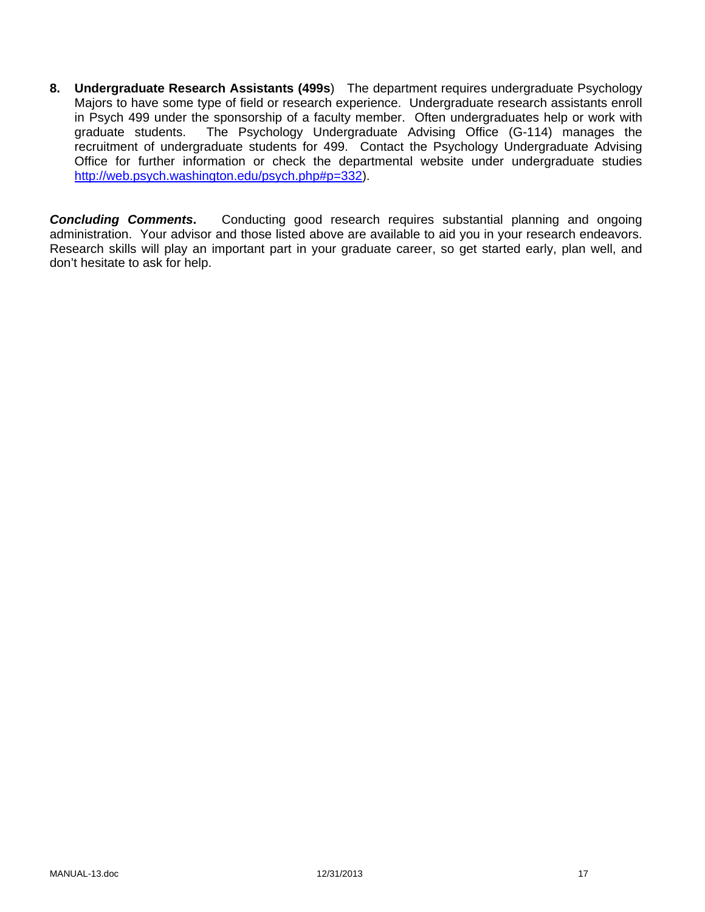8. **Undergraduate Research Assistants (499s**) The department requires undergraduate Psychology Majors to have some type of field or research experience. Undergraduate research assistants enroll in Psych 499 under the sponsorship of a faculty member. Often undergraduates help or work with graduate students. The Psychology Undergraduate Advising Office (G-114) manages the recruitment of undergraduate students for 499. Contact the Psychology Undergraduate Advising Office for further information or check the departmental website under undergraduate studies http://web.psych.washington.edu/psych.php#p=332).

***Concluding Comments*.** Conducting good research requires substantial planning and ongoing administration. Your advisor and those listed above are available to aid you in your research endeavors. Research skills will play an important part in your graduate career, so get started early, plan well, and don't hesitate to ask for help.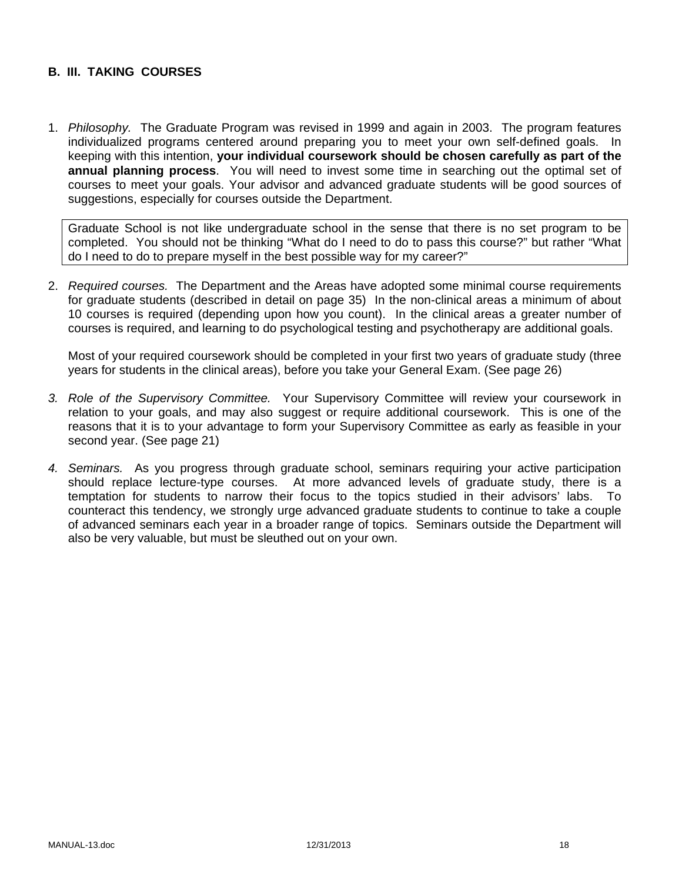## B. III. TAKING COURSES

1. *Philosophy.* The Graduate Program was revised in 1999 and again in 2003. The program features individualized programs centered around preparing you to meet your own self-defined goals. In keeping with this intention, **your individual coursework should be chosen carefully as part of the annual planning process**. You will need to invest some time in searching out the optimal set of courses to meet your goals. Your advisor and advanced graduate students will be good sources of suggestions, especially for courses outside the Department.

   > Graduate School is not like undergraduate school in the sense that there is no set program to be completed. You should not be thinking "What do I need to do to pass this course?" but rather "What do I need to do to prepare myself in the best possible way for my career?"

2. *Required courses.* The Department and the Areas have adopted some minimal course requirements for graduate students (described in detail on page 35) In the non-clinical areas a minimum of about 10 courses is required (depending upon how you count). In the clinical areas a greater number of courses is required, and learning to do psychological testing and psychotherapy are additional goals.

   Most of your required coursework should be completed in your first two years of graduate study (three years for students in the clinical areas), before you take your General Exam. (See page 26)

3. *Role of the Supervisory Committee.* Your Supervisory Committee will review your coursework in relation to your goals, and may also suggest or require additional coursework. This is one of the reasons that it is to your advantage to form your Supervisory Committee as early as feasible in your second year. (See page 21)

4. *Seminars.* As you progress through graduate school, seminars requiring your active participation should replace lecture-type courses. At more advanced levels of graduate study, there is a temptation for students to narrow their focus to the topics studied in their advisors' labs. To counteract this tendency, we strongly urge advanced graduate students to continue to take a couple of advanced seminars each year in a broader range of topics. Seminars outside the Department will also be very valuable, but must be sleuthed out on your own.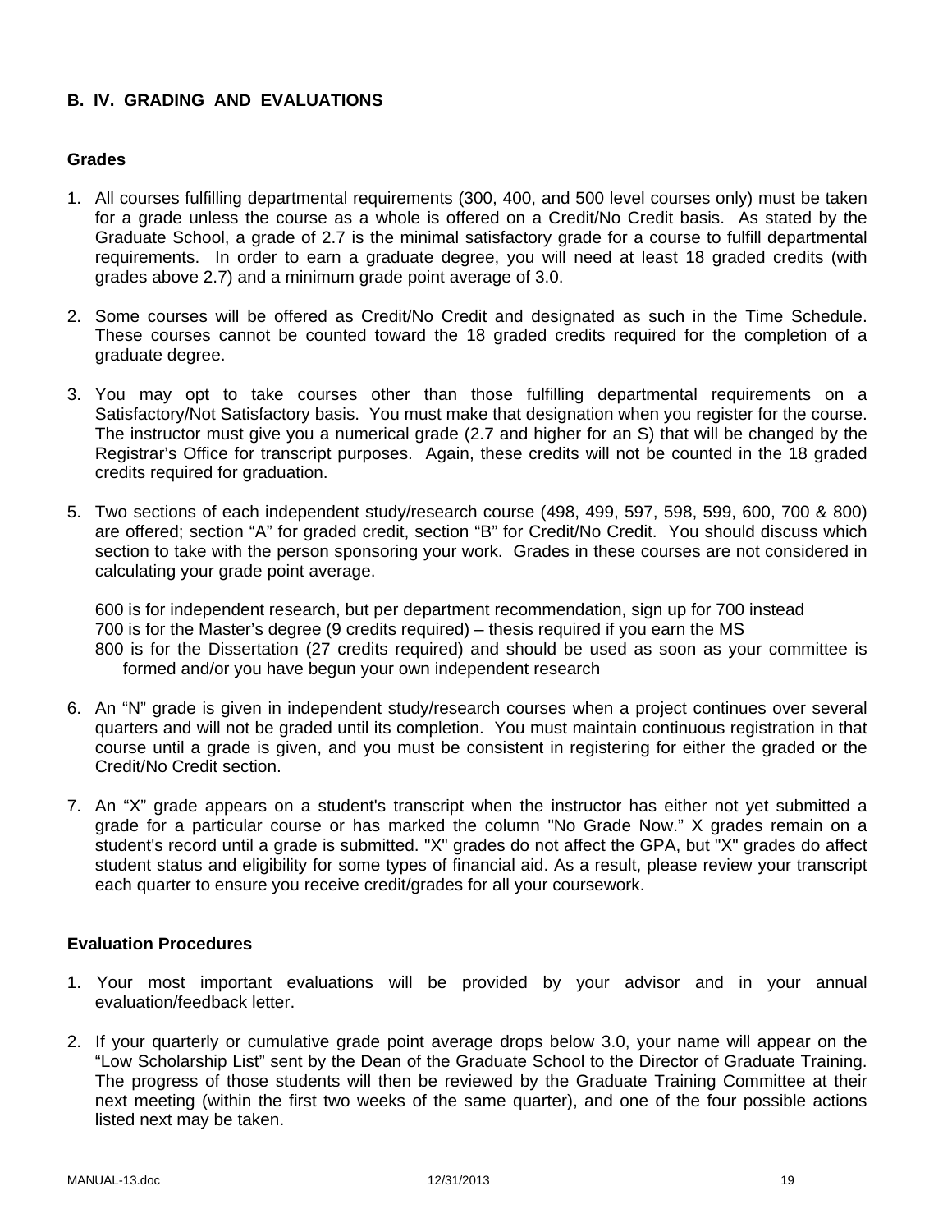## B. IV. GRADING AND EVALUATIONS

### Grades

1. All courses fulfilling departmental requirements (300, 400, and 500 level courses only) must be taken for a grade unless the course as a whole is offered on a Credit/No Credit basis. As stated by the Graduate School, a grade of 2.7 is the minimal satisfactory grade for a course to fulfill departmental requirements. In order to earn a graduate degree, you will need at least 18 graded credits (with grades above 2.7) and a minimum grade point average of 3.0.

2. Some courses will be offered as Credit/No Credit and designated as such in the Time Schedule. These courses cannot be counted toward the 18 graded credits required for the completion of a graduate degree.

3. You may opt to take courses other than those fulfilling departmental requirements on a Satisfactory/Not Satisfactory basis. You must make that designation when you register for the course. The instructor must give you a numerical grade (2.7 and higher for an S) that will be changed by the Registrar's Office for transcript purposes. Again, these credits will not be counted in the 18 graded credits required for graduation.

5. Two sections of each independent study/research course (498, 499, 597, 598, 599, 600, 700 & 800) are offered; section "A" for graded credit, section "B" for Credit/No Credit. You should discuss which section to take with the person sponsoring your work. Grades in these courses are not considered in calculating your grade point average.

   600 is for independent research, but per department recommendation, sign up for 700 instead
   700 is for the Master's degree (9 credits required) – thesis required if you earn the MS
   800 is for the Dissertation (27 credits required) and should be used as soon as your committee is formed and/or you have begun your own independent research

6. An "N" grade is given in independent study/research courses when a project continues over several quarters and will not be graded until its completion. You must maintain continuous registration in that course until a grade is given, and you must be consistent in registering for either the graded or the Credit/No Credit section.

7. An "X" grade appears on a student's transcript when the instructor has either not yet submitted a grade for a particular course or has marked the column "No Grade Now." X grades remain on a student's record until a grade is submitted. "X" grades do not affect the GPA, but "X" grades do affect student status and eligibility for some types of financial aid. As a result, please review your transcript each quarter to ensure you receive credit/grades for all your coursework.

### Evaluation Procedures

1. Your most important evaluations will be provided by your advisor and in your annual evaluation/feedback letter.

2. If your quarterly or cumulative grade point average drops below 3.0, your name will appear on the "Low Scholarship List" sent by the Dean of the Graduate School to the Director of Graduate Training. The progress of those students will then be reviewed by the Graduate Training Committee at their next meeting (within the first two weeks of the same quarter), and one of the four possible actions listed next may be taken.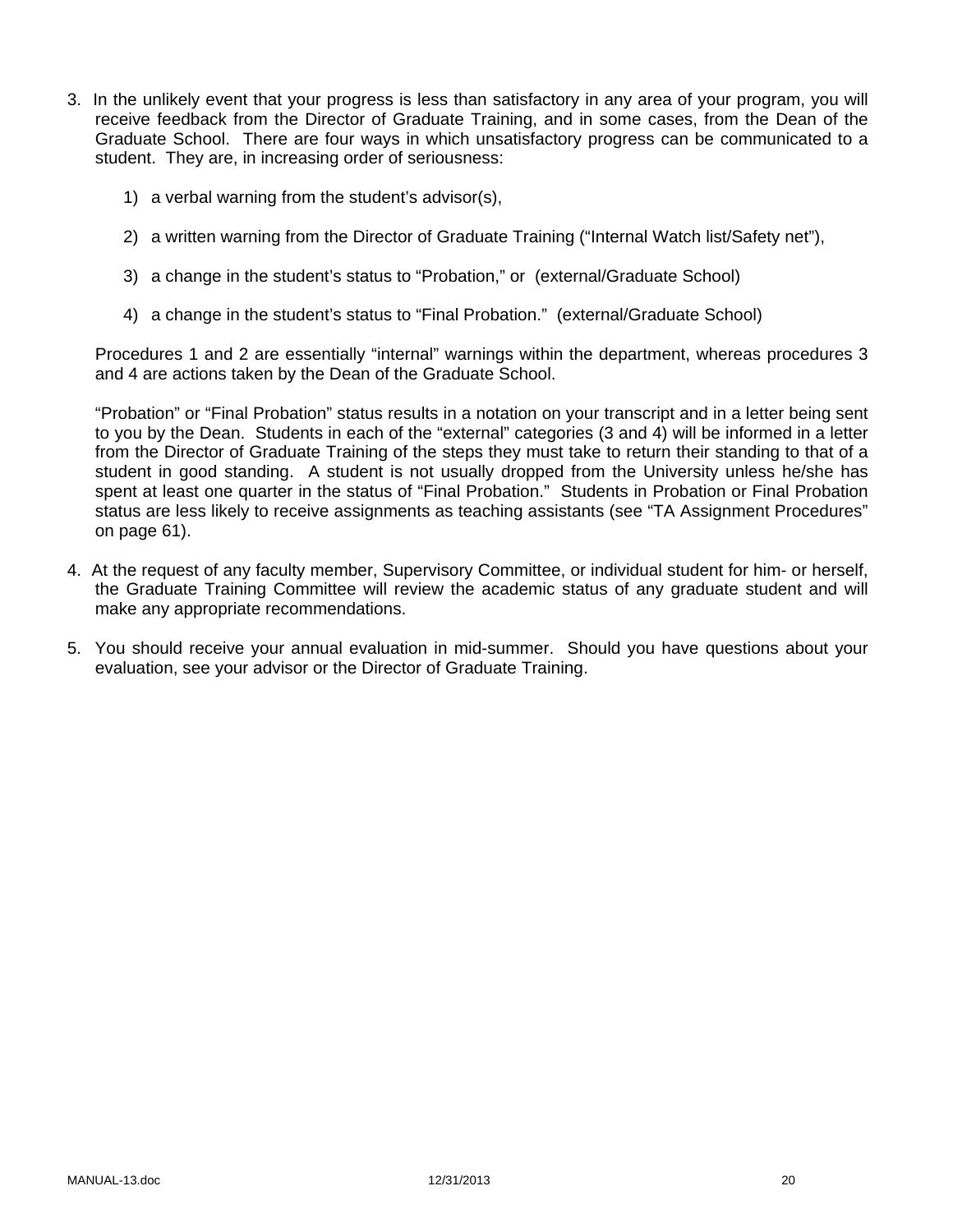3. In the unlikely event that your progress is less than satisfactory in any area of your program, you will receive feedback from the Director of Graduate Training, and in some cases, from the Dean of the Graduate School. There are four ways in which unsatisfactory progress can be communicated to a student. They are, in increasing order of seriousness:

   1) a verbal warning from the student's advisor(s),

   2) a written warning from the Director of Graduate Training ("Internal Watch list/Safety net"),

   3) a change in the student's status to "Probation," or (external/Graduate School)

   4) a change in the student's status to "Final Probation." (external/Graduate School)

   Procedures 1 and 2 are essentially "internal" warnings within the department, whereas procedures 3 and 4 are actions taken by the Dean of the Graduate School.

   "Probation" or "Final Probation" status results in a notation on your transcript and in a letter being sent to you by the Dean. Students in each of the "external" categories (3 and 4) will be informed in a letter from the Director of Graduate Training of the steps they must take to return their standing to that of a student in good standing. A student is not usually dropped from the University unless he/she has spent at least one quarter in the status of "Final Probation." Students in Probation or Final Probation status are less likely to receive assignments as teaching assistants (see "TA Assignment Procedures" on page 61).

4. At the request of any faculty member, Supervisory Committee, or individual student for him- or herself, the Graduate Training Committee will review the academic status of any graduate student and will make any appropriate recommendations.

5. You should receive your annual evaluation in mid-summer. Should you have questions about your evaluation, see your advisor or the Director of Graduate Training.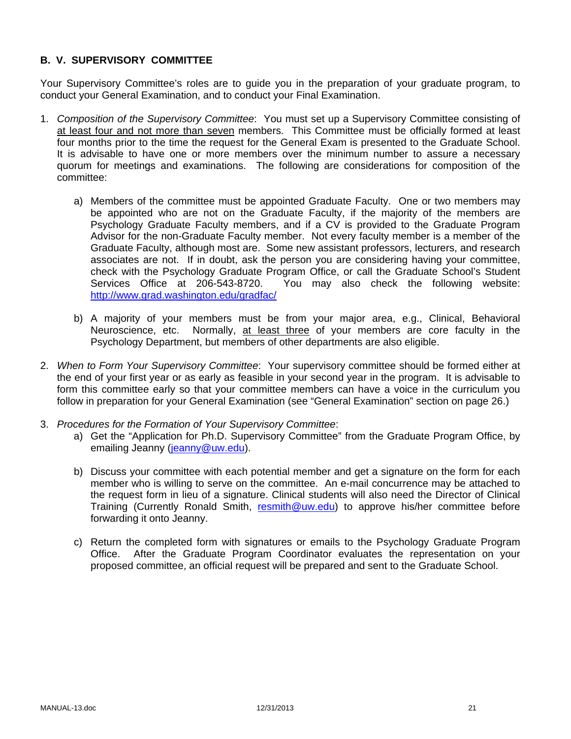## B. V. SUPERVISORY COMMITTEE

Your Supervisory Committee's roles are to guide you in the preparation of your graduate program, to conduct your General Examination, and to conduct your Final Examination.

1. *Composition of the Supervisory Committee*: You must set up a Supervisory Committee consisting of <u>at least four and not more than seven</u> members. This Committee must be officially formed at least four months prior to the time the request for the General Exam is presented to the Graduate School. It is advisable to have one or more members over the minimum number to assure a necessary quorum for meetings and examinations. The following are considerations for composition of the committee:

   a) Members of the committee must be appointed Graduate Faculty. One or two members may be appointed who are not on the Graduate Faculty, if the majority of the members are Psychology Graduate Faculty members, and if a CV is provided to the Graduate Program Advisor for the non-Graduate Faculty member. Not every faculty member is a member of the Graduate Faculty, although most are. Some new assistant professors, lecturers, and research associates are not. If in doubt, ask the person you are considering having your committee, check with the Psychology Graduate Program Office, or call the Graduate School's Student Services Office at 206-543-8720. You may also check the following website: http://www.grad.washington.edu/gradfac/

   b) A majority of your members must be from your major area, e.g., Clinical, Behavioral Neuroscience, etc. Normally, <u>at least three</u> of your members are core faculty in the Psychology Department, but members of other departments are also eligible.

2. *When to Form Your Supervisory Committee*: Your supervisory committee should be formed either at the end of your first year or as early as feasible in your second year in the program. It is advisable to form this committee early so that your committee members can have a voice in the curriculum you follow in preparation for your General Examination (see "General Examination" section on page 26.)

3. *Procedures for the Formation of Your Supervisory Committee*:

   a) Get the "Application for Ph.D. Supervisory Committee" from the Graduate Program Office, by emailing Jeanny (jeanny@uw.edu).

   b) Discuss your committee with each potential member and get a signature on the form for each member who is willing to serve on the committee. An e-mail concurrence may be attached to the request form in lieu of a signature. Clinical students will also need the Director of Clinical Training (Currently Ronald Smith, resmith@uw.edu) to approve his/her committee before forwarding it onto Jeanny.

   c) Return the completed form with signatures or emails to the Psychology Graduate Program Office. After the Graduate Program Coordinator evaluates the representation on your proposed committee, an official request will be prepared and sent to the Graduate School.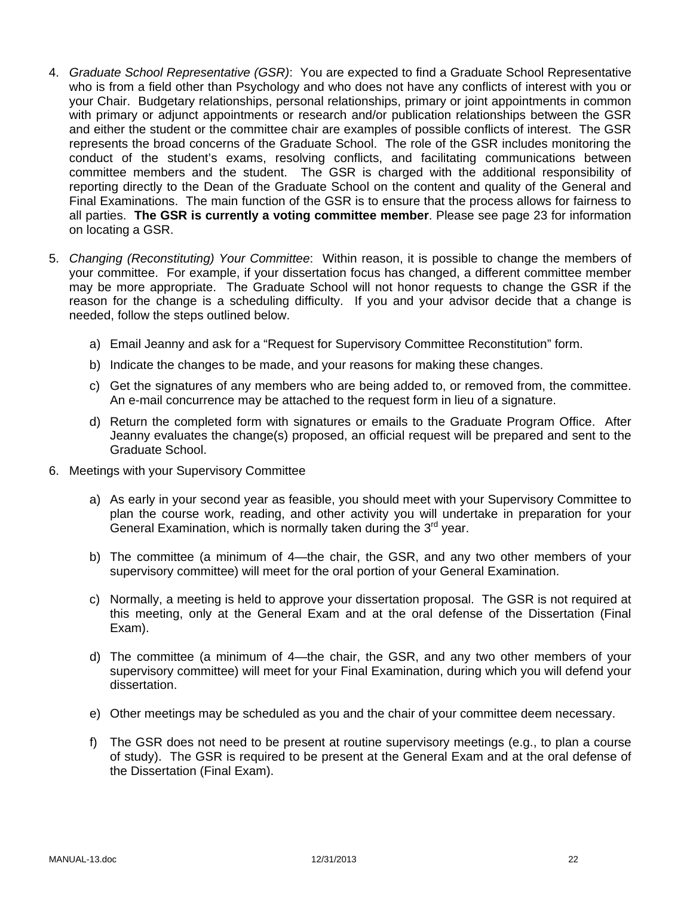4. *Graduate School Representative (GSR)*: You are expected to find a Graduate School Representative who is from a field other than Psychology and who does not have any conflicts of interest with you or your Chair. Budgetary relationships, personal relationships, primary or joint appointments in common with primary or adjunct appointments or research and/or publication relationships between the GSR and either the student or the committee chair are examples of possible conflicts of interest. The GSR represents the broad concerns of the Graduate School. The role of the GSR includes monitoring the conduct of the student's exams, resolving conflicts, and facilitating communications between committee members and the student. The GSR is charged with the additional responsibility of reporting directly to the Dean of the Graduate School on the content and quality of the General and Final Examinations. The main function of the GSR is to ensure that the process allows for fairness to all parties. **The GSR is currently a voting committee member**. Please see page 23 for information on locating a GSR.

5. *Changing (Reconstituting) Your Committee*: Within reason, it is possible to change the members of your committee. For example, if your dissertation focus has changed, a different committee member may be more appropriate. The Graduate School will not honor requests to change the GSR if the reason for the change is a scheduling difficulty. If you and your advisor decide that a change is needed, follow the steps outlined below.

   a) Email Jeanny and ask for a "Request for Supervisory Committee Reconstitution" form.

   b) Indicate the changes to be made, and your reasons for making these changes.

   c) Get the signatures of any members who are being added to, or removed from, the committee. An e-mail concurrence may be attached to the request form in lieu of a signature.

   d) Return the completed form with signatures or emails to the Graduate Program Office. After Jeanny evaluates the change(s) proposed, an official request will be prepared and sent to the Graduate School.

6. Meetings with your Supervisory Committee

   a) As early in your second year as feasible, you should meet with your Supervisory Committee to plan the course work, reading, and other activity you will undertake in preparation for your General Examination, which is normally taken during the 3rd year.

   b) The committee (a minimum of 4—the chair, the GSR, and any two other members of your supervisory committee) will meet for the oral portion of your General Examination.

   c) Normally, a meeting is held to approve your dissertation proposal. The GSR is not required at this meeting, only at the General Exam and at the oral defense of the Dissertation (Final Exam).

   d) The committee (a minimum of 4—the chair, the GSR, and any two other members of your supervisory committee) will meet for your Final Examination, during which you will defend your dissertation.

   e) Other meetings may be scheduled as you and the chair of your committee deem necessary.

   f) The GSR does not need to be present at routine supervisory meetings (e.g., to plan a course of study). The GSR is required to be present at the General Exam and at the oral defense of the Dissertation (Final Exam).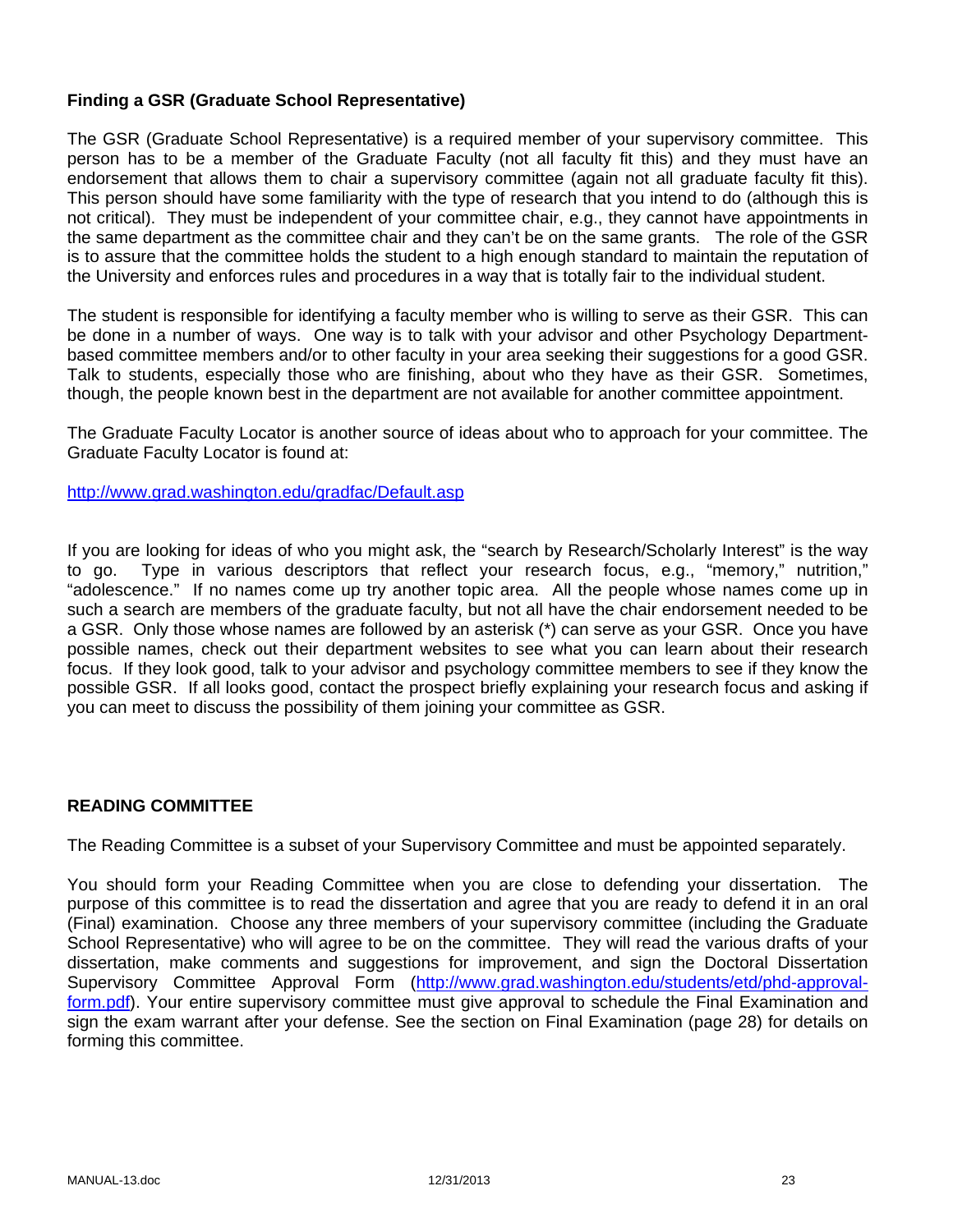### Finding a GSR (Graduate School Representative)

The GSR (Graduate School Representative) is a required member of your supervisory committee. This person has to be a member of the Graduate Faculty (not all faculty fit this) and they must have an endorsement that allows them to chair a supervisory committee (again not all graduate faculty fit this). This person should have some familiarity with the type of research that you intend to do (although this is not critical). They must be independent of your committee chair, e.g., they cannot have appointments in the same department as the committee chair and they can't be on the same grants. The role of the GSR is to assure that the committee holds the student to a high enough standard to maintain the reputation of the University and enforces rules and procedures in a way that is totally fair to the individual student.

The student is responsible for identifying a faculty member who is willing to serve as their GSR. This can be done in a number of ways. One way is to talk with your advisor and other Psychology Department-based committee members and/or to other faculty in your area seeking their suggestions for a good GSR. Talk to students, especially those who are finishing, about who they have as their GSR. Sometimes, though, the people known best in the department are not available for another committee appointment.

The Graduate Faculty Locator is another source of ideas about who to approach for your committee. The Graduate Faculty Locator is found at:

http://www.grad.washington.edu/gradfac/Default.asp

If you are looking for ideas of who you might ask, the "search by Research/Scholarly Interest" is the way to go. Type in various descriptors that reflect your research focus, e.g., "memory," nutrition," "adolescence." If no names come up try another topic area. All the people whose names come up in such a search are members of the graduate faculty, but not all have the chair endorsement needed to be a GSR. Only those whose names are followed by an asterisk (*) can serve as your GSR. Once you have possible names, check out their department websites to see what you can learn about their research focus. If they look good, talk to your advisor and psychology committee members to see if they know the possible GSR. If all looks good, contact the prospect briefly explaining your research focus and asking if you can meet to discuss the possibility of them joining your committee as GSR.

### READING COMMITTEE

The Reading Committee is a subset of your Supervisory Committee and must be appointed separately.

You should form your Reading Committee when you are close to defending your dissertation. The purpose of this committee is to read the dissertation and agree that you are ready to defend it in an oral (Final) examination. Choose any three members of your supervisory committee (including the Graduate School Representative) who will agree to be on the committee. They will read the various drafts of your dissertation, make comments and suggestions for improvement, and sign the Doctoral Dissertation Supervisory Committee Approval Form (http://www.grad.washington.edu/students/etd/phd-approval-form.pdf). Your entire supervisory committee must give approval to schedule the Final Examination and sign the exam warrant after your defense. See the section on Final Examination (page 28) for details on forming this committee.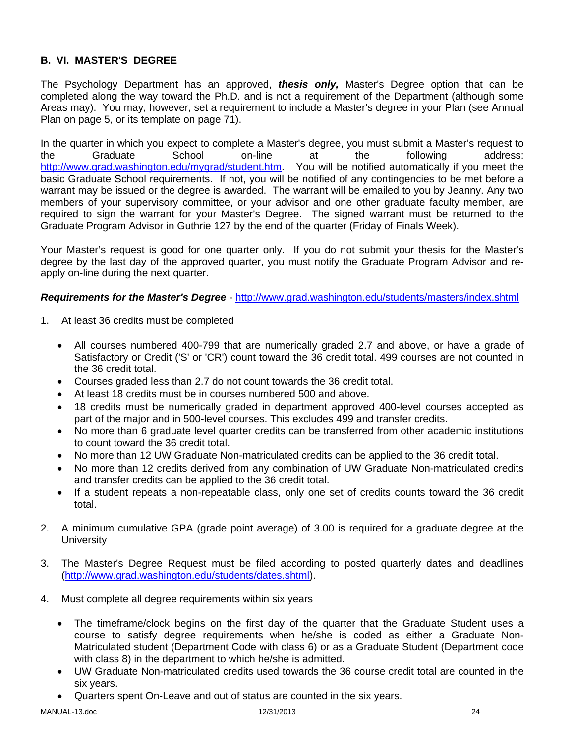## B. VI. MASTER'S DEGREE

The Psychology Department has an approved, ***thesis only,*** Master's Degree option that can be completed along the way toward the Ph.D. and is not a requirement of the Department (although some Areas may). You may, however, set a requirement to include a Master's degree in your Plan (see Annual Plan on page 5, or its template on page 71).

In the quarter in which you expect to complete a Master's degree, you must submit a Master's request to the Graduate School on-line at the following address: http://www.grad.washington.edu/mygrad/student.htm. You will be notified automatically if you meet the basic Graduate School requirements. If not, you will be notified of any contingencies to be met before a warrant may be issued or the degree is awarded. The warrant will be emailed to you by Jeanny. Any two members of your supervisory committee, or your advisor and one other graduate faculty member, are required to sign the warrant for your Master's Degree. The signed warrant must be returned to the Graduate Program Advisor in Guthrie 127 by the end of the quarter (Friday of Finals Week).

Your Master's request is good for one quarter only. If you do not submit your thesis for the Master's degree by the last day of the approved quarter, you must notify the Graduate Program Advisor and re-apply on-line during the next quarter.

***Requirements for the Master's Degree*** - http://www.grad.washington.edu/students/masters/index.shtml

1. At least 36 credits must be completed
   - All courses numbered 400-799 that are numerically graded 2.7 and above, or have a grade of Satisfactory or Credit ('S' or 'CR') count toward the 36 credit total. 499 courses are not counted in the 36 credit total.
   - Courses graded less than 2.7 do not count towards the 36 credit total.
   - At least 18 credits must be in courses numbered 500 and above.
   - 18 credits must be numerically graded in department approved 400-level courses accepted as part of the major and in 500-level courses. This excludes 499 and transfer credits.
   - No more than 6 graduate level quarter credits can be transferred from other academic institutions to count toward the 36 credit total.
   - No more than 12 UW Graduate Non-matriculated credits can be applied to the 36 credit total.
   - No more than 12 credits derived from any combination of UW Graduate Non-matriculated credits and transfer credits can be applied to the 36 credit total.
   - If a student repeats a non-repeatable class, only one set of credits counts toward the 36 credit total.

2. A minimum cumulative GPA (grade point average) of 3.00 is required for a graduate degree at the University

3. The Master's Degree Request must be filed according to posted quarterly dates and deadlines (http://www.grad.washington.edu/students/dates.shtml).

4. Must complete all degree requirements within six years
   - The timeframe/clock begins on the first day of the quarter that the Graduate Student uses a course to satisfy degree requirements when he/she is coded as either a Graduate Non-Matriculated student (Department Code with class 6) or as a Graduate Student (Department code with class 8) in the department to which he/she is admitted.
   - UW Graduate Non-matriculated credits used towards the 36 course credit total are counted in the six years.
   - Quarters spent On-Leave and out of status are counted in the six years.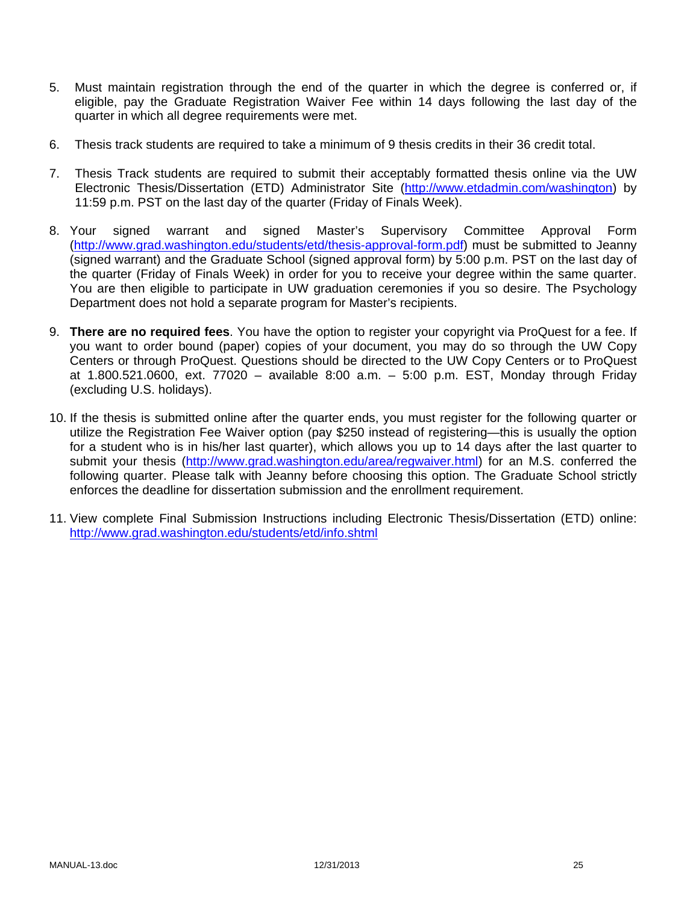5. Must maintain registration through the end of the quarter in which the degree is conferred or, if eligible, pay the Graduate Registration Waiver Fee within 14 days following the last day of the quarter in which all degree requirements were met.

6. Thesis track students are required to take a minimum of 9 thesis credits in their 36 credit total.

7. Thesis Track students are required to submit their acceptably formatted thesis online via the UW Electronic Thesis/Dissertation (ETD) Administrator Site (http://www.etdadmin.com/washington) by 11:59 p.m. PST on the last day of the quarter (Friday of Finals Week).

8. Your signed warrant and signed Master's Supervisory Committee Approval Form (http://www.grad.washington.edu/students/etd/thesis-approval-form.pdf) must be submitted to Jeanny (signed warrant) and the Graduate School (signed approval form) by 5:00 p.m. PST on the last day of the quarter (Friday of Finals Week) in order for you to receive your degree within the same quarter. You are then eligible to participate in UW graduation ceremonies if you so desire. The Psychology Department does not hold a separate program for Master's recipients.

9. **There are no required fees**. You have the option to register your copyright via ProQuest for a fee. If you want to order bound (paper) copies of your document, you may do so through the UW Copy Centers or through ProQuest. Questions should be directed to the UW Copy Centers or to ProQuest at 1.800.521.0600, ext. 77020 – available 8:00 a.m. – 5:00 p.m. EST, Monday through Friday (excluding U.S. holidays).

10. If the thesis is submitted online after the quarter ends, you must register for the following quarter or utilize the Registration Fee Waiver option (pay $250 instead of registering—this is usually the option for a student who is in his/her last quarter), which allows you up to 14 days after the last quarter to submit your thesis (http://www.grad.washington.edu/area/regwaiver.html) for an M.S. conferred the following quarter. Please talk with Jeanny before choosing this option. The Graduate School strictly enforces the deadline for dissertation submission and the enrollment requirement.

11. View complete Final Submission Instructions including Electronic Thesis/Dissertation (ETD) online: http://www.grad.washington.edu/students/etd/info.shtml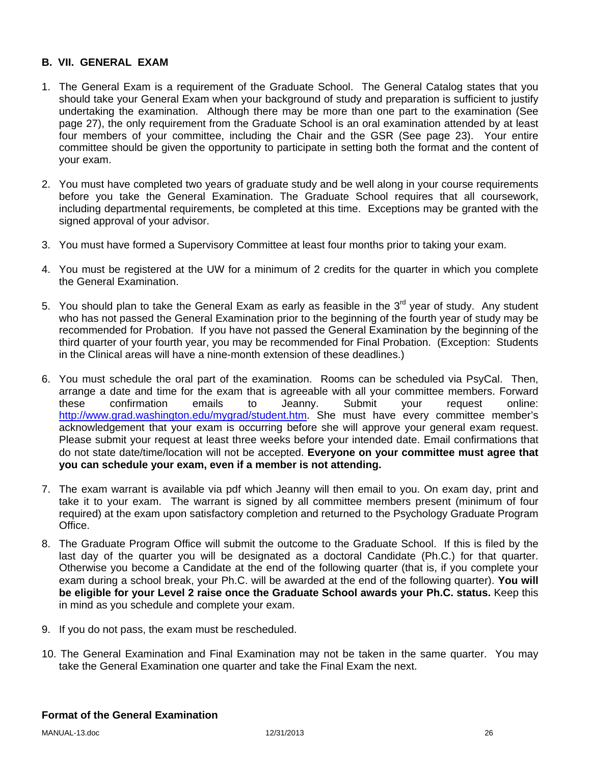## B. VII. GENERAL EXAM

1. The General Exam is a requirement of the Graduate School. The General Catalog states that you should take your General Exam when your background of study and preparation is sufficient to justify undertaking the examination. Although there may be more than one part to the examination (See page 27), the only requirement from the Graduate School is an oral examination attended by at least four members of your committee, including the Chair and the GSR (See page 23). Your entire committee should be given the opportunity to participate in setting both the format and the content of your exam.

2. You must have completed two years of graduate study and be well along in your course requirements before you take the General Examination. The Graduate School requires that all coursework, including departmental requirements, be completed at this time. Exceptions may be granted with the signed approval of your advisor.

3. You must have formed a Supervisory Committee at least four months prior to taking your exam.

4. You must be registered at the UW for a minimum of 2 credits for the quarter in which you complete the General Examination.

5. You should plan to take the General Exam as early as feasible in the 3rd year of study. Any student who has not passed the General Examination prior to the beginning of the fourth year of study may be recommended for Probation. If you have not passed the General Examination by the beginning of the third quarter of your fourth year, you may be recommended for Final Probation. (Exception: Students in the Clinical areas will have a nine-month extension of these deadlines.)

6. You must schedule the oral part of the examination. Rooms can be scheduled via PsyCal. Then, arrange a date and time for the exam that is agreeable with all your committee members. Forward these confirmation emails to Jeanny. Submit your request online: http://www.grad.washington.edu/mygrad/student.htm. She must have every committee member's acknowledgement that your exam is occurring before she will approve your general exam request. Please submit your request at least three weeks before your intended date. Email confirmations that do not state date/time/location will not be accepted. **Everyone on your committee must agree that you can schedule your exam, even if a member is not attending.**

7. The exam warrant is available via pdf which Jeanny will then email to you. On exam day, print and take it to your exam. The warrant is signed by all committee members present (minimum of four required) at the exam upon satisfactory completion and returned to the Psychology Graduate Program Office.

8. The Graduate Program Office will submit the outcome to the Graduate School. If this is filed by the last day of the quarter you will be designated as a doctoral Candidate (Ph.C.) for that quarter. Otherwise you become a Candidate at the end of the following quarter (that is, if you complete your exam during a school break, your Ph.C. will be awarded at the end of the following quarter). **You will be eligible for your Level 2 raise once the Graduate School awards your Ph.C. status.** Keep this in mind as you schedule and complete your exam.

9. If you do not pass, the exam must be rescheduled.

10. The General Examination and Final Examination may not be taken in the same quarter. You may take the General Examination one quarter and take the Final Exam the next.

### Format of the General Examination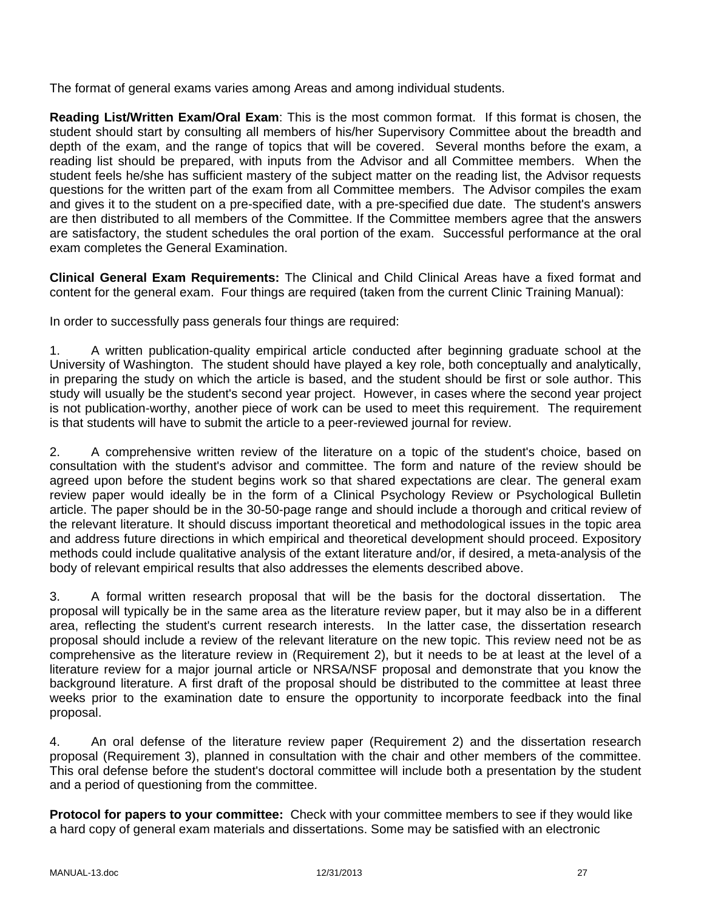The format of general exams varies among Areas and among individual students.

**Reading List/Written Exam/Oral Exam**: This is the most common format. If this format is chosen, the student should start by consulting all members of his/her Supervisory Committee about the breadth and depth of the exam, and the range of topics that will be covered. Several months before the exam, a reading list should be prepared, with inputs from the Advisor and all Committee members. When the student feels he/she has sufficient mastery of the subject matter on the reading list, the Advisor requests questions for the written part of the exam from all Committee members. The Advisor compiles the exam and gives it to the student on a pre-specified date, with a pre-specified due date. The student's answers are then distributed to all members of the Committee. If the Committee members agree that the answers are satisfactory, the student schedules the oral portion of the exam. Successful performance at the oral exam completes the General Examination.

**Clinical General Exam Requirements:** The Clinical and Child Clinical Areas have a fixed format and content for the general exam. Four things are required (taken from the current Clinic Training Manual):

In order to successfully pass generals four things are required:

1. A written publication-quality empirical article conducted after beginning graduate school at the University of Washington. The student should have played a key role, both conceptually and analytically, in preparing the study on which the article is based, and the student should be first or sole author. This study will usually be the student's second year project. However, in cases where the second year project is not publication-worthy, another piece of work can be used to meet this requirement. The requirement is that students will have to submit the article to a peer-reviewed journal for review.

2. A comprehensive written review of the literature on a topic of the student's choice, based on consultation with the student's advisor and committee. The form and nature of the review should be agreed upon before the student begins work so that shared expectations are clear. The general exam review paper would ideally be in the form of a Clinical Psychology Review or Psychological Bulletin article. The paper should be in the 30-50-page range and should include a thorough and critical review of the relevant literature. It should discuss important theoretical and methodological issues in the topic area and address future directions in which empirical and theoretical development should proceed. Expository methods could include qualitative analysis of the extant literature and/or, if desired, a meta-analysis of the body of relevant empirical results that also addresses the elements described above.

3. A formal written research proposal that will be the basis for the doctoral dissertation. The proposal will typically be in the same area as the literature review paper, but it may also be in a different area, reflecting the student's current research interests. In the latter case, the dissertation research proposal should include a review of the relevant literature on the new topic. This review need not be as comprehensive as the literature review in (Requirement 2), but it needs to be at least at the level of a literature review for a major journal article or NRSA/NSF proposal and demonstrate that you know the background literature. A first draft of the proposal should be distributed to the committee at least three weeks prior to the examination date to ensure the opportunity to incorporate feedback into the final proposal.

4. An oral defense of the literature review paper (Requirement 2) and the dissertation research proposal (Requirement 3), planned in consultation with the chair and other members of the committee. This oral defense before the student's doctoral committee will include both a presentation by the student and a period of questioning from the committee.

**Protocol for papers to your committee:** Check with your committee members to see if they would like a hard copy of general exam materials and dissertations. Some may be satisfied with an electronic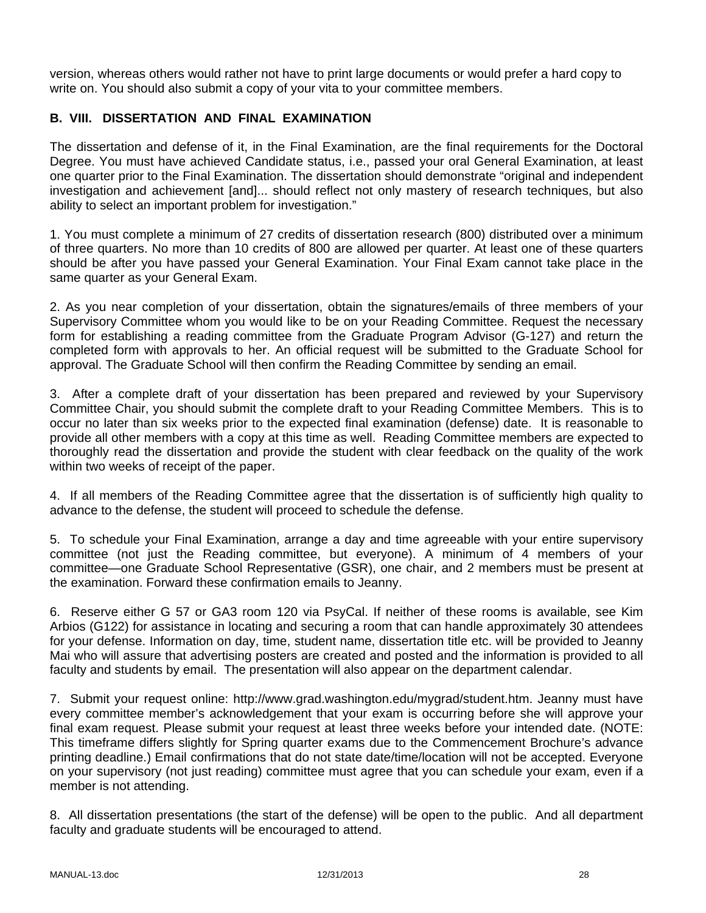version, whereas others would rather not have to print large documents or would prefer a hard copy to write on. You should also submit a copy of your vita to your committee members.

## B. VIII. DISSERTATION AND FINAL EXAMINATION

The dissertation and defense of it, in the Final Examination, are the final requirements for the Doctoral Degree. You must have achieved Candidate status, i.e., passed your oral General Examination, at least one quarter prior to the Final Examination. The dissertation should demonstrate "original and independent investigation and achievement [and]... should reflect not only mastery of research techniques, but also ability to select an important problem for investigation."

1. You must complete a minimum of 27 credits of dissertation research (800) distributed over a minimum of three quarters. No more than 10 credits of 800 are allowed per quarter. At least one of these quarters should be after you have passed your General Examination. Your Final Exam cannot take place in the same quarter as your General Exam.

2. As you near completion of your dissertation, obtain the signatures/emails of three members of your Supervisory Committee whom you would like to be on your Reading Committee. Request the necessary form for establishing a reading committee from the Graduate Program Advisor (G-127) and return the completed form with approvals to her. An official request will be submitted to the Graduate School for approval. The Graduate School will then confirm the Reading Committee by sending an email.

3. After a complete draft of your dissertation has been prepared and reviewed by your Supervisory Committee Chair, you should submit the complete draft to your Reading Committee Members. This is to occur no later than six weeks prior to the expected final examination (defense) date. It is reasonable to provide all other members with a copy at this time as well. Reading Committee members are expected to thoroughly read the dissertation and provide the student with clear feedback on the quality of the work within two weeks of receipt of the paper.

4. If all members of the Reading Committee agree that the dissertation is of sufficiently high quality to advance to the defense, the student will proceed to schedule the defense.

5. To schedule your Final Examination, arrange a day and time agreeable with your entire supervisory committee (not just the Reading committee, but everyone). A minimum of 4 members of your committee—one Graduate School Representative (GSR), one chair, and 2 members must be present at the examination. Forward these confirmation emails to Jeanny.

6. Reserve either G 57 or GA3 room 120 via PsyCal. If neither of these rooms is available, see Kim Arbios (G122) for assistance in locating and securing a room that can handle approximately 30 attendees for your defense. Information on day, time, student name, dissertation title etc. will be provided to Jeanny Mai who will assure that advertising posters are created and posted and the information is provided to all faculty and students by email. The presentation will also appear on the department calendar.

7. Submit your request online: http://www.grad.washington.edu/mygrad/student.htm. Jeanny must have every committee member's acknowledgement that your exam is occurring before she will approve your final exam request. Please submit your request at least three weeks before your intended date. (NOTE: This timeframe differs slightly for Spring quarter exams due to the Commencement Brochure's advance printing deadline.) Email confirmations that do not state date/time/location will not be accepted. Everyone on your supervisory (not just reading) committee must agree that you can schedule your exam, even if a member is not attending.

8. All dissertation presentations (the start of the defense) will be open to the public. And all department faculty and graduate students will be encouraged to attend.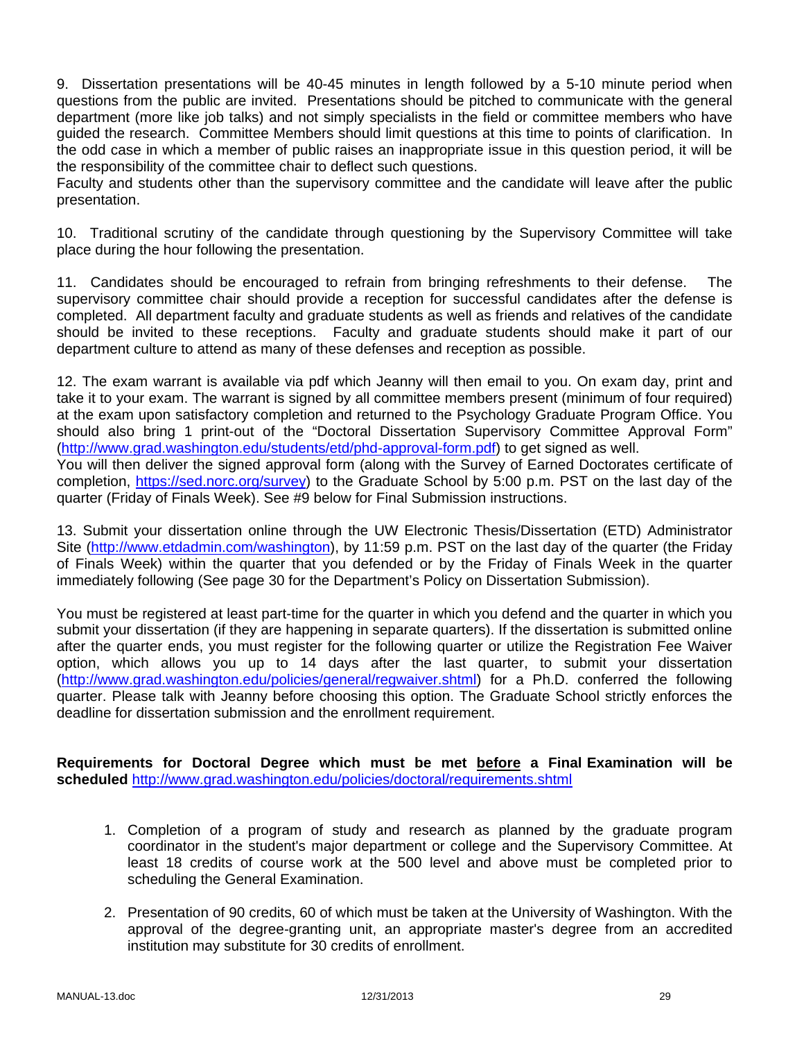9. Dissertation presentations will be 40-45 minutes in length followed by a 5-10 minute period when questions from the public are invited. Presentations should be pitched to communicate with the general department (more like job talks) and not simply specialists in the field or committee members who have guided the research. Committee Members should limit questions at this time to points of clarification. In the odd case in which a member of public raises an inappropriate issue in this question period, it will be the responsibility of the committee chair to deflect such questions.
Faculty and students other than the supervisory committee and the candidate will leave after the public presentation.

10. Traditional scrutiny of the candidate through questioning by the Supervisory Committee will take place during the hour following the presentation.

11. Candidates should be encouraged to refrain from bringing refreshments to their defense. The supervisory committee chair should provide a reception for successful candidates after the defense is completed. All department faculty and graduate students as well as friends and relatives of the candidate should be invited to these receptions. Faculty and graduate students should make it part of our department culture to attend as many of these defenses and reception as possible.

12. The exam warrant is available via pdf which Jeanny will then email to you. On exam day, print and take it to your exam. The warrant is signed by all committee members present (minimum of four required) at the exam upon satisfactory completion and returned to the Psychology Graduate Program Office. You should also bring 1 print-out of the "Doctoral Dissertation Supervisory Committee Approval Form" (http://www.grad.washington.edu/students/etd/phd-approval-form.pdf) to get signed as well.
You will then deliver the signed approval form (along with the Survey of Earned Doctorates certificate of completion, https://sed.norc.org/survey) to the Graduate School by 5:00 p.m. PST on the last day of the quarter (Friday of Finals Week). See #9 below for Final Submission instructions.

13. Submit your dissertation online through the UW Electronic Thesis/Dissertation (ETD) Administrator Site (http://www.etdadmin.com/washington), by 11:59 p.m. PST on the last day of the quarter (the Friday of Finals Week) within the quarter that you defended or by the Friday of Finals Week in the quarter immediately following (See page 30 for the Department's Policy on Dissertation Submission).

You must be registered at least part-time for the quarter in which you defend and the quarter in which you submit your dissertation (if they are happening in separate quarters). If the dissertation is submitted online after the quarter ends, you must register for the following quarter or utilize the Registration Fee Waiver option, which allows you up to 14 days after the last quarter, to submit your dissertation (http://www.grad.washington.edu/policies/general/regwaiver.shtml) for a Ph.D. conferred the following quarter. Please talk with Jeanny before choosing this option. The Graduate School strictly enforces the deadline for dissertation submission and the enrollment requirement.

**Requirements for Doctoral Degree which must be met <u>before</u> a Final Examination will be scheduled** http://www.grad.washington.edu/policies/doctoral/requirements.shtml

1. Completion of a program of study and research as planned by the graduate program coordinator in the student's major department or college and the Supervisory Committee. At least 18 credits of course work at the 500 level and above must be completed prior to scheduling the General Examination.

2. Presentation of 90 credits, 60 of which must be taken at the University of Washington. With the approval of the degree-granting unit, an appropriate master's degree from an accredited institution may substitute for 30 credits of enrollment.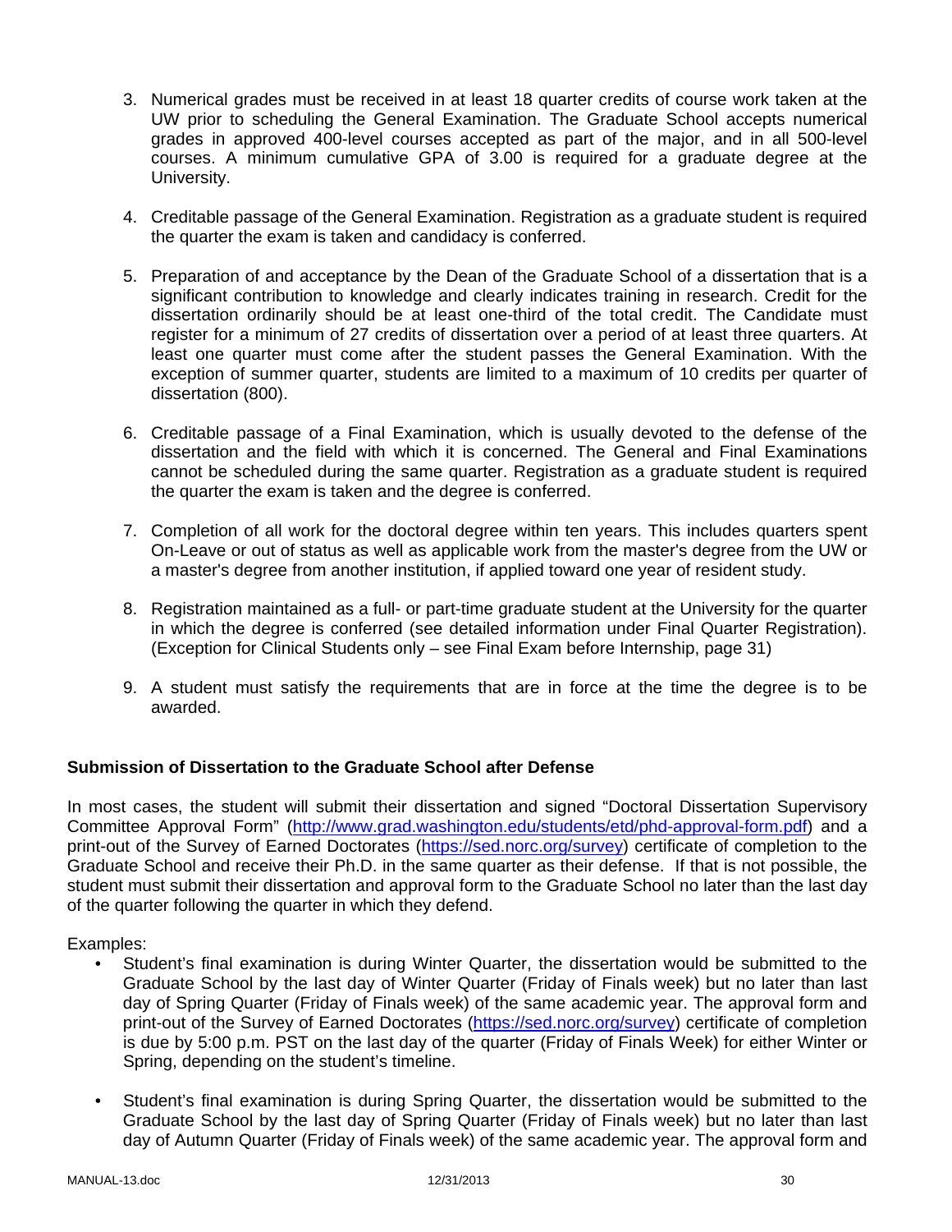3. Numerical grades must be received in at least 18 quarter credits of course work taken at the UW prior to scheduling the General Examination. The Graduate School accepts numerical grades in approved 400-level courses accepted as part of the major, and in all 500-level courses. A minimum cumulative GPA of 3.00 is required for a graduate degree at the University.

4. Creditable passage of the General Examination. Registration as a graduate student is required the quarter the exam is taken and candidacy is conferred.

5. Preparation of and acceptance by the Dean of the Graduate School of a dissertation that is a significant contribution to knowledge and clearly indicates training in research. Credit for the dissertation ordinarily should be at least one-third of the total credit. The Candidate must register for a minimum of 27 credits of dissertation over a period of at least three quarters. At least one quarter must come after the student passes the General Examination. With the exception of summer quarter, students are limited to a maximum of 10 credits per quarter of dissertation (800).

6. Creditable passage of a Final Examination, which is usually devoted to the defense of the dissertation and the field with which it is concerned. The General and Final Examinations cannot be scheduled during the same quarter. Registration as a graduate student is required the quarter the exam is taken and the degree is conferred.

7. Completion of all work for the doctoral degree within ten years. This includes quarters spent On-Leave or out of status as well as applicable work from the master's degree from the UW or a master's degree from another institution, if applied toward one year of resident study.

8. Registration maintained as a full- or part-time graduate student at the University for the quarter in which the degree is conferred (see detailed information under Final Quarter Registration). (Exception for Clinical Students only – see Final Exam before Internship, page 31)

9. A student must satisfy the requirements that are in force at the time the degree is to be awarded.

**Submission of Dissertation to the Graduate School after Defense**

In most cases, the student will submit their dissertation and signed "Doctoral Dissertation Supervisory Committee Approval Form" (http://www.grad.washington.edu/students/etd/phd-approval-form.pdf) and a print-out of the Survey of Earned Doctorates (https://sed.norc.org/survey) certificate of completion to the Graduate School and receive their Ph.D. in the same quarter as their defense. If that is not possible, the student must submit their dissertation and approval form to the Graduate School no later than the last day of the quarter following the quarter in which they defend.

Examples:

- Student's final examination is during Winter Quarter, the dissertation would be submitted to the Graduate School by the last day of Winter Quarter (Friday of Finals week) but no later than last day of Spring Quarter (Friday of Finals week) of the same academic year. The approval form and print-out of the Survey of Earned Doctorates (https://sed.norc.org/survey) certificate of completion is due by 5:00 p.m. PST on the last day of the quarter (Friday of Finals Week) for either Winter or Spring, depending on the student's timeline.

- Student's final examination is during Spring Quarter, the dissertation would be submitted to the Graduate School by the last day of Spring Quarter (Friday of Finals week) but no later than last day of Autumn Quarter (Friday of Finals week) of the same academic year. The approval form and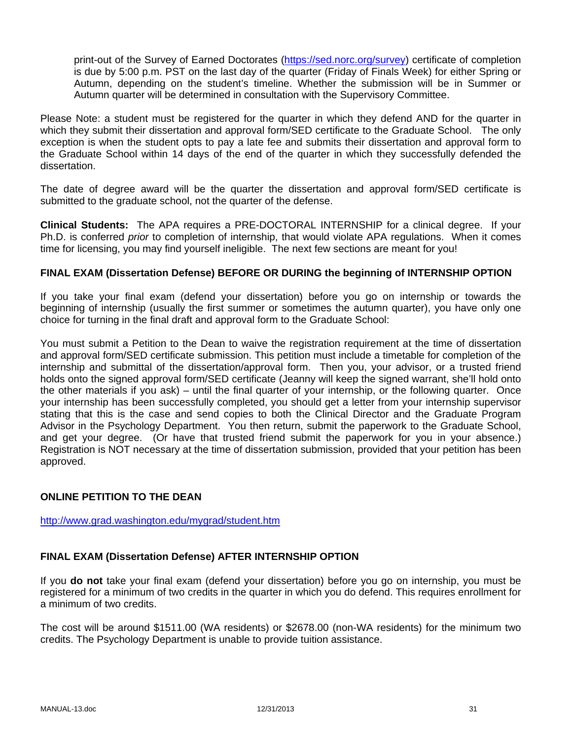print-out of the Survey of Earned Doctorates (https://sed.norc.org/survey) certificate of completion is due by 5:00 p.m. PST on the last day of the quarter (Friday of Finals Week) for either Spring or Autumn, depending on the student's timeline. Whether the submission will be in Summer or Autumn quarter will be determined in consultation with the Supervisory Committee.

Please Note: a student must be registered for the quarter in which they defend AND for the quarter in which they submit their dissertation and approval form/SED certificate to the Graduate School. The only exception is when the student opts to pay a late fee and submits their dissertation and approval form to the Graduate School within 14 days of the end of the quarter in which they successfully defended the dissertation.

The date of degree award will be the quarter the dissertation and approval form/SED certificate is submitted to the graduate school, not the quarter of the defense.

**Clinical Students:** The APA requires a PRE-DOCTORAL INTERNSHIP for a clinical degree. If your Ph.D. is conferred *prior* to completion of internship, that would violate APA regulations. When it comes time for licensing, you may find yourself ineligible. The next few sections are meant for you!

### FINAL EXAM (Dissertation Defense) BEFORE OR DURING the beginning of INTERNSHIP OPTION

If you take your final exam (defend your dissertation) before you go on internship or towards the beginning of internship (usually the first summer or sometimes the autumn quarter), you have only one choice for turning in the final draft and approval form to the Graduate School:

You must submit a Petition to the Dean to waive the registration requirement at the time of dissertation and approval form/SED certificate submission. This petition must include a timetable for completion of the internship and submittal of the dissertation/approval form. Then you, your advisor, or a trusted friend holds onto the signed approval form/SED certificate (Jeanny will keep the signed warrant, she'll hold onto the other materials if you ask) – until the final quarter of your internship, or the following quarter. Once your internship has been successfully completed, you should get a letter from your internship supervisor stating that this is the case and send copies to both the Clinical Director and the Graduate Program Advisor in the Psychology Department. You then return, submit the paperwork to the Graduate School, and get your degree. (Or have that trusted friend submit the paperwork for you in your absence.) Registration is NOT necessary at the time of dissertation submission, provided that your petition has been approved.

### ONLINE PETITION TO THE DEAN

http://www.grad.washington.edu/mygrad/student.htm

### FINAL EXAM (Dissertation Defense) AFTER INTERNSHIP OPTION

If you **do not** take your final exam (defend your dissertation) before you go on internship, you must be registered for a minimum of two credits in the quarter in which you do defend. This requires enrollment for a minimum of two credits.

The cost will be around $1511.00 (WA residents) or $2678.00 (non-WA residents) for the minimum two credits. The Psychology Department is unable to provide tuition assistance.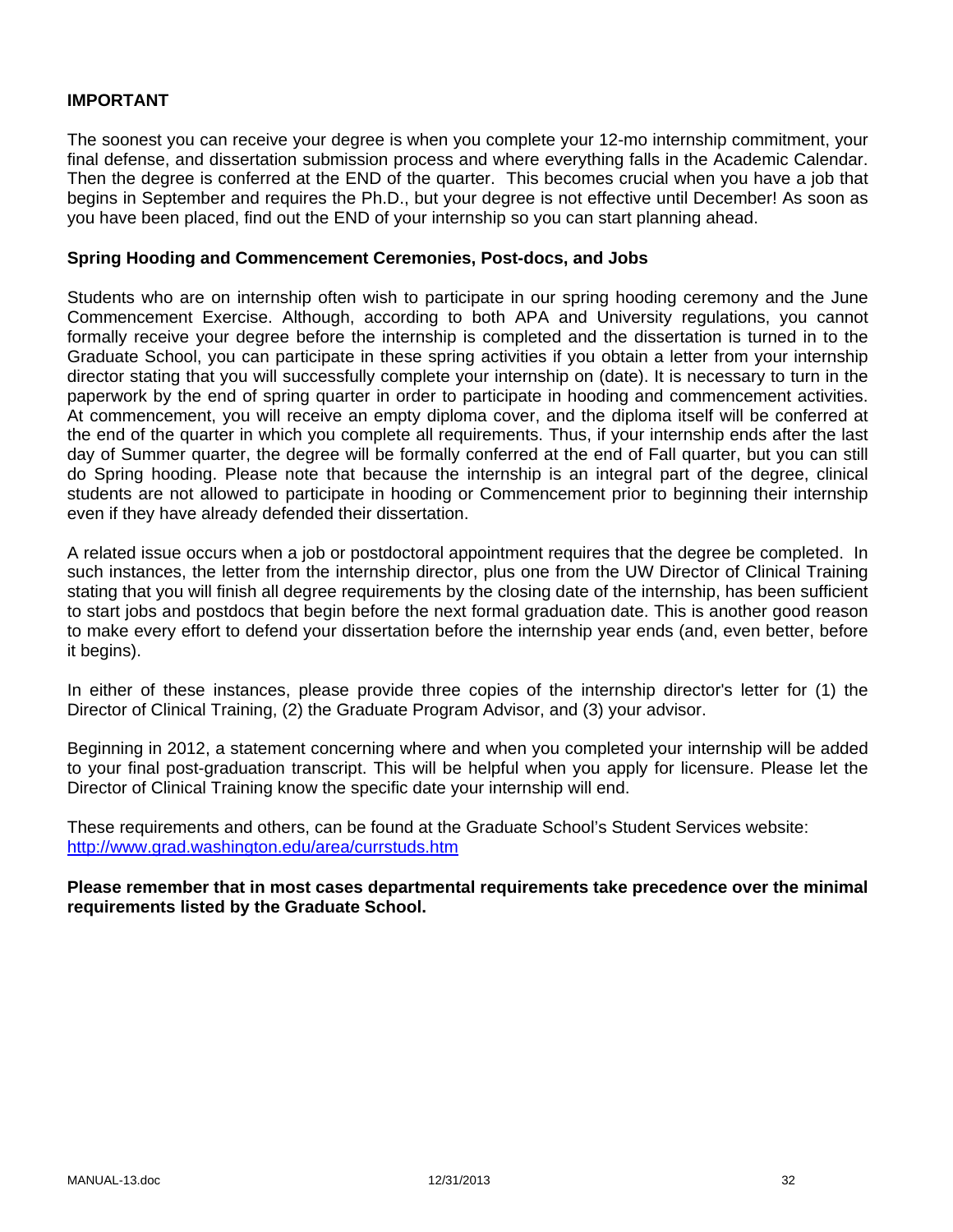**IMPORTANT**

The soonest you can receive your degree is when you complete your 12-mo internship commitment, your final defense, and dissertation submission process and where everything falls in the Academic Calendar. Then the degree is conferred at the END of the quarter. This becomes crucial when you have a job that begins in September and requires the Ph.D., but your degree is not effective until December! As soon as you have been placed, find out the END of your internship so you can start planning ahead.

**Spring Hooding and Commencement Ceremonies, Post-docs, and Jobs**

Students who are on internship often wish to participate in our spring hooding ceremony and the June Commencement Exercise. Although, according to both APA and University regulations, you cannot formally receive your degree before the internship is completed and the dissertation is turned in to the Graduate School, you can participate in these spring activities if you obtain a letter from your internship director stating that you will successfully complete your internship on (date). It is necessary to turn in the paperwork by the end of spring quarter in order to participate in hooding and commencement activities. At commencement, you will receive an empty diploma cover, and the diploma itself will be conferred at the end of the quarter in which you complete all requirements. Thus, if your internship ends after the last day of Summer quarter, the degree will be formally conferred at the end of Fall quarter, but you can still do Spring hooding. Please note that because the internship is an integral part of the degree, clinical students are not allowed to participate in hooding or Commencement prior to beginning their internship even if they have already defended their dissertation.

A related issue occurs when a job or postdoctoral appointment requires that the degree be completed. In such instances, the letter from the internship director, plus one from the UW Director of Clinical Training stating that you will finish all degree requirements by the closing date of the internship, has been sufficient to start jobs and postdocs that begin before the next formal graduation date. This is another good reason to make every effort to defend your dissertation before the internship year ends (and, even better, before it begins).

In either of these instances, please provide three copies of the internship director's letter for (1) the Director of Clinical Training, (2) the Graduate Program Advisor, and (3) your advisor.

Beginning in 2012, a statement concerning where and when you completed your internship will be added to your final post-graduation transcript. This will be helpful when you apply for licensure. Please let the Director of Clinical Training know the specific date your internship will end.

These requirements and others, can be found at the Graduate School's Student Services website: [http://www.grad.washington.edu/area/currstuds.htm](http://www.grad.washington.edu/area/currstuds.htm)

**Please remember that in most cases departmental requirements take precedence over the minimal requirements listed by the Graduate School.**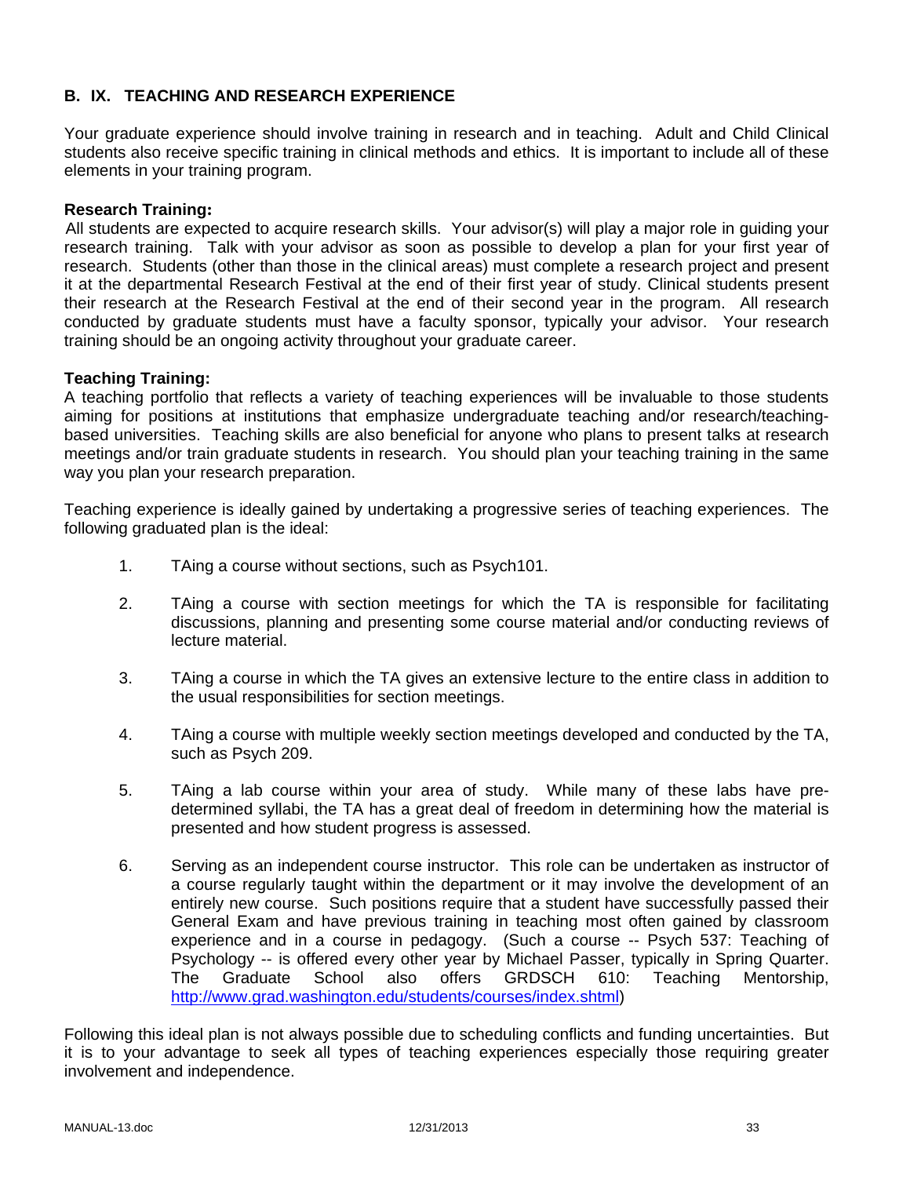## B. IX. TEACHING AND RESEARCH EXPERIENCE

Your graduate experience should involve training in research and in teaching. Adult and Child Clinical students also receive specific training in clinical methods and ethics. It is important to include all of these elements in your training program.

**Research Training:**

All students are expected to acquire research skills. Your advisor(s) will play a major role in guiding your research training. Talk with your advisor as soon as possible to develop a plan for your first year of research. Students (other than those in the clinical areas) must complete a research project and present it at the departmental Research Festival at the end of their first year of study. Clinical students present their research at the Research Festival at the end of their second year in the program. All research conducted by graduate students must have a faculty sponsor, typically your advisor. Your research training should be an ongoing activity throughout your graduate career.

**Teaching Training:**

A teaching portfolio that reflects a variety of teaching experiences will be invaluable to those students aiming for positions at institutions that emphasize undergraduate teaching and/or research/teaching-based universities. Teaching skills are also beneficial for anyone who plans to present talks at research meetings and/or train graduate students in research. You should plan your teaching training in the same way you plan your research preparation.

Teaching experience is ideally gained by undertaking a progressive series of teaching experiences. The following graduated plan is the ideal:

1. TAing a course without sections, such as Psych101.
2. TAing a course with section meetings for which the TA is responsible for facilitating discussions, planning and presenting some course material and/or conducting reviews of lecture material.
3. TAing a course in which the TA gives an extensive lecture to the entire class in addition to the usual responsibilities for section meetings.
4. TAing a course with multiple weekly section meetings developed and conducted by the TA, such as Psych 209.
5. TAing a lab course within your area of study. While many of these labs have pre-determined syllabi, the TA has a great deal of freedom in determining how the material is presented and how student progress is assessed.
6. Serving as an independent course instructor. This role can be undertaken as instructor of a course regularly taught within the department or it may involve the development of an entirely new course. Such positions require that a student have successfully passed their General Exam and have previous training in teaching most often gained by classroom experience and in a course in pedagogy. (Such a course -- Psych 537: Teaching of Psychology -- is offered every other year by Michael Passer, typically in Spring Quarter. The Graduate School also offers GRDSCH 610: Teaching Mentorship, http://www.grad.washington.edu/students/courses/index.shtml)

Following this ideal plan is not always possible due to scheduling conflicts and funding uncertainties. But it is to your advantage to seek all types of teaching experiences especially those requiring greater involvement and independence.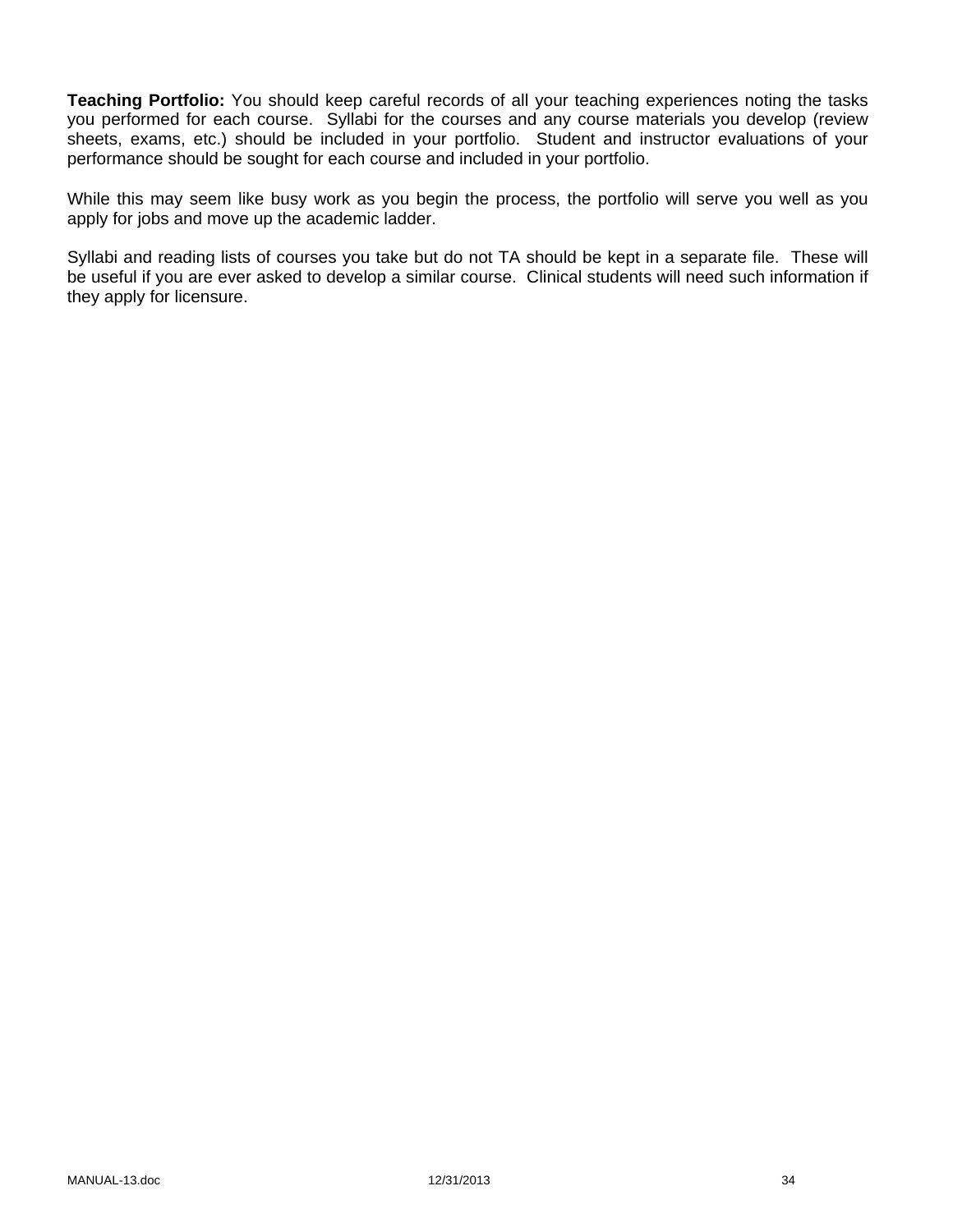**Teaching Portfolio:** You should keep careful records of all your teaching experiences noting the tasks you performed for each course. Syllabi for the courses and any course materials you develop (review sheets, exams, etc.) should be included in your portfolio. Student and instructor evaluations of your performance should be sought for each course and included in your portfolio.

While this may seem like busy work as you begin the process, the portfolio will serve you well as you apply for jobs and move up the academic ladder.

Syllabi and reading lists of courses you take but do not TA should be kept in a separate file. These will be useful if you are ever asked to develop a similar course. Clinical students will need such information if they apply for licensure.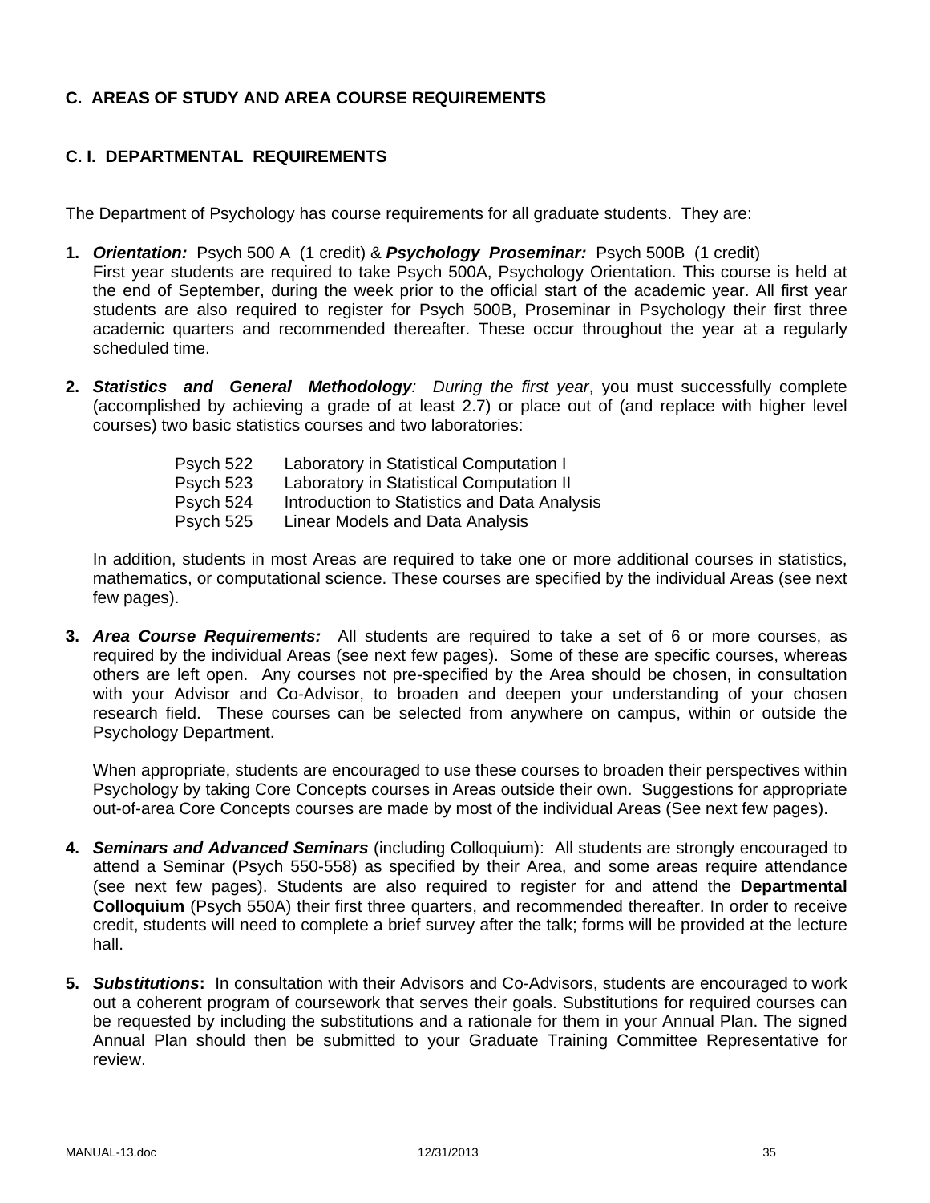## C. AREAS OF STUDY AND AREA COURSE REQUIREMENTS

### C. I. DEPARTMENTAL REQUIREMENTS

The Department of Psychology has course requirements for all graduate students. They are:

1. ***Orientation:*** Psych 500 A (1 credit) & ***Psychology Proseminar:*** Psych 500B (1 credit)
   First year students are required to take Psych 500A, Psychology Orientation. This course is held at the end of September, during the week prior to the official start of the academic year. All first year students are also required to register for Psych 500B, Proseminar in Psychology their first three academic quarters and recommended thereafter. These occur throughout the year at a regularly scheduled time.

2. ***Statistics and General Methodology****: During the first year*, you must successfully complete (accomplished by achieving a grade of at least 2.7) or place out of (and replace with higher level courses) two basic statistics courses and two laboratories:

   | | |
   |---|---|
   | Psych 522 | Laboratory in Statistical Computation I |
   | Psych 523 | Laboratory in Statistical Computation II |
   | Psych 524 | Introduction to Statistics and Data Analysis |
   | Psych 525 | Linear Models and Data Analysis |

   In addition, students in most Areas are required to take one or more additional courses in statistics, mathematics, or computational science. These courses are specified by the individual Areas (see next few pages).

3. ***Area Course Requirements:*** All students are required to take a set of 6 or more courses, as required by the individual Areas (see next few pages). Some of these are specific courses, whereas others are left open. Any courses not pre-specified by the Area should be chosen, in consultation with your Advisor and Co-Advisor, to broaden and deepen your understanding of your chosen research field. These courses can be selected from anywhere on campus, within or outside the Psychology Department.

   When appropriate, students are encouraged to use these courses to broaden their perspectives within Psychology by taking Core Concepts courses in Areas outside their own. Suggestions for appropriate out-of-area Core Concepts courses are made by most of the individual Areas (See next few pages).

4. ***Seminars and Advanced Seminars*** (including Colloquium): All students are strongly encouraged to attend a Seminar (Psych 550-558) as specified by their Area, and some areas require attendance (see next few pages). Students are also required to register for and attend the **Departmental Colloquium** (Psych 550A) their first three quarters, and recommended thereafter. In order to receive credit, students will need to complete a brief survey after the talk; forms will be provided at the lecture hall.

5. ***Substitutions*****:** In consultation with their Advisors and Co-Advisors, students are encouraged to work out a coherent program of coursework that serves their goals. Substitutions for required courses can be requested by including the substitutions and a rationale for them in your Annual Plan. The signed Annual Plan should then be submitted to your Graduate Training Committee Representative for review.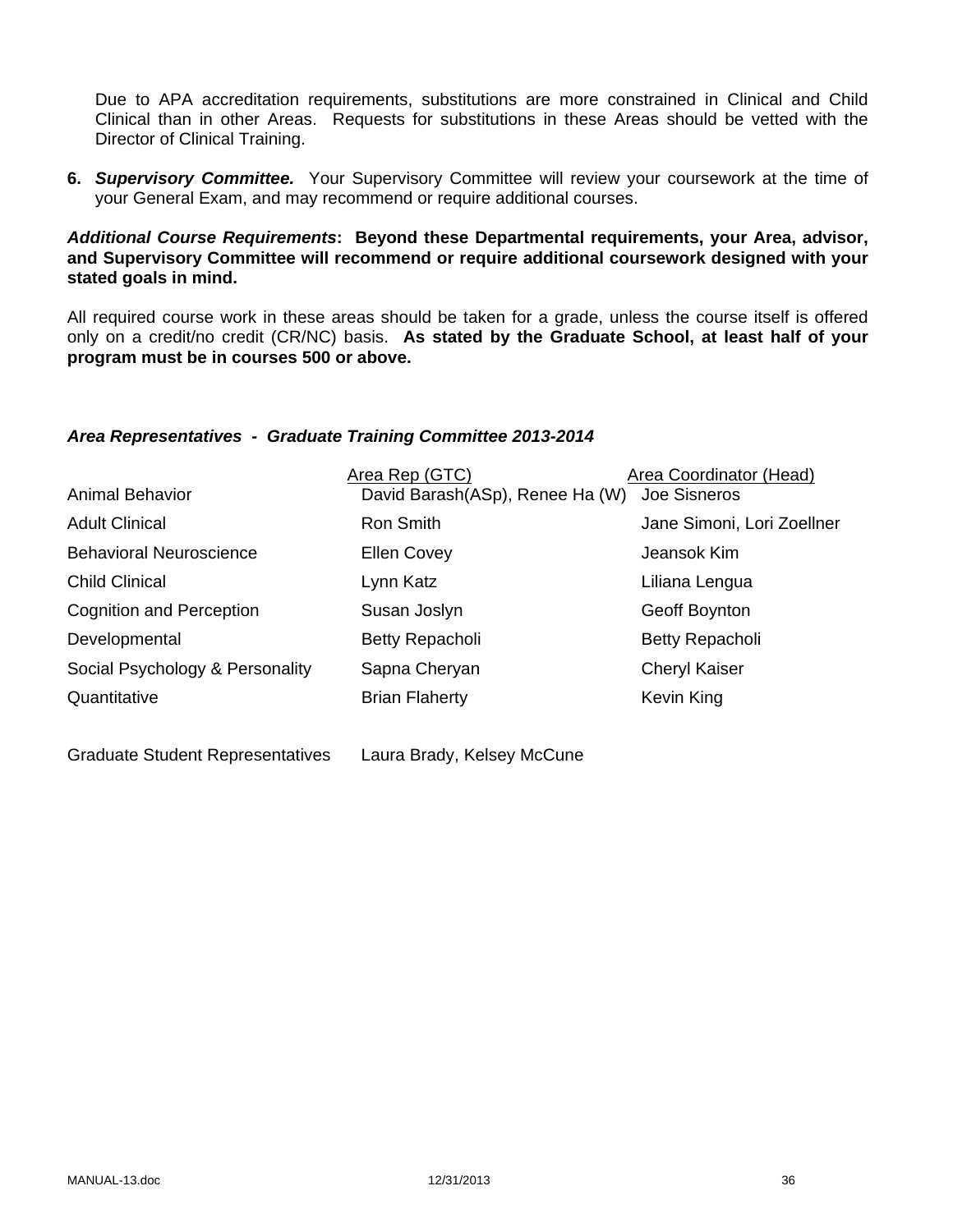Due to APA accreditation requirements, substitutions are more constrained in Clinical and Child Clinical than in other Areas. Requests for substitutions in these Areas should be vetted with the Director of Clinical Training.

6. ***Supervisory Committee.*** Your Supervisory Committee will review your coursework at the time of your General Exam, and may recommend or require additional courses.

***Additional Course Requirements*: Beyond these Departmental requirements, your Area, advisor, and Supervisory Committee will recommend or require additional coursework designed with your stated goals in mind.**

All required course work in these areas should be taken for a grade, unless the course itself is offered only on a credit/no credit (CR/NC) basis. **As stated by the Graduate School, at least half of your program must be in courses 500 or above.**

***Area Representatives - Graduate Training Committee 2013-2014***

| | Area Rep (GTC) | Area Coordinator (Head) |
|---|---|---|
| Animal Behavior | David Barash(ASp), Renee Ha (W) | Joe Sisneros |
| Adult Clinical | Ron Smith | Jane Simoni, Lori Zoellner |
| Behavioral Neuroscience | Ellen Covey | Jeansok Kim |
| Child Clinical | Lynn Katz | Liliana Lengua |
| Cognition and Perception | Susan Joslyn | Geoff Boynton |
| Developmental | Betty Repacholi | Betty Repacholi |
| Social Psychology & Personality | Sapna Cheryan | Cheryl Kaiser |
| Quantitative | Brian Flaherty | Kevin King |

Graduate Student Representatives Laura Brady, Kelsey McCune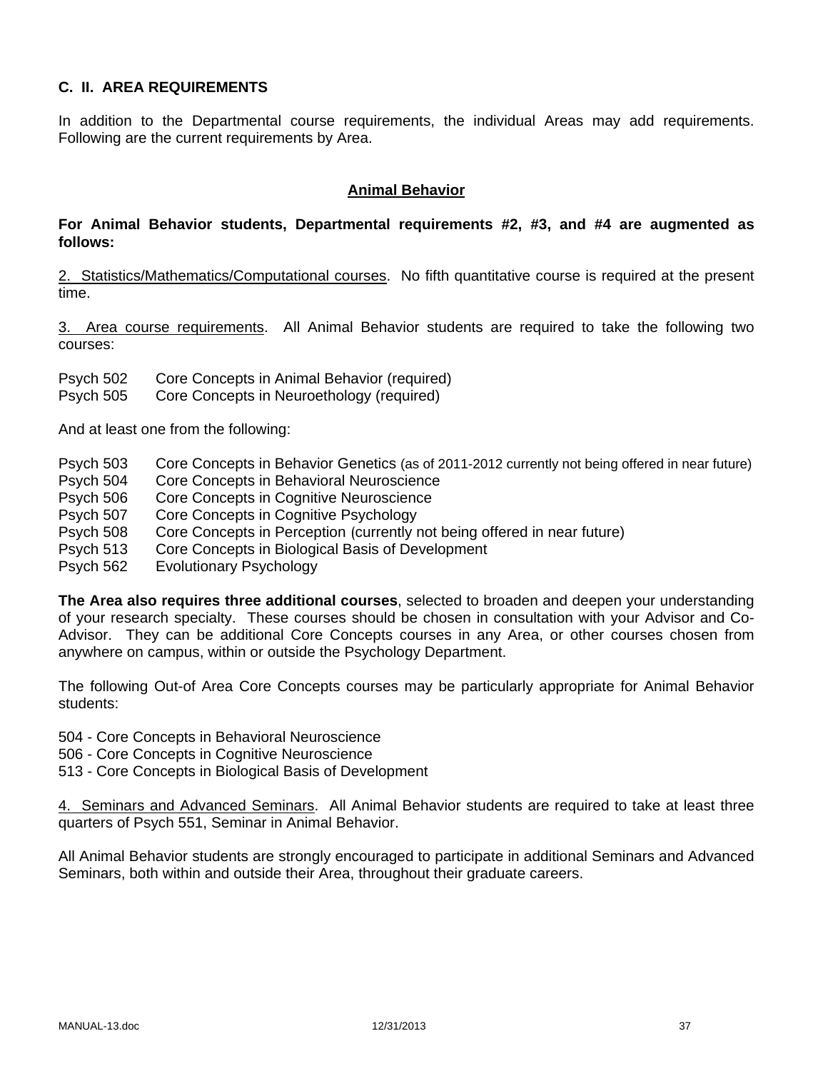## C. II. AREA REQUIREMENTS

In addition to the Departmental course requirements, the individual Areas may add requirements. Following are the current requirements by Area.

### Animal Behavior

**For Animal Behavior students, Departmental requirements #2, #3, and #4 are augmented as follows:**

2. Statistics/Mathematics/Computational courses. No fifth quantitative course is required at the present time.

3. Area course requirements. All Animal Behavior students are required to take the following two courses:

Psych 502 Core Concepts in Animal Behavior (required)
Psych 505 Core Concepts in Neuroethology (required)

And at least one from the following:

Psych 503 Core Concepts in Behavior Genetics (as of 2011-2012 currently not being offered in near future)
Psych 504 Core Concepts in Behavioral Neuroscience
Psych 506 Core Concepts in Cognitive Neuroscience
Psych 507 Core Concepts in Cognitive Psychology
Psych 508 Core Concepts in Perception (currently not being offered in near future)
Psych 513 Core Concepts in Biological Basis of Development
Psych 562 Evolutionary Psychology

**The Area also requires three additional courses**, selected to broaden and deepen your understanding of your research specialty. These courses should be chosen in consultation with your Advisor and Co-Advisor. They can be additional Core Concepts courses in any Area, or other courses chosen from anywhere on campus, within or outside the Psychology Department.

The following Out-of Area Core Concepts courses may be particularly appropriate for Animal Behavior students:

504 - Core Concepts in Behavioral Neuroscience
506 - Core Concepts in Cognitive Neuroscience
513 - Core Concepts in Biological Basis of Development

4. Seminars and Advanced Seminars. All Animal Behavior students are required to take at least three quarters of Psych 551, Seminar in Animal Behavior.

All Animal Behavior students are strongly encouraged to participate in additional Seminars and Advanced Seminars, both within and outside their Area, throughout their graduate careers.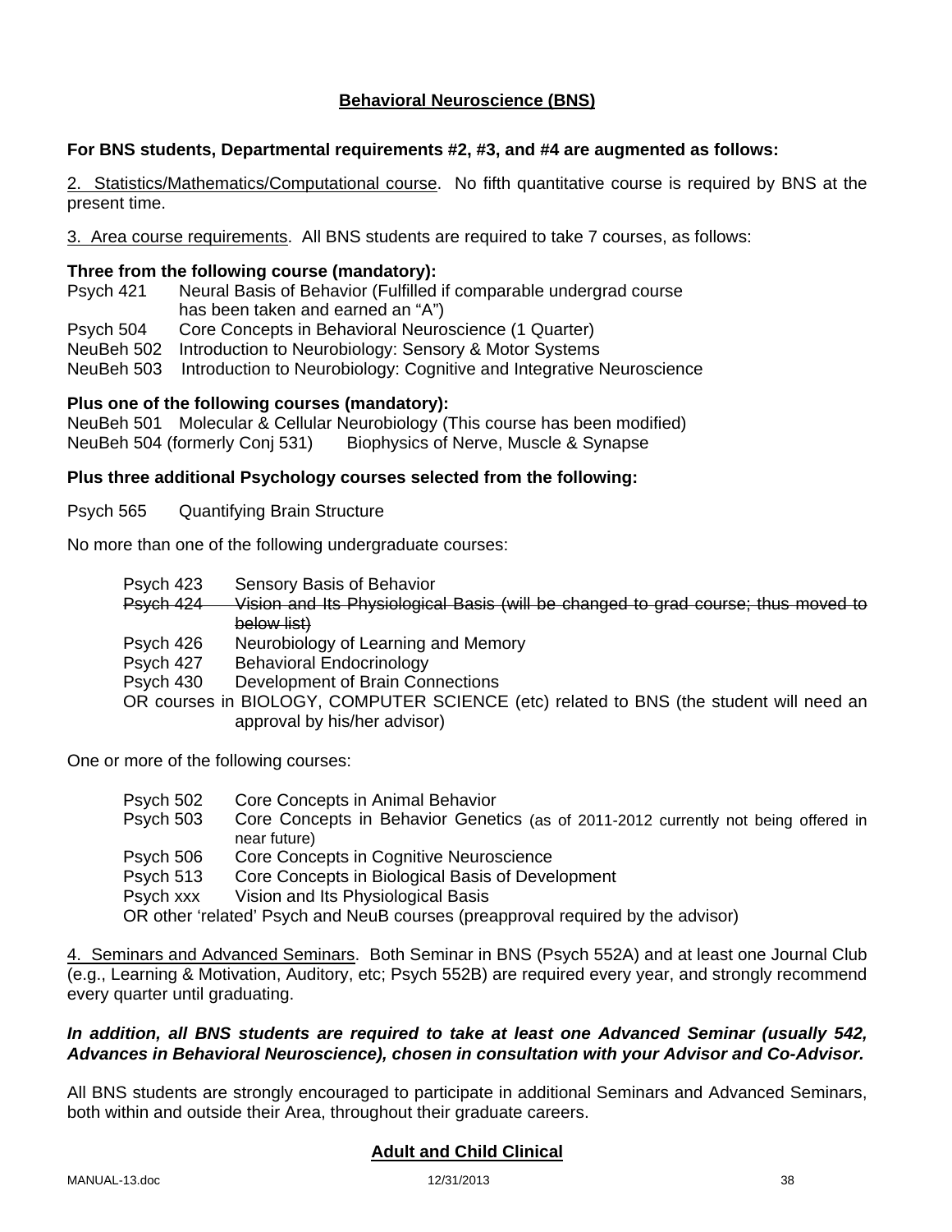## Behavioral Neuroscience (BNS)

**For BNS students, Departmental requirements #2, #3, and #4 are augmented as follows:**

2. Statistics/Mathematics/Computational course. No fifth quantitative course is required by BNS at the present time.

3. Area course requirements. All BNS students are required to take 7 courses, as follows:

**Three from the following course (mandatory):**

Psych 421 Neural Basis of Behavior (Fulfilled if comparable undergrad course has been taken and earned an "A")
Psych 504 Core Concepts in Behavioral Neuroscience (1 Quarter)
NeuBeh 502 Introduction to Neurobiology: Sensory & Motor Systems
NeuBeh 503 Introduction to Neurobiology: Cognitive and Integrative Neuroscience

**Plus one of the following courses (mandatory):**

NeuBeh 501 Molecular & Cellular Neurobiology (This course has been modified)
NeuBeh 504 (formerly Conj 531) Biophysics of Nerve, Muscle & Synapse

**Plus three additional Psychology courses selected from the following:**

Psych 565 Quantifying Brain Structure

No more than one of the following undergraduate courses:

- Psych 423 Sensory Basis of Behavior
- ~~Psych 424 Vision and Its Physiological Basis (will be changed to grad course; thus moved to below list)~~
- Psych 426 Neurobiology of Learning and Memory
- Psych 427 Behavioral Endocrinology
- Psych 430 Development of Brain Connections
- OR courses in BIOLOGY, COMPUTER SCIENCE (etc) related to BNS (the student will need an approval by his/her advisor)

One or more of the following courses:

- Psych 502 Core Concepts in Animal Behavior
- Psych 503 Core Concepts in Behavior Genetics (as of 2011-2012 currently not being offered in near future)
- Psych 506 Core Concepts in Cognitive Neuroscience
- Psych 513 Core Concepts in Biological Basis of Development
- Psych xxx Vision and Its Physiological Basis
- OR other 'related' Psych and NeuB courses (preapproval required by the advisor)

4. Seminars and Advanced Seminars. Both Seminar in BNS (Psych 552A) and at least one Journal Club (e.g., Learning & Motivation, Auditory, etc; Psych 552B) are required every year, and strongly recommend every quarter until graduating.

***In addition, all BNS students are required to take at least one Advanced Seminar (usually 542, Advances in Behavioral Neuroscience), chosen in consultation with your Advisor and Co-Advisor.***

All BNS students are strongly encouraged to participate in additional Seminars and Advanced Seminars, both within and outside their Area, throughout their graduate careers.

## Adult and Child Clinical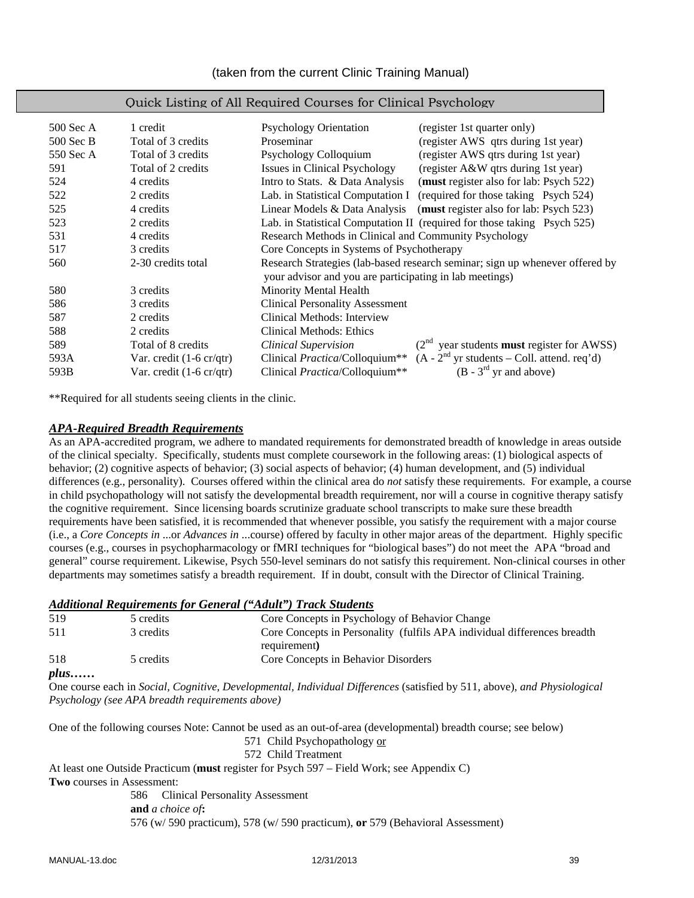(taken from the current Clinic Training Manual)

## Quick Listing of All Required Courses for Clinical Psychology

| | | | |
|---|---|---|---|
| 500 Sec A | 1 credit | Psychology Orientation | (register 1st quarter only) |
| 500 Sec B | Total of 3 credits | Proseminar | (register AWS qtrs during 1st year) |
| 550 Sec A | Total of 3 credits | Psychology Colloquium | (register AWS qtrs during 1st year) |
| 591 | Total of 2 credits | Issues in Clinical Psychology | (register A&W qtrs during 1st year) |
| 524 | 4 credits | Intro to Stats. & Data Analysis | (**must** register also for lab: Psych 522) |
| 522 | 2 credits | Lab. in Statistical Computation I | (required for those taking Psych 524) |
| 525 | 4 credits | Linear Models & Data Analysis | (**must** register also for lab: Psych 523) |
| 523 | 2 credits | Lab. in Statistical Computation II | (required for those taking Psych 525) |
| 531 | 4 credits | Research Methods in Clinical and Community Psychology | |
| 517 | 3 credits | Core Concepts in Systems of Psychotherapy | |
| 560 | 2-30 credits total | Research Strategies (lab-based research seminar; sign up whenever offered by your advisor and you are participating in lab meetings) | |
| 580 | 3 credits | Minority Mental Health | |
| 586 | 3 credits | Clinical Personality Assessment | |
| 587 | 2 credits | Clinical Methods: Interview | |
| 588 | 2 credits | Clinical Methods: Ethics | |
| 589 | Total of 8 credits | *Clinical Supervision* | (2nd year students **must** register for AWSS) |
| 593A | Var. credit (1-6 cr/qtr) | Clinical *Practica*/Colloquium** | (A - 2nd yr students – Coll. attend. req'd) |
| 593B | Var. credit (1-6 cr/qtr) | Clinical *Practica*/Colloquium** | (B - 3rd yr and above) |

**Required for all students seeing clients in the clinic.

### ***APA-Required Breadth Requirements***

As an APA-accredited program, we adhere to mandated requirements for demonstrated breadth of knowledge in areas outside of the clinical specialty. Specifically, students must complete coursework in the following areas: (1) biological aspects of behavior; (2) cognitive aspects of behavior; (3) social aspects of behavior; (4) human development, and (5) individual differences (e.g., personality). Courses offered within the clinical area do *not* satisfy these requirements. For example, a course in child psychopathology will not satisfy the developmental breadth requirement, nor will a course in cognitive therapy satisfy the cognitive requirement. Since licensing boards scrutinize graduate school transcripts to make sure these breadth requirements have been satisfied, it is recommended that whenever possible, you satisfy the requirement with a major course (i.e., a *Core Concepts in* ...or *Advances in* ...course) offered by faculty in other major areas of the department. Highly specific courses (e.g., courses in psychopharmacology or fMRI techniques for "biological bases") do not meet the APA "broad and general" course requirement. Likewise, Psych 550-level seminars do not satisfy this requirement. Non-clinical courses in other departments may sometimes satisfy a breadth requirement. If in doubt, consult with the Director of Clinical Training.

### ***Additional Requirements for General ("Adult") Track Students***

| | | |
|---|---|---|
| 519 | 5 credits | Core Concepts in Psychology of Behavior Change |
| 511 | 3 credits | Core Concepts in Personality (fulfils APA individual differences breadth requirement**)** |
| 518 | 5 credits | Core Concepts in Behavior Disorders |

***plus……***

One course each in *Social, Cognitive, Developmental, Individual Differences* (satisfied by 511, above), *and Physiological Psychology (see APA breadth requirements above)*

One of the following courses Note: Cannot be used as an out-of-area (developmental) breadth course; see below)

571 Child Psychopathology or
572 Child Treatment

At least one Outside Practicum (**must** register for Psych 597 – Field Work; see Appendix C)

**Two** courses in Assessment:

586 Clinical Personality Assessment
**and** *a choice of***:**
576 (w/ 590 practicum), 578 (w/ 590 practicum), **or** 579 (Behavioral Assessment)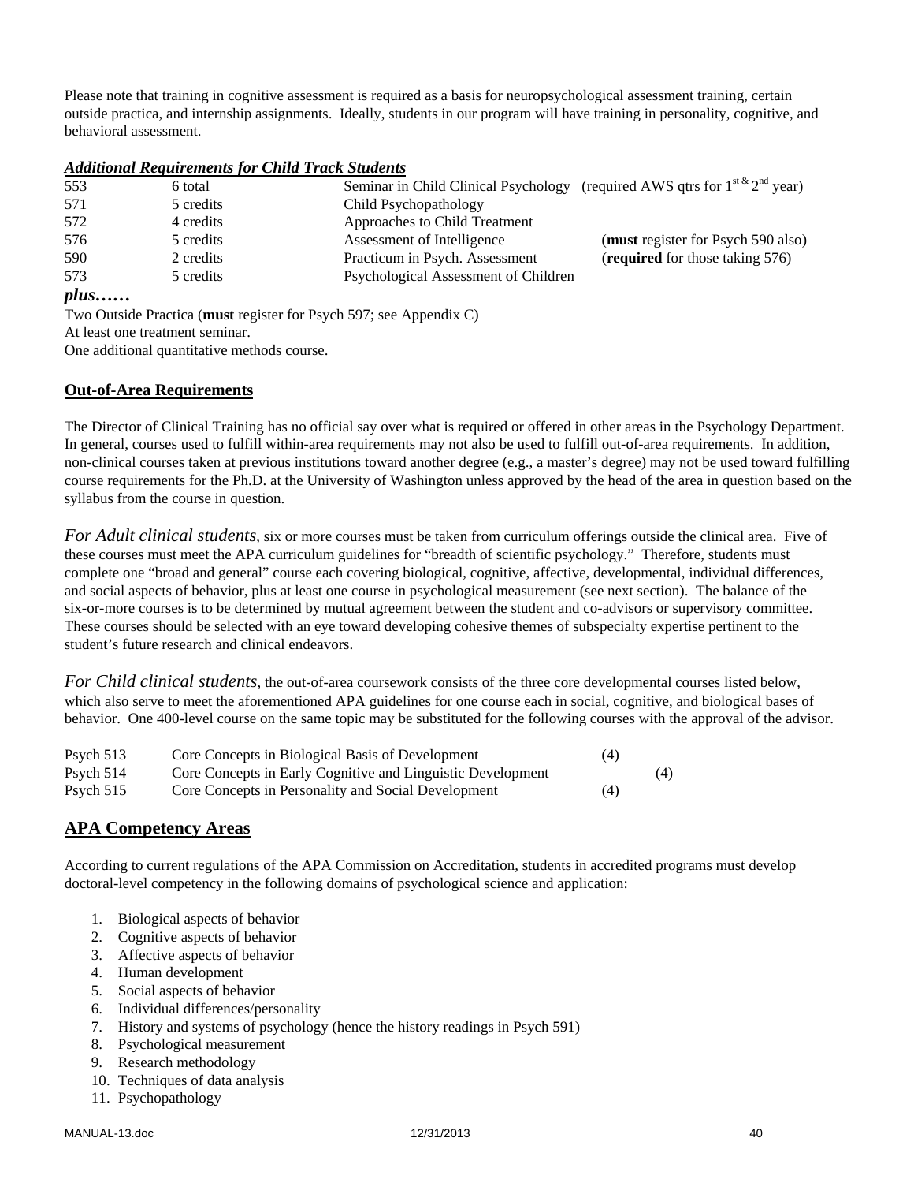Please note that training in cognitive assessment is required as a basis for neuropsychological assessment training, certain outside practica, and internship assignments. Ideally, students in our program will have training in personality, cognitive, and behavioral assessment.

***Additional Requirements for Child Track Students***

| | | | |
|---|---|---|---|
| 553 | 6 total | Seminar in Child Clinical Psychology | (required AWS qtrs for 1st & 2nd year) |
| 571 | 5 credits | Child Psychopathology | |
| 572 | 4 credits | Approaches to Child Treatment | |
| 576 | 5 credits | Assessment of Intelligence | (**must** register for Psych 590 also) |
| 590 | 2 credits | Practicum in Psych. Assessment | (**required** for those taking 576) |
| 573 | 5 credits | Psychological Assessment of Children | |

***plus……***

Two Outside Practica (**must** register for Psych 597; see Appendix C)
At least one treatment seminar.
One additional quantitative methods course.

## Out-of-Area Requirements

The Director of Clinical Training has no official say over what is required or offered in other areas in the Psychology Department. In general, courses used to fulfill within-area requirements may not also be used to fulfill out-of-area requirements. In addition, non-clinical courses taken at previous institutions toward another degree (e.g., a master's degree) may not be used toward fulfilling course requirements for the Ph.D. at the University of Washington unless approved by the head of the area in question based on the syllabus from the course in question.

*For Adult clinical students*, six or more courses must be taken from curriculum offerings outside the clinical area. Five of these courses must meet the APA curriculum guidelines for "breadth of scientific psychology." Therefore, students must complete one "broad and general" course each covering biological, cognitive, affective, developmental, individual differences, and social aspects of behavior, plus at least one course in psychological measurement (see next section). The balance of the six-or-more courses is to be determined by mutual agreement between the student and co-advisors or supervisory committee. These courses should be selected with an eye toward developing cohesive themes of subspecialty expertise pertinent to the student's future research and clinical endeavors.

*For Child clinical students*, the out-of-area coursework consists of the three core developmental courses listed below, which also serve to meet the aforementioned APA guidelines for one course each in social, cognitive, and biological bases of behavior. One 400-level course on the same topic may be substituted for the following courses with the approval of the advisor.

| | | |
|---|---|---|
| Psych 513 | Core Concepts in Biological Basis of Development | (4) |
| Psych 514 | Core Concepts in Early Cognitive and Linguistic Development | (4) |
| Psych 515 | Core Concepts in Personality and Social Development | (4) |

## APA Competency Areas

According to current regulations of the APA Commission on Accreditation, students in accredited programs must develop doctoral-level competency in the following domains of psychological science and application:

1. Biological aspects of behavior
2. Cognitive aspects of behavior
3. Affective aspects of behavior
4. Human development
5. Social aspects of behavior
6. Individual differences/personality
7. History and systems of psychology (hence the history readings in Psych 591)
8. Psychological measurement
9. Research methodology
10. Techniques of data analysis
11. Psychopathology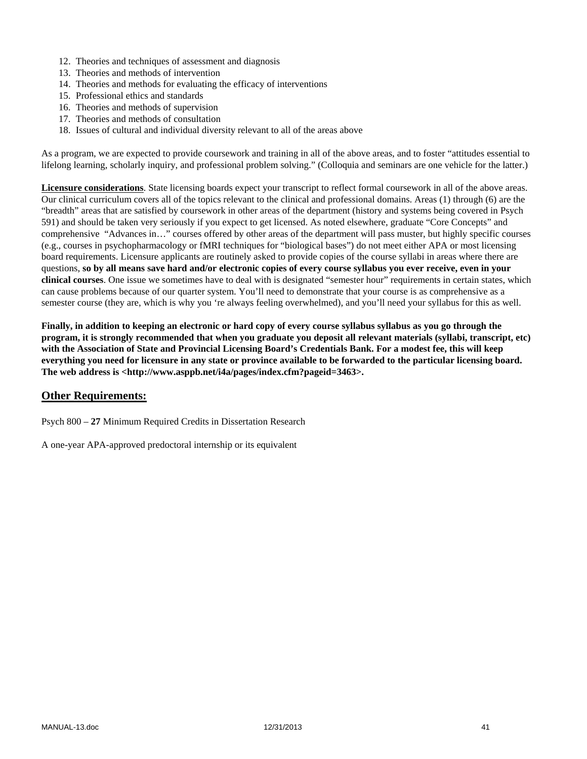12. Theories and techniques of assessment and diagnosis
13. Theories and methods of intervention
14. Theories and methods for evaluating the efficacy of interventions
15. Professional ethics and standards
16. Theories and methods of supervision
17. Theories and methods of consultation
18. Issues of cultural and individual diversity relevant to all of the areas above

As a program, we are expected to provide coursework and training in all of the above areas, and to foster "attitudes essential to lifelong learning, scholarly inquiry, and professional problem solving." (Colloquia and seminars are one vehicle for the latter.)

**Licensure considerations**. State licensing boards expect your transcript to reflect formal coursework in all of the above areas. Our clinical curriculum covers all of the topics relevant to the clinical and professional domains. Areas (1) through (6) are the "breadth" areas that are satisfied by coursework in other areas of the department (history and systems being covered in Psych 591) and should be taken very seriously if you expect to get licensed. As noted elsewhere, graduate "Core Concepts" and comprehensive "Advances in…" courses offered by other areas of the department will pass muster, but highly specific courses (e.g., courses in psychopharmacology or fMRI techniques for "biological bases") do not meet either APA or most licensing board requirements. Licensure applicants are routinely asked to provide copies of the course syllabi in areas where there are questions, **so by all means save hard and/or electronic copies of every course syllabus you ever receive, even in your clinical courses**. One issue we sometimes have to deal with is designated "semester hour" requirements in certain states, which can cause problems because of our quarter system. You'll need to demonstrate that your course is as comprehensive as a semester course (they are, which is why you 're always feeling overwhelmed), and you'll need your syllabus for this as well.

**Finally, in addition to keeping an electronic or hard copy of every course syllabus syllabus as you go through the program, it is strongly recommended that when you graduate you deposit all relevant materials (syllabi, transcript, etc) with the Association of State and Provincial Licensing Board's Credentials Bank. For a modest fee, this will keep everything you need for licensure in any state or province available to be forwarded to the particular licensing board. The web address is <http://www.asppb.net/i4a/pages/index.cfm?pageid=3463>.**

## Other Requirements:

Psych 800 – **27** Minimum Required Credits in Dissertation Research

A one-year APA-approved predoctoral internship or its equivalent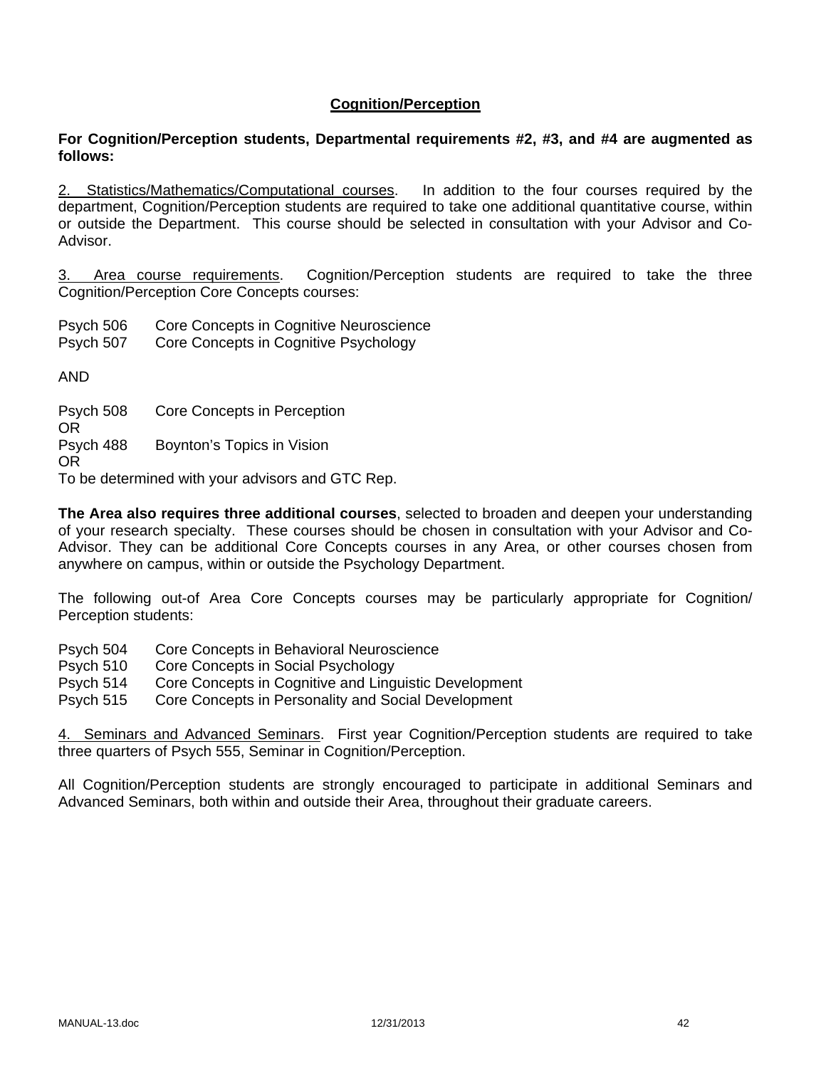## Cognition/Perception

**For Cognition/Perception students, Departmental requirements #2, #3, and #4 are augmented as follows:**

2. Statistics/Mathematics/Computational courses. In addition to the four courses required by the department, Cognition/Perception students are required to take one additional quantitative course, within or outside the Department. This course should be selected in consultation with your Advisor and Co-Advisor.

3. Area course requirements. Cognition/Perception students are required to take the three Cognition/Perception Core Concepts courses:

Psych 506 Core Concepts in Cognitive Neuroscience
Psych 507 Core Concepts in Cognitive Psychology

AND

Psych 508 Core Concepts in Perception
OR
Psych 488 Boynton's Topics in Vision
OR
To be determined with your advisors and GTC Rep.

**The Area also requires three additional courses**, selected to broaden and deepen your understanding of your research specialty. These courses should be chosen in consultation with your Advisor and Co-Advisor. They can be additional Core Concepts courses in any Area, or other courses chosen from anywhere on campus, within or outside the Psychology Department.

The following out-of Area Core Concepts courses may be particularly appropriate for Cognition/ Perception students:

Psych 504 Core Concepts in Behavioral Neuroscience
Psych 510 Core Concepts in Social Psychology
Psych 514 Core Concepts in Cognitive and Linguistic Development
Psych 515 Core Concepts in Personality and Social Development

4. Seminars and Advanced Seminars. First year Cognition/Perception students are required to take three quarters of Psych 555, Seminar in Cognition/Perception.

All Cognition/Perception students are strongly encouraged to participate in additional Seminars and Advanced Seminars, both within and outside their Area, throughout their graduate careers.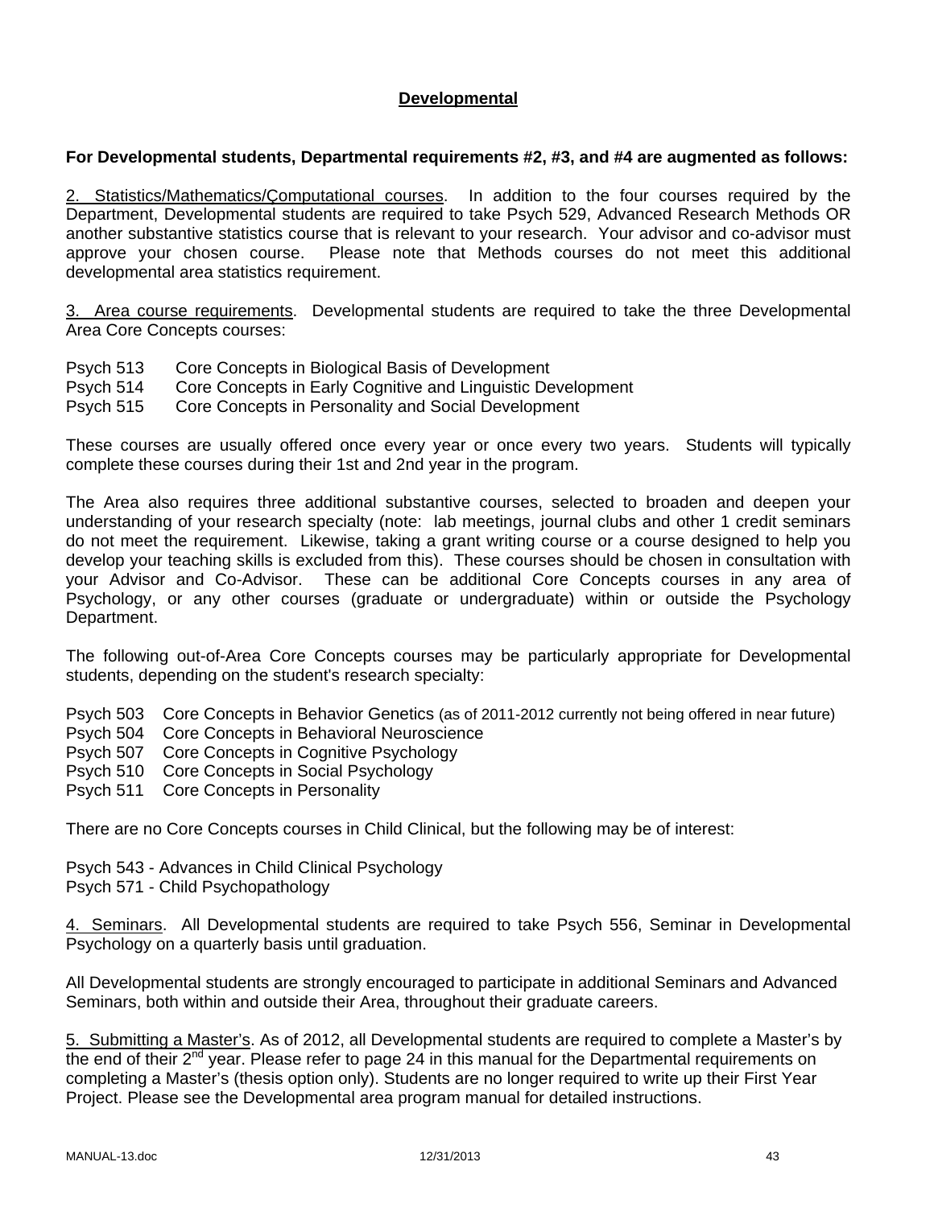## Developmental

**For Developmental students, Departmental requirements #2, #3, and #4 are augmented as follows:**

2. Statistics/Mathematics/Computational courses. In addition to the four courses required by the Department, Developmental students are required to take Psych 529, Advanced Research Methods OR another substantive statistics course that is relevant to your research. Your advisor and co-advisor must approve your chosen course. Please note that Methods courses do not meet this additional developmental area statistics requirement.

3. Area course requirements. Developmental students are required to take the three Developmental Area Core Concepts courses:

Psych 513 Core Concepts in Biological Basis of Development
Psych 514 Core Concepts in Early Cognitive and Linguistic Development
Psych 515 Core Concepts in Personality and Social Development

These courses are usually offered once every year or once every two years. Students will typically complete these courses during their 1st and 2nd year in the program.

The Area also requires three additional substantive courses, selected to broaden and deepen your understanding of your research specialty (note: lab meetings, journal clubs and other 1 credit seminars do not meet the requirement. Likewise, taking a grant writing course or a course designed to help you develop your teaching skills is excluded from this). These courses should be chosen in consultation with your Advisor and Co-Advisor. These can be additional Core Concepts courses in any area of Psychology, or any other courses (graduate or undergraduate) within or outside the Psychology Department.

The following out-of-Area Core Concepts courses may be particularly appropriate for Developmental students, depending on the student's research specialty:

Psych 503 Core Concepts in Behavior Genetics (as of 2011-2012 currently not being offered in near future)
Psych 504 Core Concepts in Behavioral Neuroscience
Psych 507 Core Concepts in Cognitive Psychology
Psych 510 Core Concepts in Social Psychology
Psych 511 Core Concepts in Personality

There are no Core Concepts courses in Child Clinical, but the following may be of interest:

Psych 543 - Advances in Child Clinical Psychology
Psych 571 - Child Psychopathology

4. Seminars. All Developmental students are required to take Psych 556, Seminar in Developmental Psychology on a quarterly basis until graduation.

All Developmental students are strongly encouraged to participate in additional Seminars and Advanced Seminars, both within and outside their Area, throughout their graduate careers.

5. Submitting a Master's. As of 2012, all Developmental students are required to complete a Master's by the end of their 2nd year. Please refer to page 24 in this manual for the Departmental requirements on completing a Master's (thesis option only). Students are no longer required to write up their First Year Project. Please see the Developmental area program manual for detailed instructions.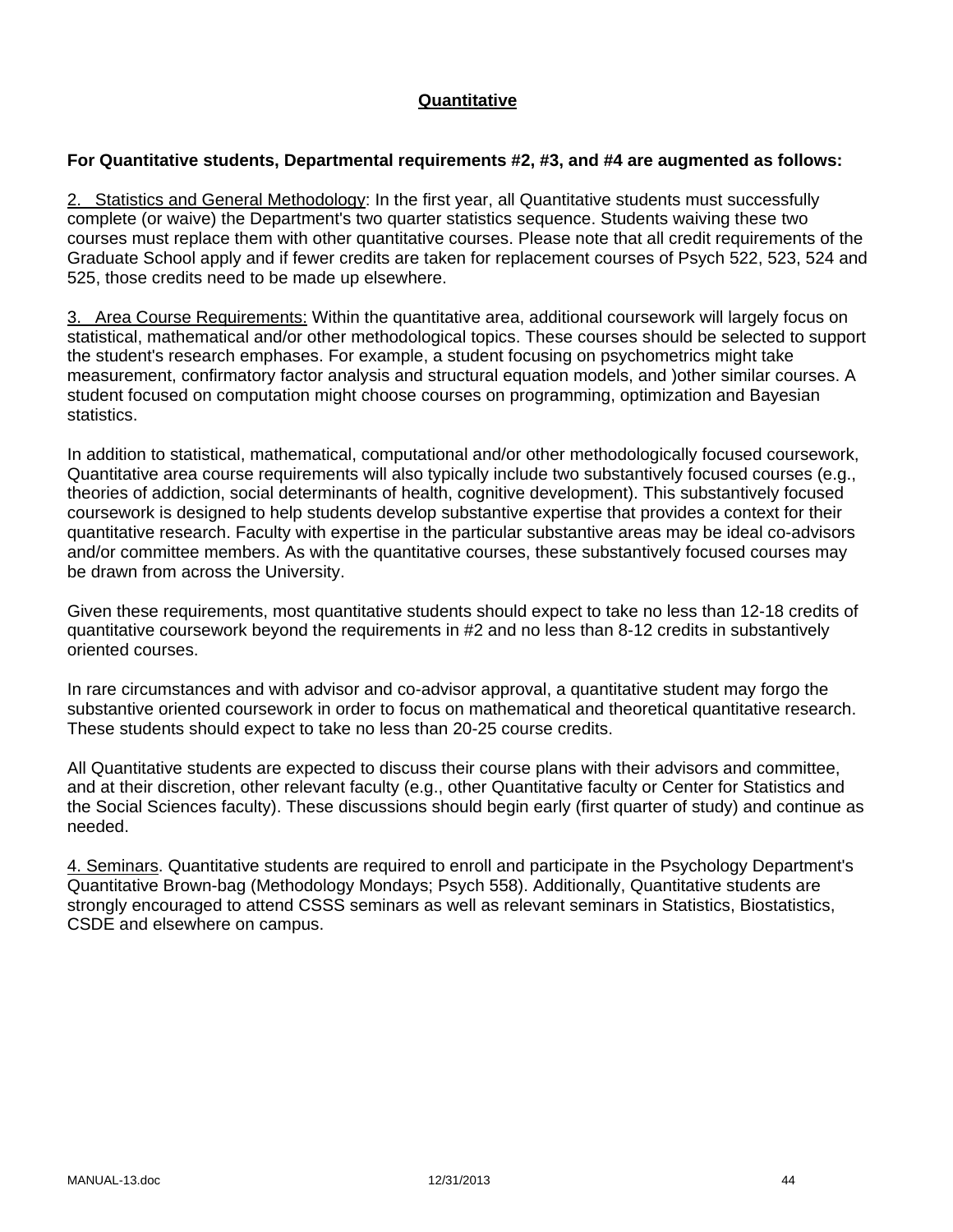## Quantitative

**For Quantitative students, Departmental requirements #2, #3, and #4 are augmented as follows:**

2. Statistics and General Methodology: In the first year, all Quantitative students must successfully complete (or waive) the Department's two quarter statistics sequence. Students waiving these two courses must replace them with other quantitative courses. Please note that all credit requirements of the Graduate School apply and if fewer credits are taken for replacement courses of Psych 522, 523, 524 and 525, those credits need to be made up elsewhere.

3. Area Course Requirements: Within the quantitative area, additional coursework will largely focus on statistical, mathematical and/or other methodological topics. These courses should be selected to support the student's research emphases. For example, a student focusing on psychometrics might take measurement, confirmatory factor analysis and structural equation models, and )other similar courses. A student focused on computation might choose courses on programming, optimization and Bayesian statistics.

In addition to statistical, mathematical, computational and/or other methodologically focused coursework, Quantitative area course requirements will also typically include two substantively focused courses (e.g., theories of addiction, social determinants of health, cognitive development). This substantively focused coursework is designed to help students develop substantive expertise that provides a context for their quantitative research. Faculty with expertise in the particular substantive areas may be ideal co-advisors and/or committee members. As with the quantitative courses, these substantively focused courses may be drawn from across the University.

Given these requirements, most quantitative students should expect to take no less than 12-18 credits of quantitative coursework beyond the requirements in #2 and no less than 8-12 credits in substantively oriented courses.

In rare circumstances and with advisor and co-advisor approval, a quantitative student may forgo the substantive oriented coursework in order to focus on mathematical and theoretical quantitative research. These students should expect to take no less than 20-25 course credits.

All Quantitative students are expected to discuss their course plans with their advisors and committee, and at their discretion, other relevant faculty (e.g., other Quantitative faculty or Center for Statistics and the Social Sciences faculty). These discussions should begin early (first quarter of study) and continue as needed.

4. Seminars. Quantitative students are required to enroll and participate in the Psychology Department's Quantitative Brown-bag (Methodology Mondays; Psych 558). Additionally, Quantitative students are strongly encouraged to attend CSSS seminars as well as relevant seminars in Statistics, Biostatistics, CSDE and elsewhere on campus.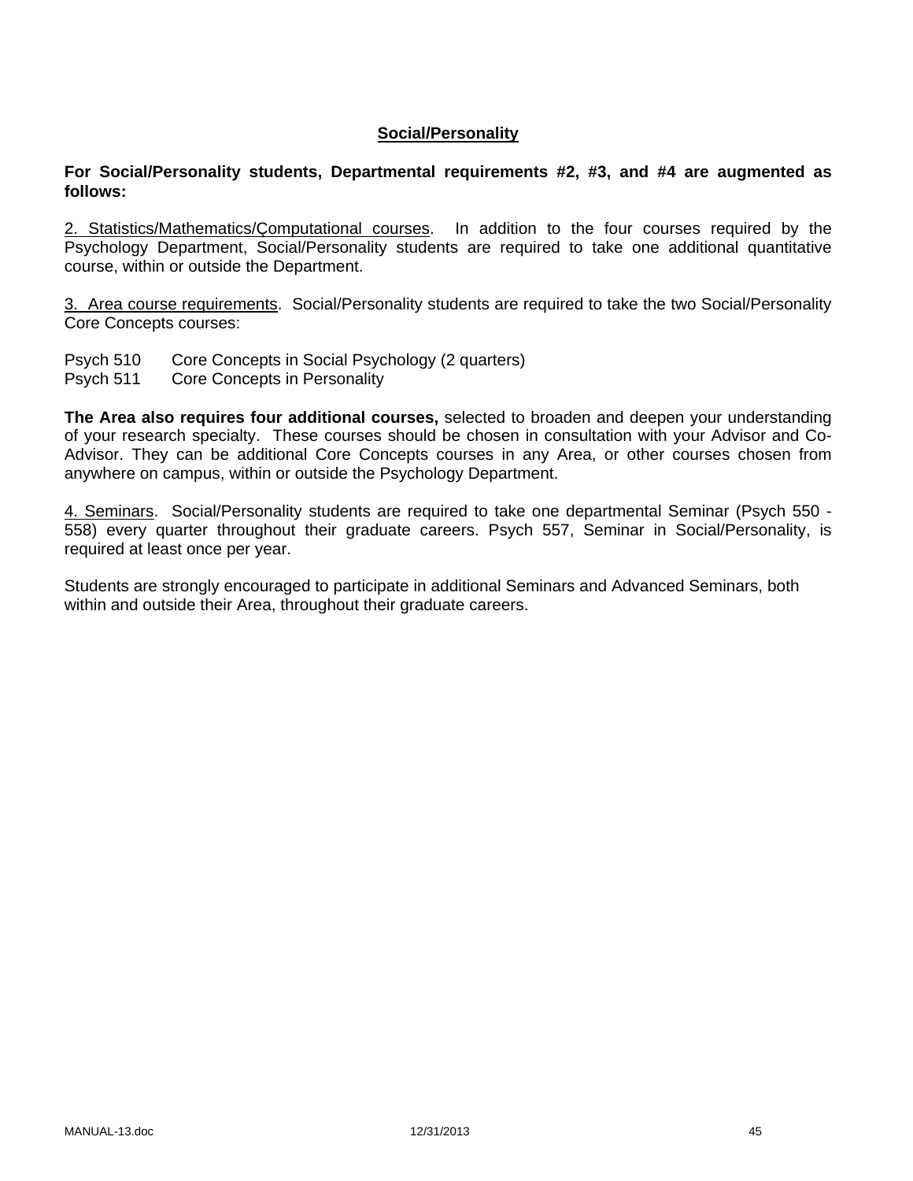## Social/Personality

**For Social/Personality students, Departmental requirements #2, #3, and #4 are augmented as follows:**

2. Statistics/Mathematics/Computational courses. In addition to the four courses required by the Psychology Department, Social/Personality students are required to take one additional quantitative course, within or outside the Department.

3. Area course requirements. Social/Personality students are required to take the two Social/Personality Core Concepts courses:

Psych 510 Core Concepts in Social Psychology (2 quarters)
Psych 511 Core Concepts in Personality

**The Area also requires four additional courses,** selected to broaden and deepen your understanding of your research specialty. These courses should be chosen in consultation with your Advisor and Co-Advisor. They can be additional Core Concepts courses in any Area, or other courses chosen from anywhere on campus, within or outside the Psychology Department.

4. Seminars. Social/Personality students are required to take one departmental Seminar (Psych 550 - 558) every quarter throughout their graduate careers. Psych 557, Seminar in Social/Personality, is required at least once per year.

Students are strongly encouraged to participate in additional Seminars and Advanced Seminars, both within and outside their Area, throughout their graduate careers.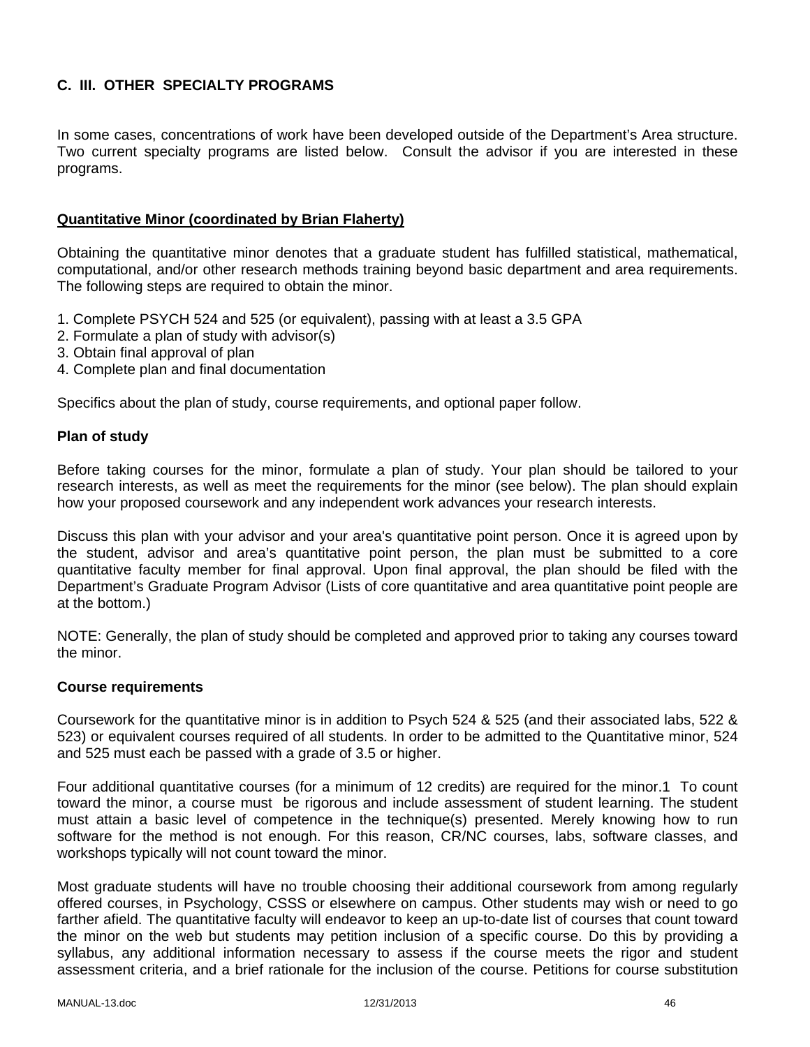## C. III. OTHER SPECIALTY PROGRAMS

In some cases, concentrations of work have been developed outside of the Department's Area structure. Two current specialty programs are listed below. Consult the advisor if you are interested in these programs.

### Quantitative Minor (coordinated by Brian Flaherty)

Obtaining the quantitative minor denotes that a graduate student has fulfilled statistical, mathematical, computational, and/or other research methods training beyond basic department and area requirements. The following steps are required to obtain the minor.

1. Complete PSYCH 524 and 525 (or equivalent), passing with at least a 3.5 GPA
2. Formulate a plan of study with advisor(s)
3. Obtain final approval of plan
4. Complete plan and final documentation

Specifics about the plan of study, course requirements, and optional paper follow.

#### Plan of study

Before taking courses for the minor, formulate a plan of study. Your plan should be tailored to your research interests, as well as meet the requirements for the minor (see below). The plan should explain how your proposed coursework and any independent work advances your research interests.

Discuss this plan with your advisor and your area's quantitative point person. Once it is agreed upon by the student, advisor and area's quantitative point person, the plan must be submitted to a core quantitative faculty member for final approval. Upon final approval, the plan should be filed with the Department's Graduate Program Advisor (Lists of core quantitative and area quantitative point people are at the bottom.)

NOTE: Generally, the plan of study should be completed and approved prior to taking any courses toward the minor.

#### Course requirements

Coursework for the quantitative minor is in addition to Psych 524 & 525 (and their associated labs, 522 & 523) or equivalent courses required of all students. In order to be admitted to the Quantitative minor, 524 and 525 must each be passed with a grade of 3.5 or higher.

Four additional quantitative courses (for a minimum of 12 credits) are required for the minor.[1] To count toward the minor, a course must be rigorous and include assessment of student learning. The student must attain a basic level of competence in the technique(s) presented. Merely knowing how to run software for the method is not enough. For this reason, CR/NC courses, labs, software classes, and workshops typically will not count toward the minor.

Most graduate students will have no trouble choosing their additional coursework from among regularly offered courses, in Psychology, CSSS or elsewhere on campus. Other students may wish or need to go farther afield. The quantitative faculty will endeavor to keep an up-to-date list of courses that count toward the minor on the web but students may petition inclusion of a specific course. Do this by providing a syllabus, any additional information necessary to assess if the course meets the rigor and student assessment criteria, and a brief rationale for the inclusion of the course. Petitions for course substitution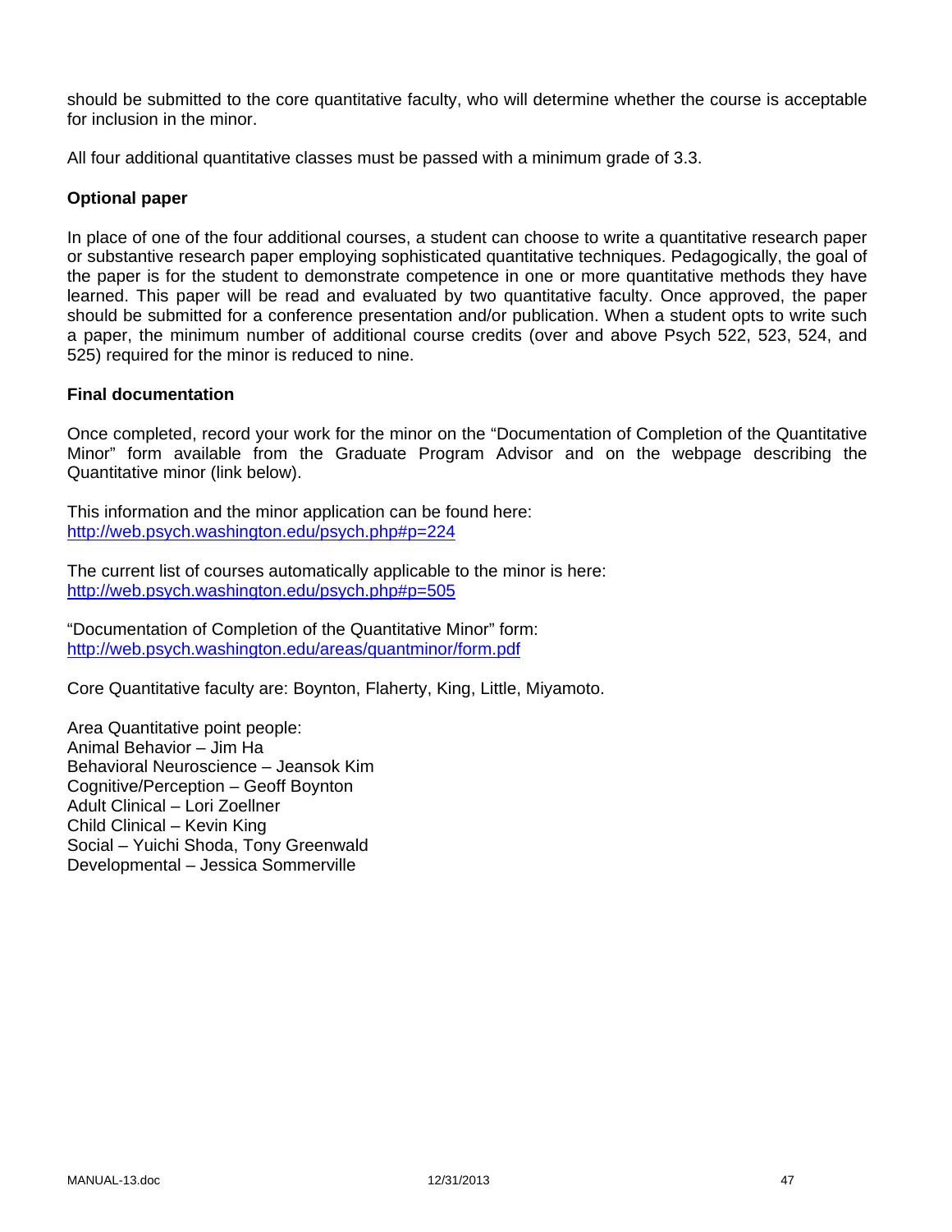should be submitted to the core quantitative faculty, who will determine whether the course is acceptable for inclusion in the minor.

All four additional quantitative classes must be passed with a minimum grade of 3.3.

**Optional paper**

In place of one of the four additional courses, a student can choose to write a quantitative research paper or substantive research paper employing sophisticated quantitative techniques. Pedagogically, the goal of the paper is for the student to demonstrate competence in one or more quantitative methods they have learned. This paper will be read and evaluated by two quantitative faculty. Once approved, the paper should be submitted for a conference presentation and/or publication. When a student opts to write such a paper, the minimum number of additional course credits (over and above Psych 522, 523, 524, and 525) required for the minor is reduced to nine.

**Final documentation**

Once completed, record your work for the minor on the "Documentation of Completion of the Quantitative Minor" form available from the Graduate Program Advisor and on the webpage describing the Quantitative minor (link below).

This information and the minor application can be found here:
http://web.psych.washington.edu/psych.php#p=224

The current list of courses automatically applicable to the minor is here:
http://web.psych.washington.edu/psych.php#p=505

"Documentation of Completion of the Quantitative Minor" form:
http://web.psych.washington.edu/areas/quantminor/form.pdf

Core Quantitative faculty are: Boynton, Flaherty, King, Little, Miyamoto.

Area Quantitative point people:
Animal Behavior – Jim Ha
Behavioral Neuroscience – Jeansok Kim
Cognitive/Perception – Geoff Boynton
Adult Clinical – Lori Zoellner
Child Clinical – Kevin King
Social – Yuichi Shoda, Tony Greenwald
Developmental – Jessica Sommerville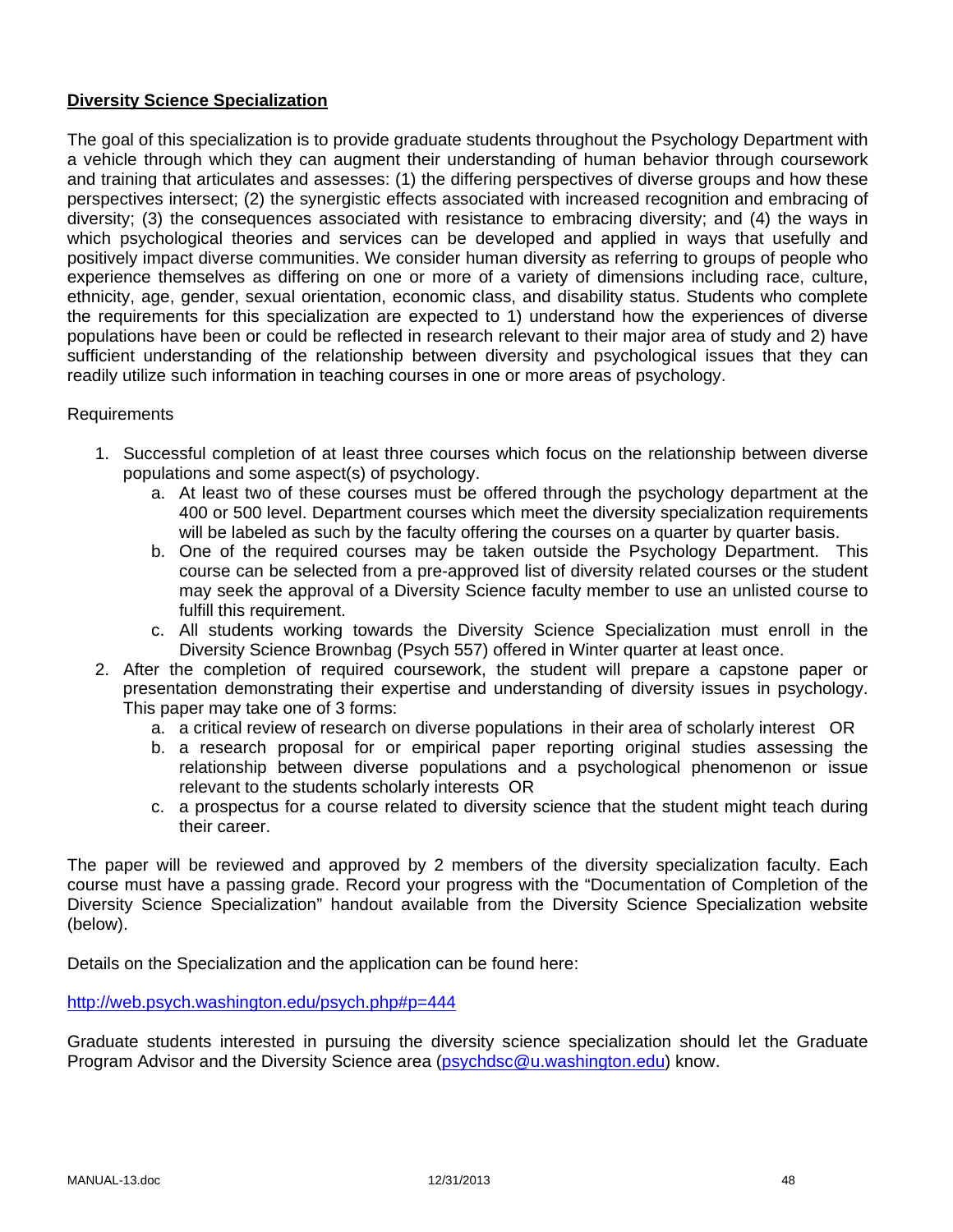## Diversity Science Specialization

The goal of this specialization is to provide graduate students throughout the Psychology Department with a vehicle through which they can augment their understanding of human behavior through coursework and training that articulates and assesses: (1) the differing perspectives of diverse groups and how these perspectives intersect; (2) the synergistic effects associated with increased recognition and embracing of diversity; (3) the consequences associated with resistance to embracing diversity; and (4) the ways in which psychological theories and services can be developed and applied in ways that usefully and positively impact diverse communities. We consider human diversity as referring to groups of people who experience themselves as differing on one or more of a variety of dimensions including race, culture, ethnicity, age, gender, sexual orientation, economic class, and disability status. Students who complete the requirements for this specialization are expected to 1) understand how the experiences of diverse populations have been or could be reflected in research relevant to their major area of study and 2) have sufficient understanding of the relationship between diversity and psychological issues that they can readily utilize such information in teaching courses in one or more areas of psychology.

Requirements

1. Successful completion of at least three courses which focus on the relationship between diverse populations and some aspect(s) of psychology.
   a. At least two of these courses must be offered through the psychology department at the 400 or 500 level. Department courses which meet the diversity specialization requirements will be labeled as such by the faculty offering the courses on a quarter by quarter basis.
   b. One of the required courses may be taken outside the Psychology Department. This course can be selected from a pre-approved list of diversity related courses or the student may seek the approval of a Diversity Science faculty member to use an unlisted course to fulfill this requirement.
   c. All students working towards the Diversity Science Specialization must enroll in the Diversity Science Brownbag (Psych 557) offered in Winter quarter at least once.
2. After the completion of required coursework, the student will prepare a capstone paper or presentation demonstrating their expertise and understanding of diversity issues in psychology. This paper may take one of 3 forms:
   a. a critical review of research on diverse populations in their area of scholarly interest OR
   b. a research proposal for or empirical paper reporting original studies assessing the relationship between diverse populations and a psychological phenomenon or issue relevant to the students scholarly interests OR
   c. a prospectus for a course related to diversity science that the student might teach during their career.

The paper will be reviewed and approved by 2 members of the diversity specialization faculty. Each course must have a passing grade. Record your progress with the "Documentation of Completion of the Diversity Science Specialization" handout available from the Diversity Science Specialization website (below).

Details on the Specialization and the application can be found here:

http://web.psych.washington.edu/psych.php#p=444

Graduate students interested in pursuing the diversity science specialization should let the Graduate Program Advisor and the Diversity Science area (psychdsc@u.washington.edu) know.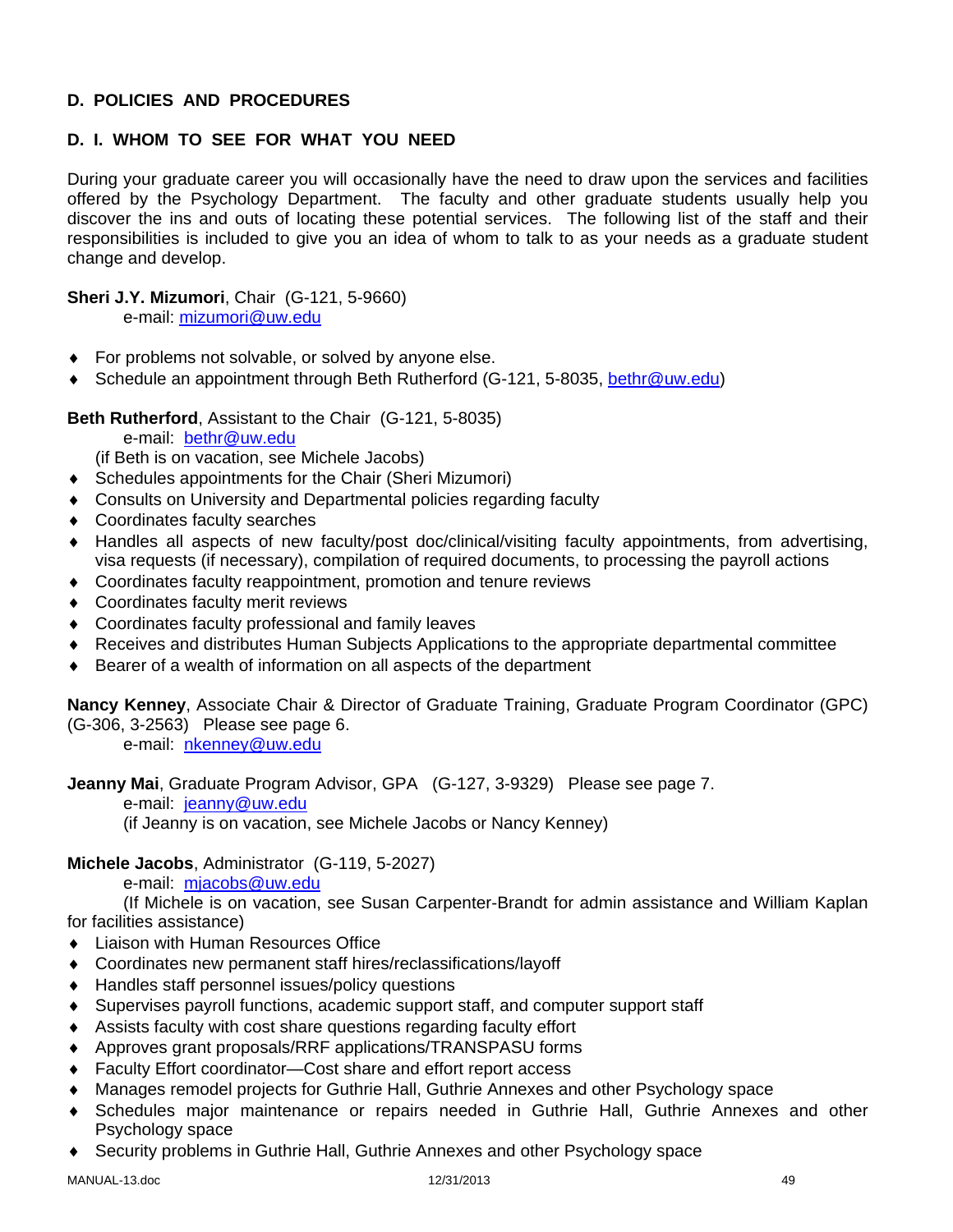## D. POLICIES AND PROCEDURES

### D. I. WHOM TO SEE FOR WHAT YOU NEED

During your graduate career you will occasionally have the need to draw upon the services and facilities offered by the Psychology Department. The faculty and other graduate students usually help you discover the ins and outs of locating these potential services. The following list of the staff and their responsibilities is included to give you an idea of whom to talk to as your needs as a graduate student change and develop.

**Sheri J.Y. Mizumori**, Chair (G-121, 5-9660)
e-mail: mizumori@uw.edu

- For problems not solvable, or solved by anyone else.
- Schedule an appointment through Beth Rutherford (G-121, 5-8035, bethr@uw.edu)

**Beth Rutherford**, Assistant to the Chair (G-121, 5-8035)
e-mail: bethr@uw.edu
(if Beth is on vacation, see Michele Jacobs)

- Schedules appointments for the Chair (Sheri Mizumori)
- Consults on University and Departmental policies regarding faculty
- Coordinates faculty searches
- Handles all aspects of new faculty/post doc/clinical/visiting faculty appointments, from advertising, visa requests (if necessary), compilation of required documents, to processing the payroll actions
- Coordinates faculty reappointment, promotion and tenure reviews
- Coordinates faculty merit reviews
- Coordinates faculty professional and family leaves
- Receives and distributes Human Subjects Applications to the appropriate departmental committee
- Bearer of a wealth of information on all aspects of the department

**Nancy Kenney**, Associate Chair & Director of Graduate Training, Graduate Program Coordinator (GPC) (G-306, 3-2563) Please see page 6.
e-mail: nkenney@uw.edu

**Jeanny Mai**, Graduate Program Advisor, GPA (G-127, 3-9329) Please see page 7.
e-mail: jeanny@uw.edu
(if Jeanny is on vacation, see Michele Jacobs or Nancy Kenney)

**Michele Jacobs**, Administrator (G-119, 5-2027)
e-mail: mjacobs@uw.edu
(If Michele is on vacation, see Susan Carpenter-Brandt for admin assistance and William Kaplan for facilities assistance)

- Liaison with Human Resources Office
- Coordinates new permanent staff hires/reclassifications/layoff
- Handles staff personnel issues/policy questions
- Supervises payroll functions, academic support staff, and computer support staff
- Assists faculty with cost share questions regarding faculty effort
- Approves grant proposals/RRF applications/TRANSPASU forms
- Faculty Effort coordinator—Cost share and effort report access
- Manages remodel projects for Guthrie Hall, Guthrie Annexes and other Psychology space
- Schedules major maintenance or repairs needed in Guthrie Hall, Guthrie Annexes and other Psychology space
- Security problems in Guthrie Hall, Guthrie Annexes and other Psychology space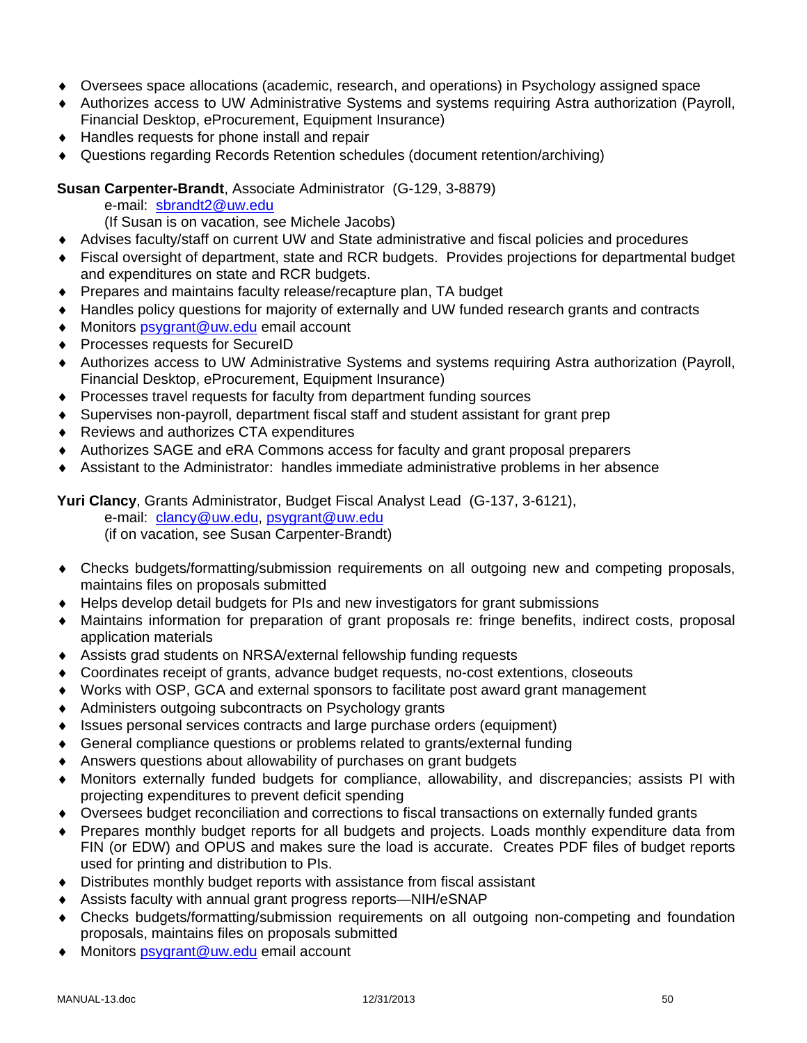- Oversees space allocations (academic, research, and operations) in Psychology assigned space
- Authorizes access to UW Administrative Systems and systems requiring Astra authorization (Payroll, Financial Desktop, eProcurement, Equipment Insurance)
- Handles requests for phone install and repair
- Questions regarding Records Retention schedules (document retention/archiving)

**Susan Carpenter-Brandt**, Associate Administrator (G-129, 3-8879)
e-mail: sbrandt2@uw.edu
(If Susan is on vacation, see Michele Jacobs)

- Advises faculty/staff on current UW and State administrative and fiscal policies and procedures
- Fiscal oversight of department, state and RCR budgets. Provides projections for departmental budget and expenditures on state and RCR budgets.
- Prepares and maintains faculty release/recapture plan, TA budget
- Handles policy questions for majority of externally and UW funded research grants and contracts
- Monitors psygrant@uw.edu email account
- Processes requests for SecureID
- Authorizes access to UW Administrative Systems and systems requiring Astra authorization (Payroll, Financial Desktop, eProcurement, Equipment Insurance)
- Processes travel requests for faculty from department funding sources
- Supervises non-payroll, department fiscal staff and student assistant for grant prep
- Reviews and authorizes CTA expenditures
- Authorizes SAGE and eRA Commons access for faculty and grant proposal preparers
- Assistant to the Administrator: handles immediate administrative problems in her absence

**Yuri Clancy**, Grants Administrator, Budget Fiscal Analyst Lead (G-137, 3-6121),
e-mail: clancy@uw.edu, psygrant@uw.edu
(if on vacation, see Susan Carpenter-Brandt)

- Checks budgets/formatting/submission requirements on all outgoing new and competing proposals, maintains files on proposals submitted
- Helps develop detail budgets for PIs and new investigators for grant submissions
- Maintains information for preparation of grant proposals re: fringe benefits, indirect costs, proposal application materials
- Assists grad students on NRSA/external fellowship funding requests
- Coordinates receipt of grants, advance budget requests, no-cost extentions, closeouts
- Works with OSP, GCA and external sponsors to facilitate post award grant management
- Administers outgoing subcontracts on Psychology grants
- Issues personal services contracts and large purchase orders (equipment)
- General compliance questions or problems related to grants/external funding
- Answers questions about allowability of purchases on grant budgets
- Monitors externally funded budgets for compliance, allowability, and discrepancies; assists PI with projecting expenditures to prevent deficit spending
- Oversees budget reconciliation and corrections to fiscal transactions on externally funded grants
- Prepares monthly budget reports for all budgets and projects. Loads monthly expenditure data from FIN (or EDW) and OPUS and makes sure the load is accurate. Creates PDF files of budget reports used for printing and distribution to PIs.
- Distributes monthly budget reports with assistance from fiscal assistant
- Assists faculty with annual grant progress reports—NIH/eSNAP
- Checks budgets/formatting/submission requirements on all outgoing non-competing and foundation proposals, maintains files on proposals submitted
- Monitors psygrant@uw.edu email account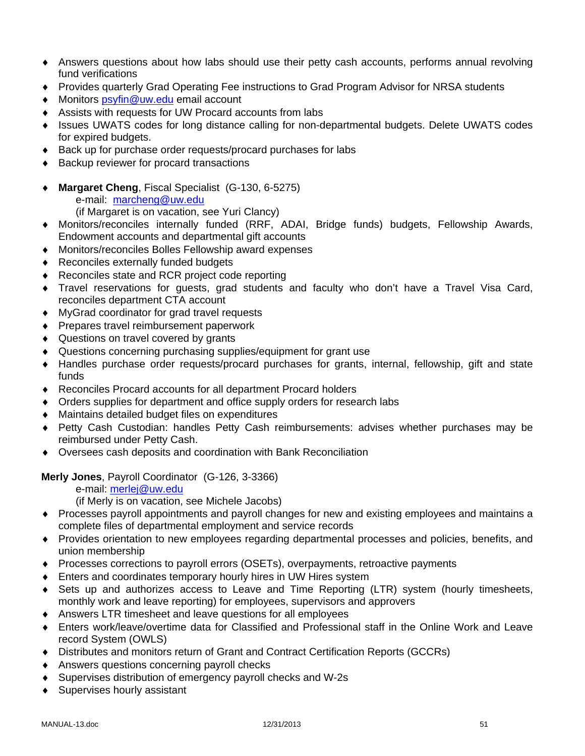- Answers questions about how labs should use their petty cash accounts, performs annual revolving fund verifications
- Provides quarterly Grad Operating Fee instructions to Grad Program Advisor for NRSA students
- Monitors psyfin@uw.edu email account
- Assists with requests for UW Procard accounts from labs
- Issues UWATS codes for long distance calling for non-departmental budgets. Delete UWATS codes for expired budgets.
- Back up for purchase order requests/procard purchases for labs
- Backup reviewer for procard transactions

- **Margaret Cheng**, Fiscal Specialist (G-130, 6-5275)
  e-mail: marcheng@uw.edu
  (if Margaret is on vacation, see Yuri Clancy)
- Monitors/reconciles internally funded (RRF, ADAI, Bridge funds) budgets, Fellowship Awards, Endowment accounts and departmental gift accounts
- Monitors/reconciles Bolles Fellowship award expenses
- Reconciles externally funded budgets
- Reconciles state and RCR project code reporting
- Travel reservations for guests, grad students and faculty who don't have a Travel Visa Card, reconciles department CTA account
- MyGrad coordinator for grad travel requests
- Prepares travel reimbursement paperwork
- Questions on travel covered by grants
- Questions concerning purchasing supplies/equipment for grant use
- Handles purchase order requests/procard purchases for grants, internal, fellowship, gift and state funds
- Reconciles Procard accounts for all department Procard holders
- Orders supplies for department and office supply orders for research labs
- Maintains detailed budget files on expenditures
- Petty Cash Custodian: handles Petty Cash reimbursements: advises whether purchases may be reimbursed under Petty Cash.
- Oversees cash deposits and coordination with Bank Reconciliation

**Merly Jones**, Payroll Coordinator (G-126, 3-3366)
e-mail: merlej@uw.edu
(if Merly is on vacation, see Michele Jacobs)

- Processes payroll appointments and payroll changes for new and existing employees and maintains a complete files of departmental employment and service records
- Provides orientation to new employees regarding departmental processes and policies, benefits, and union membership
- Processes corrections to payroll errors (OSETs), overpayments, retroactive payments
- Enters and coordinates temporary hourly hires in UW Hires system
- Sets up and authorizes access to Leave and Time Reporting (LTR) system (hourly timesheets, monthly work and leave reporting) for employees, supervisors and approvers
- Answers LTR timesheet and leave questions for all employees
- Enters work/leave/overtime data for Classified and Professional staff in the Online Work and Leave record System (OWLS)
- Distributes and monitors return of Grant and Contract Certification Reports (GCCRs)
- Answers questions concerning payroll checks
- Supervises distribution of emergency payroll checks and W-2s
- Supervises hourly assistant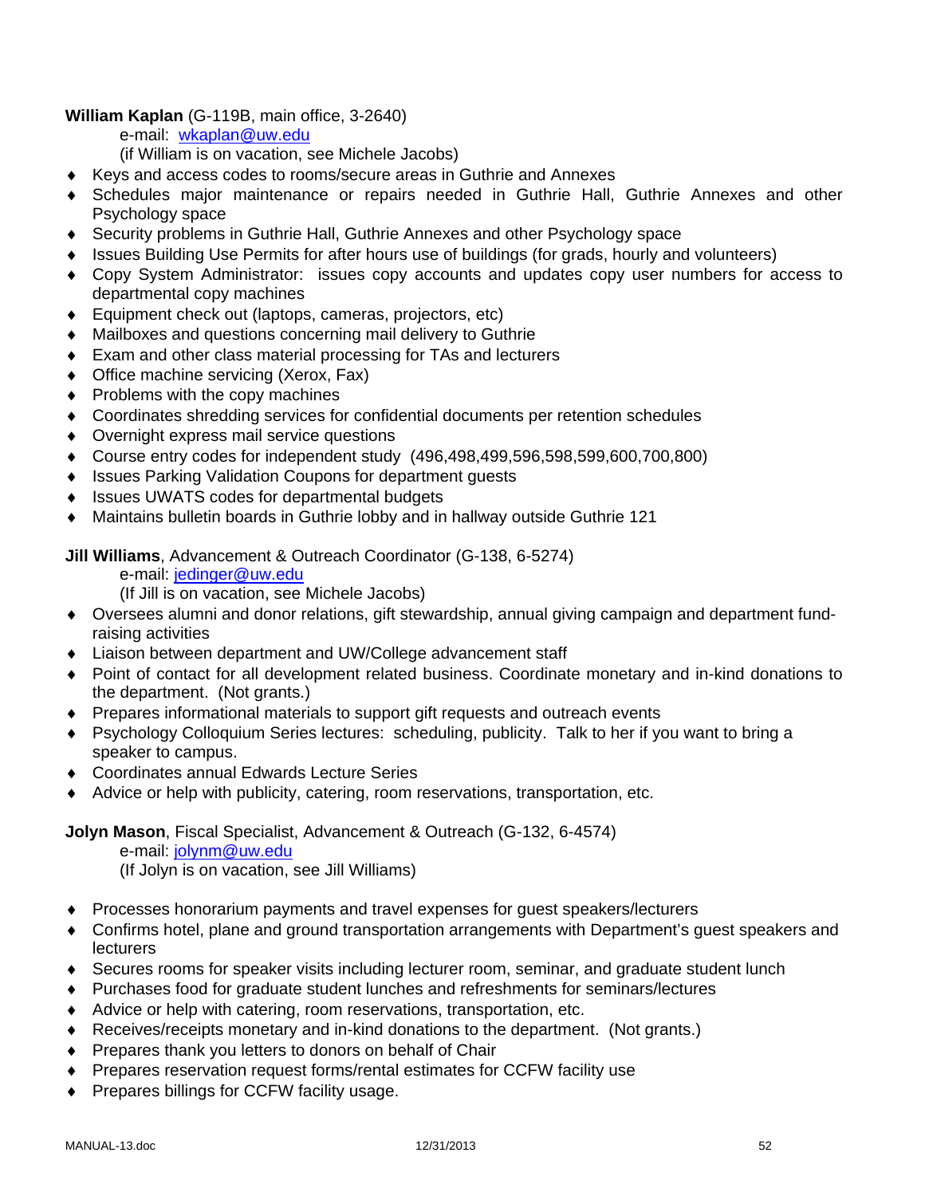**William Kaplan** (G-119B, main office, 3-2640)

e-mail: wkaplan@uw.edu

(if William is on vacation, see Michele Jacobs)

- Keys and access codes to rooms/secure areas in Guthrie and Annexes
- Schedules major maintenance or repairs needed in Guthrie Hall, Guthrie Annexes and other Psychology space
- Security problems in Guthrie Hall, Guthrie Annexes and other Psychology space
- Issues Building Use Permits for after hours use of buildings (for grads, hourly and volunteers)
- Copy System Administrator: issues copy accounts and updates copy user numbers for access to departmental copy machines
- Equipment check out (laptops, cameras, projectors, etc)
- Mailboxes and questions concerning mail delivery to Guthrie
- Exam and other class material processing for TAs and lecturers
- Office machine servicing (Xerox, Fax)
- Problems with the copy machines
- Coordinates shredding services for confidential documents per retention schedules
- Overnight express mail service questions
- Course entry codes for independent study (496,498,499,596,598,599,600,700,800)
- Issues Parking Validation Coupons for department guests
- Issues UWATS codes for departmental budgets
- Maintains bulletin boards in Guthrie lobby and in hallway outside Guthrie 121

**Jill Williams**, Advancement & Outreach Coordinator (G-138, 6-5274)

e-mail: jedinger@uw.edu

(If Jill is on vacation, see Michele Jacobs)

- Oversees alumni and donor relations, gift stewardship, annual giving campaign and department fund-raising activities
- Liaison between department and UW/College advancement staff
- Point of contact for all development related business. Coordinate monetary and in-kind donations to the department. (Not grants.)
- Prepares informational materials to support gift requests and outreach events
- Psychology Colloquium Series lectures: scheduling, publicity. Talk to her if you want to bring a speaker to campus.
- Coordinates annual Edwards Lecture Series
- Advice or help with publicity, catering, room reservations, transportation, etc.

**Jolyn Mason**, Fiscal Specialist, Advancement & Outreach (G-132, 6-4574)

e-mail: jolynm@uw.edu

(If Jolyn is on vacation, see Jill Williams)

- Processes honorarium payments and travel expenses for guest speakers/lecturers
- Confirms hotel, plane and ground transportation arrangements with Department's guest speakers and lecturers
- Secures rooms for speaker visits including lecturer room, seminar, and graduate student lunch
- Purchases food for graduate student lunches and refreshments for seminars/lectures
- Advice or help with catering, room reservations, transportation, etc.
- Receives/receipts monetary and in-kind donations to the department. (Not grants.)
- Prepares thank you letters to donors on behalf of Chair
- Prepares reservation request forms/rental estimates for CCFW facility use
- Prepares billings for CCFW facility usage.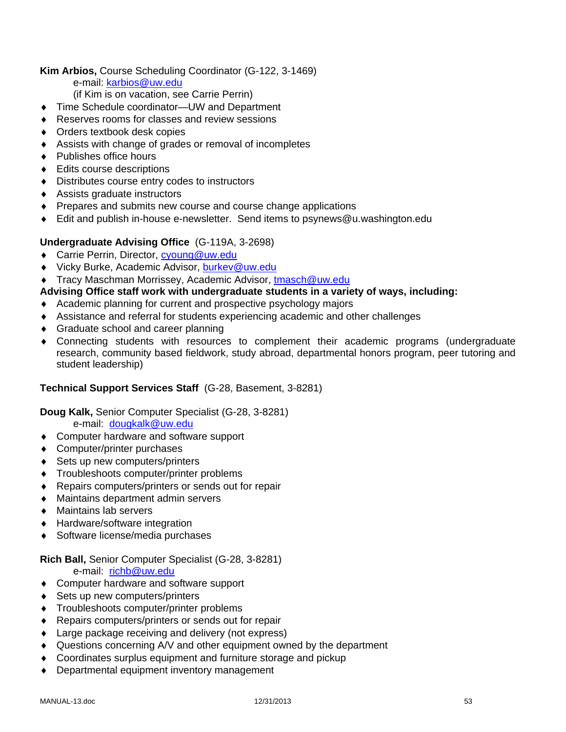**Kim Arbios,** Course Scheduling Coordinator (G-122, 3-1469)
e-mail: karbios@uw.edu
(if Kim is on vacation, see Carrie Perrin)

- Time Schedule coordinator—UW and Department
- Reserves rooms for classes and review sessions
- Orders textbook desk copies
- Assists with change of grades or removal of incompletes
- Publishes office hours
- Edits course descriptions
- Distributes course entry codes to instructors
- Assists graduate instructors
- Prepares and submits new course and course change applications
- Edit and publish in-house e-newsletter. Send items to psynews@u.washington.edu

**Undergraduate Advising Office** (G-119A, 3-2698)

- Carrie Perrin, Director, cyoung@uw.edu
- Vicky Burke, Academic Advisor, burkev@uw.edu
- Tracy Maschman Morrissey, Academic Advisor, tmasch@uw.edu

**Advising Office staff work with undergraduate students in a variety of ways, including:**

- Academic planning for current and prospective psychology majors
- Assistance and referral for students experiencing academic and other challenges
- Graduate school and career planning
- Connecting students with resources to complement their academic programs (undergraduate research, community based fieldwork, study abroad, departmental honors program, peer tutoring and student leadership)

**Technical Support Services Staff** (G-28, Basement, 3-8281)

**Doug Kalk,** Senior Computer Specialist (G-28, 3-8281)
e-mail: dougkalk@uw.edu

- Computer hardware and software support
- Computer/printer purchases
- Sets up new computers/printers
- Troubleshoots computer/printer problems
- Repairs computers/printers or sends out for repair
- Maintains department admin servers
- Maintains lab servers
- Hardware/software integration
- Software license/media purchases

**Rich Ball,** Senior Computer Specialist (G-28, 3-8281)
e-mail: richb@uw.edu

- Computer hardware and software support
- Sets up new computers/printers
- Troubleshoots computer/printer problems
- Repairs computers/printers or sends out for repair
- Large package receiving and delivery (not express)
- Questions concerning A/V and other equipment owned by the department
- Coordinates surplus equipment and furniture storage and pickup
- Departmental equipment inventory management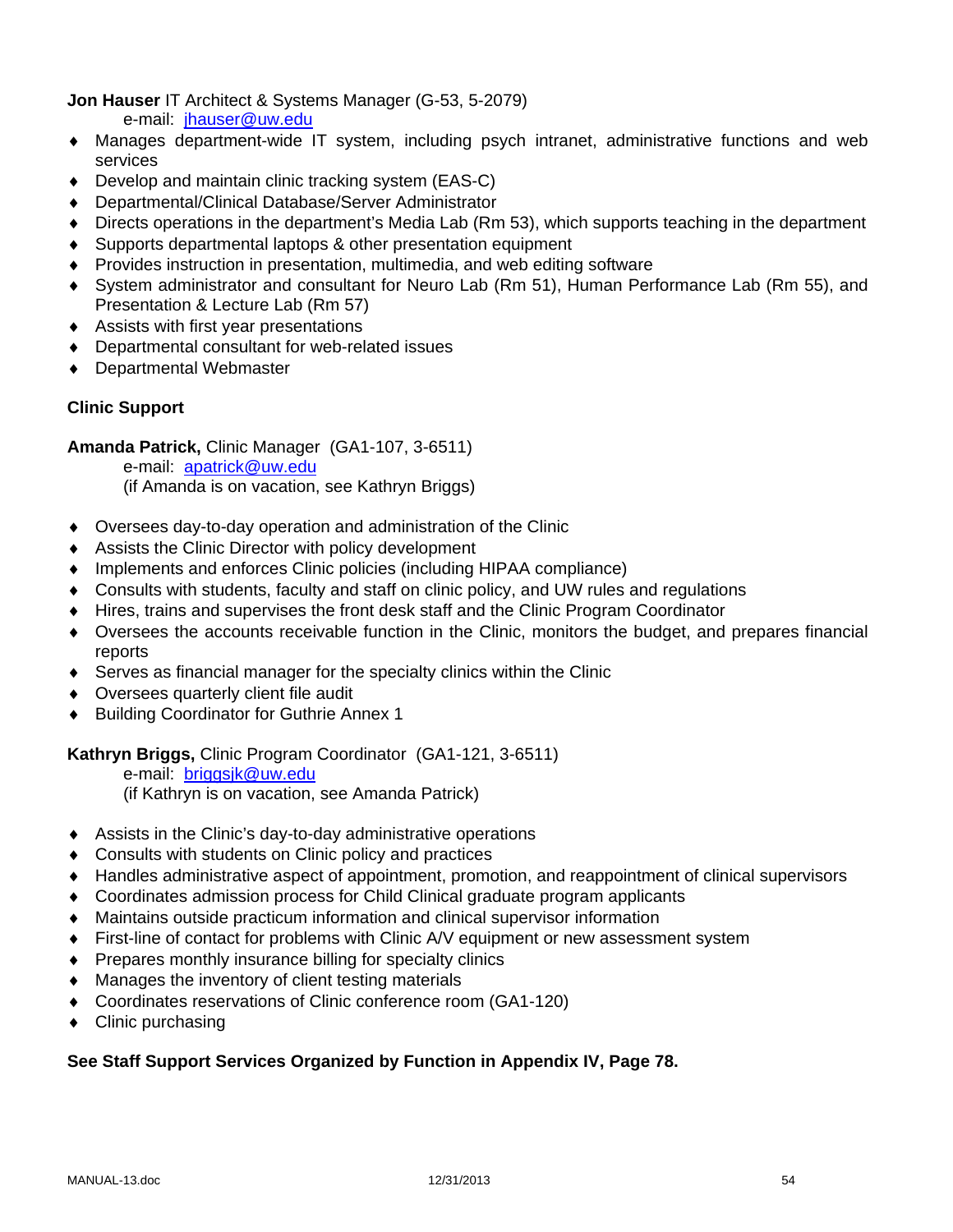**Jon Hauser** IT Architect & Systems Manager (G-53, 5-2079)
e-mail: jhauser@uw.edu

- Manages department-wide IT system, including psych intranet, administrative functions and web services
- Develop and maintain clinic tracking system (EAS-C)
- Departmental/Clinical Database/Server Administrator
- Directs operations in the department's Media Lab (Rm 53), which supports teaching in the department
- Supports departmental laptops & other presentation equipment
- Provides instruction in presentation, multimedia, and web editing software
- System administrator and consultant for Neuro Lab (Rm 51), Human Performance Lab (Rm 55), and Presentation & Lecture Lab (Rm 57)
- Assists with first year presentations
- Departmental consultant for web-related issues
- Departmental Webmaster

**Clinic Support**

**Amanda Patrick,** Clinic Manager (GA1-107, 3-6511)
e-mail: apatrick@uw.edu
(if Amanda is on vacation, see Kathryn Briggs)

- Oversees day-to-day operation and administration of the Clinic
- Assists the Clinic Director with policy development
- Implements and enforces Clinic policies (including HIPAA compliance)
- Consults with students, faculty and staff on clinic policy, and UW rules and regulations
- Hires, trains and supervises the front desk staff and the Clinic Program Coordinator
- Oversees the accounts receivable function in the Clinic, monitors the budget, and prepares financial reports
- Serves as financial manager for the specialty clinics within the Clinic
- Oversees quarterly client file audit
- Building Coordinator for Guthrie Annex 1

**Kathryn Briggs,** Clinic Program Coordinator (GA1-121, 3-6511)
e-mail: briggsjk@uw.edu
(if Kathryn is on vacation, see Amanda Patrick)

- Assists in the Clinic's day-to-day administrative operations
- Consults with students on Clinic policy and practices
- Handles administrative aspect of appointment, promotion, and reappointment of clinical supervisors
- Coordinates admission process for Child Clinical graduate program applicants
- Maintains outside practicum information and clinical supervisor information
- First-line of contact for problems with Clinic A/V equipment or new assessment system
- Prepares monthly insurance billing for specialty clinics
- Manages the inventory of client testing materials
- Coordinates reservations of Clinic conference room (GA1-120)
- Clinic purchasing

**See Staff Support Services Organized by Function in Appendix IV, Page 78.**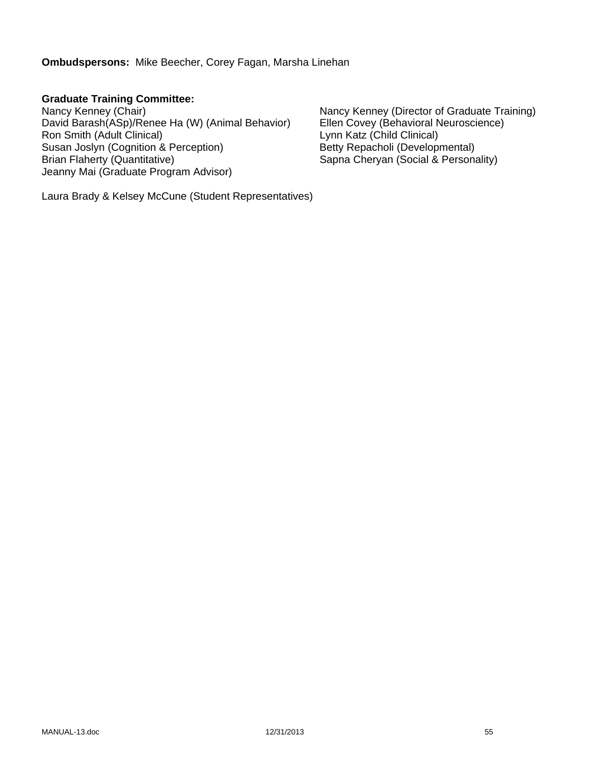**Ombudspersons:** Mike Beecher, Corey Fagan, Marsha Linehan

**Graduate Training Committee:**

Nancy Kenney (Chair)
David Barash(ASp)/Renee Ha (W) (Animal Behavior)
Ron Smith (Adult Clinical)
Susan Joslyn (Cognition & Perception)
Brian Flaherty (Quantitative)
Jeanny Mai (Graduate Program Advisor)

Nancy Kenney (Director of Graduate Training)
Ellen Covey (Behavioral Neuroscience)
Lynn Katz (Child Clinical)
Betty Repacholi (Developmental)
Sapna Cheryan (Social & Personality)

Laura Brady & Kelsey McCune (Student Representatives)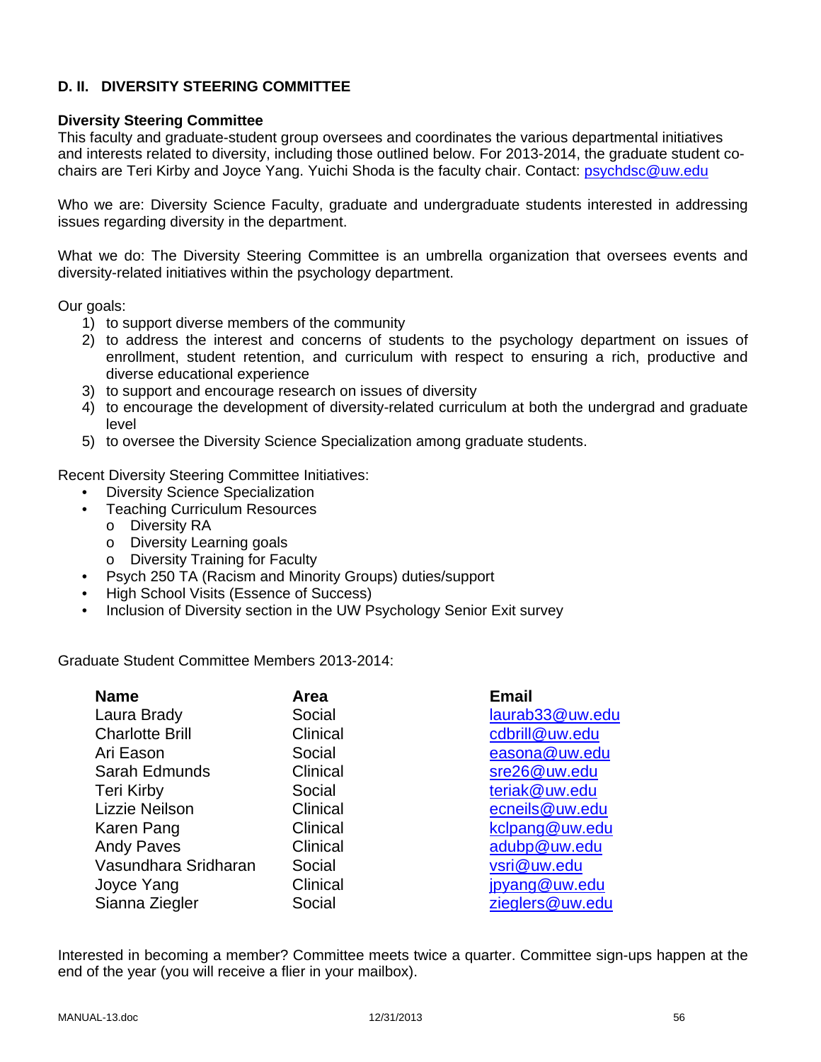## D. II. DIVERSITY STEERING COMMITTEE

**Diversity Steering Committee**
This faculty and graduate-student group oversees and coordinates the various departmental initiatives and interests related to diversity, including those outlined below. For 2013-2014, the graduate student co-chairs are Teri Kirby and Joyce Yang. Yuichi Shoda is the faculty chair. Contact: psychdsc@uw.edu

Who we are: Diversity Science Faculty, graduate and undergraduate students interested in addressing issues regarding diversity in the department.

What we do: The Diversity Steering Committee is an umbrella organization that oversees events and diversity-related initiatives within the psychology department.

Our goals:

1) to support diverse members of the community
2) to address the interest and concerns of students to the psychology department on issues of enrollment, student retention, and curriculum with respect to ensuring a rich, productive and diverse educational experience
3) to support and encourage research on issues of diversity
4) to encourage the development of diversity-related curriculum at both the undergrad and graduate level
5) to oversee the Diversity Science Specialization among graduate students.

Recent Diversity Steering Committee Initiatives:

- Diversity Science Specialization
- Teaching Curriculum Resources
  - Diversity RA
  - Diversity Learning goals
  - Diversity Training for Faculty
- Psych 250 TA (Racism and Minority Groups) duties/support
- High School Visits (Essence of Success)
- Inclusion of Diversity section in the UW Psychology Senior Exit survey

Graduate Student Committee Members 2013-2014:

| Name | Area | Email |
|---|---|---|
| Laura Brady | Social | laurab33@uw.edu |
| Charlotte Brill | Clinical | cdbrill@uw.edu |
| Ari Eason | Social | easona@uw.edu |
| Sarah Edmunds | Clinical | sre26@uw.edu |
| Teri Kirby | Social | teriak@uw.edu |
| Lizzie Neilson | Clinical | ecneils@uw.edu |
| Karen Pang | Clinical | kclpang@uw.edu |
| Andy Paves | Clinical | adubp@uw.edu |
| Vasundhara Sridharan | Social | vsri@uw.edu |
| Joyce Yang | Clinical | jpyang@uw.edu |
| Sianna Ziegler | Social | zieglers@uw.edu |

Interested in becoming a member? Committee meets twice a quarter. Committee sign-ups happen at the end of the year (you will receive a flier in your mailbox).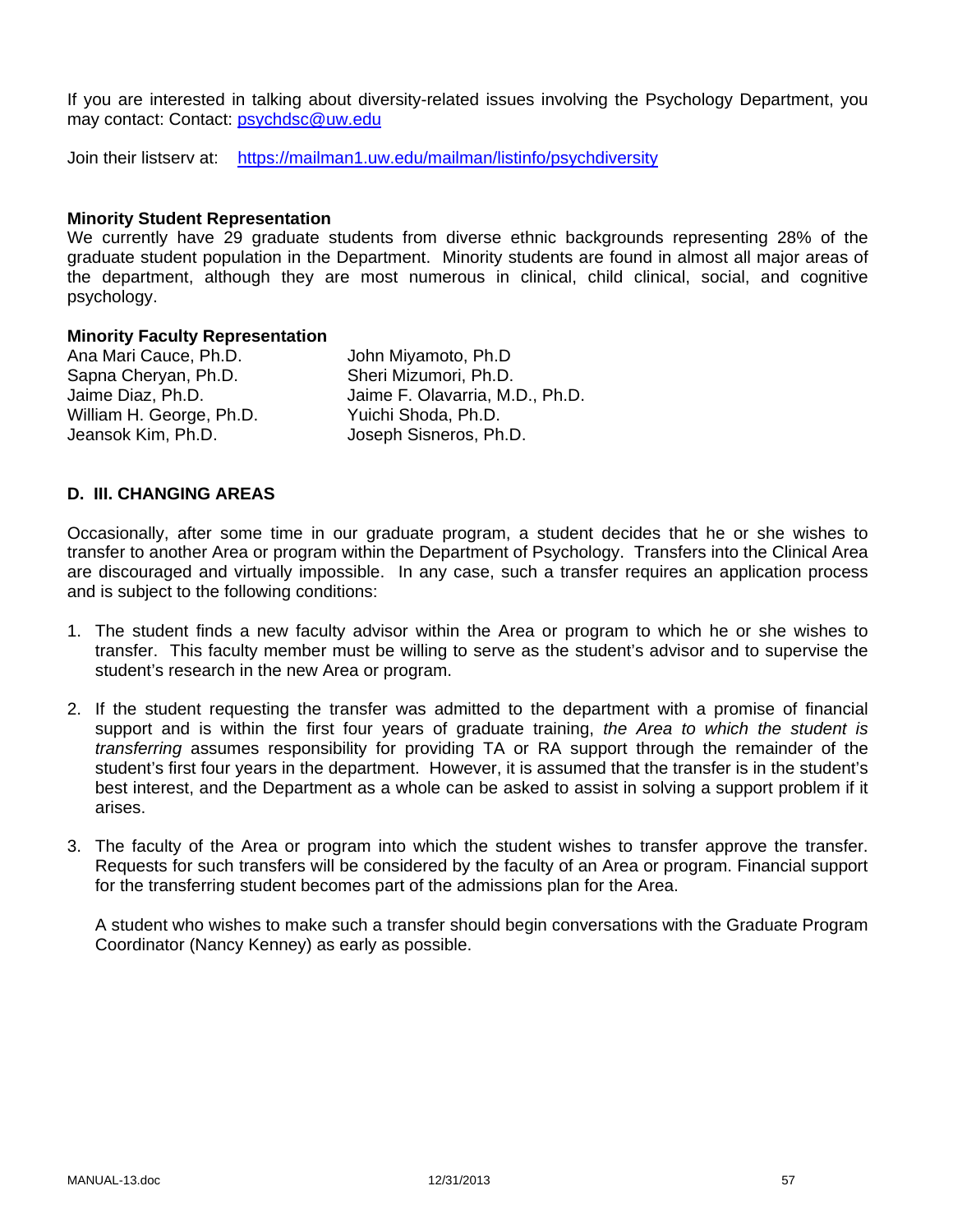If you are interested in talking about diversity-related issues involving the Psychology Department, you may contact: Contact: psychdsc@uw.edu

Join their listserv at: https://mailman1.uw.edu/mailman/listinfo/psychdiversity

**Minority Student Representation**
We currently have 29 graduate students from diverse ethnic backgrounds representing 28% of the graduate student population in the Department. Minority students are found in almost all major areas of the department, although they are most numerous in clinical, child clinical, social, and cognitive psychology.

**Minority Faculty Representation**

Ana Mari Cauce, Ph.D.
Sapna Cheryan, Ph.D.
Jaime Diaz, Ph.D.
William H. George, Ph.D.
Jeansok Kim, Ph.D.
John Miyamoto, Ph.D
Sheri Mizumori, Ph.D.
Jaime F. Olavarria, M.D., Ph.D.
Yuichi Shoda, Ph.D.
Joseph Sisneros, Ph.D.

## D. III. CHANGING AREAS

Occasionally, after some time in our graduate program, a student decides that he or she wishes to transfer to another Area or program within the Department of Psychology. Transfers into the Clinical Area are discouraged and virtually impossible. In any case, such a transfer requires an application process and is subject to the following conditions:

1. The student finds a new faculty advisor within the Area or program to which he or she wishes to transfer. This faculty member must be willing to serve as the student's advisor and to supervise the student's research in the new Area or program.

2. If the student requesting the transfer was admitted to the department with a promise of financial support and is within the first four years of graduate training, *the Area to which the student is transferring* assumes responsibility for providing TA or RA support through the remainder of the student's first four years in the department. However, it is assumed that the transfer is in the student's best interest, and the Department as a whole can be asked to assist in solving a support problem if it arises.

3. The faculty of the Area or program into which the student wishes to transfer approve the transfer. Requests for such transfers will be considered by the faculty of an Area or program. Financial support for the transferring student becomes part of the admissions plan for the Area.

   A student who wishes to make such a transfer should begin conversations with the Graduate Program Coordinator (Nancy Kenney) as early as possible.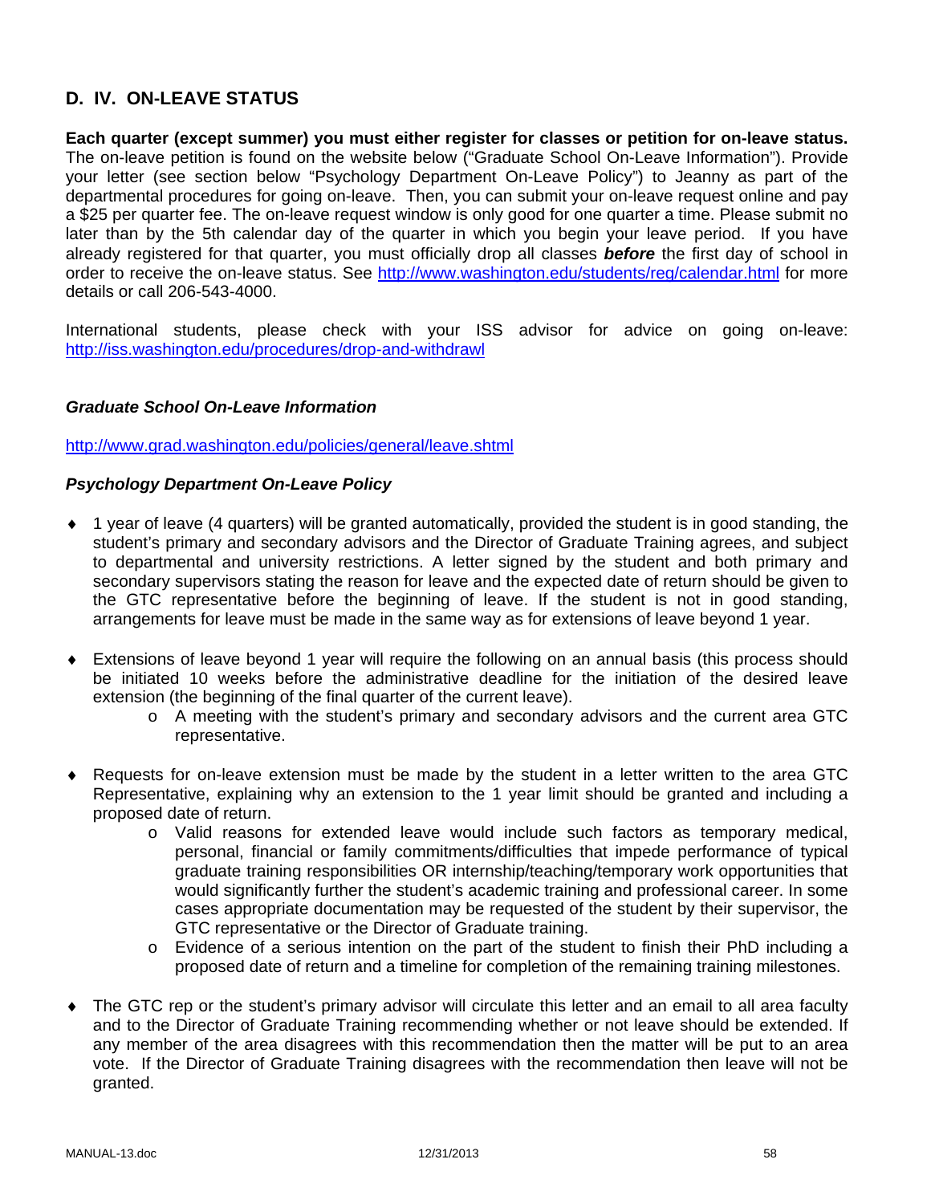## D. IV. ON-LEAVE STATUS

**Each quarter (except summer) you must either register for classes or petition for on-leave status.** The on-leave petition is found on the website below ("Graduate School On-Leave Information"). Provide your letter (see section below "Psychology Department On-Leave Policy") to Jeanny as part of the departmental procedures for going on-leave. Then, you can submit your on-leave request online and pay a $25 per quarter fee. The on-leave request window is only good for one quarter a time. Please submit no later than by the 5th calendar day of the quarter in which you begin your leave period. If you have already registered for that quarter, you must officially drop all classes ***before*** the first day of school in order to receive the on-leave status. See http://www.washington.edu/students/reg/calendar.html for more details or call 206-543-4000.

International students, please check with your ISS advisor for advice on going on-leave: http://iss.washington.edu/procedures/drop-and-withdrawl

### *Graduate School On-Leave Information*

http://www.grad.washington.edu/policies/general/leave.shtml

### *Psychology Department On-Leave Policy*

- 1 year of leave (4 quarters) will be granted automatically, provided the student is in good standing, the student's primary and secondary advisors and the Director of Graduate Training agrees, and subject to departmental and university restrictions. A letter signed by the student and both primary and secondary supervisors stating the reason for leave and the expected date of return should be given to the GTC representative before the beginning of leave. If the student is not in good standing, arrangements for leave must be made in the same way as for extensions of leave beyond 1 year.

- Extensions of leave beyond 1 year will require the following on an annual basis (this process should be initiated 10 weeks before the administrative deadline for the initiation of the desired leave extension (the beginning of the final quarter of the current leave).
    - A meeting with the student's primary and secondary advisors and the current area GTC representative.

- Requests for on-leave extension must be made by the student in a letter written to the area GTC Representative, explaining why an extension to the 1 year limit should be granted and including a proposed date of return.
    - Valid reasons for extended leave would include such factors as temporary medical, personal, financial or family commitments/difficulties that impede performance of typical graduate training responsibilities OR internship/teaching/temporary work opportunities that would significantly further the student's academic training and professional career. In some cases appropriate documentation may be requested of the student by their supervisor, the GTC representative or the Director of Graduate training.
    - Evidence of a serious intention on the part of the student to finish their PhD including a proposed date of return and a timeline for completion of the remaining training milestones.

- The GTC rep or the student's primary advisor will circulate this letter and an email to all area faculty and to the Director of Graduate Training recommending whether or not leave should be extended. If any member of the area disagrees with this recommendation then the matter will be put to an area vote. If the Director of Graduate Training disagrees with the recommendation then leave will not be granted.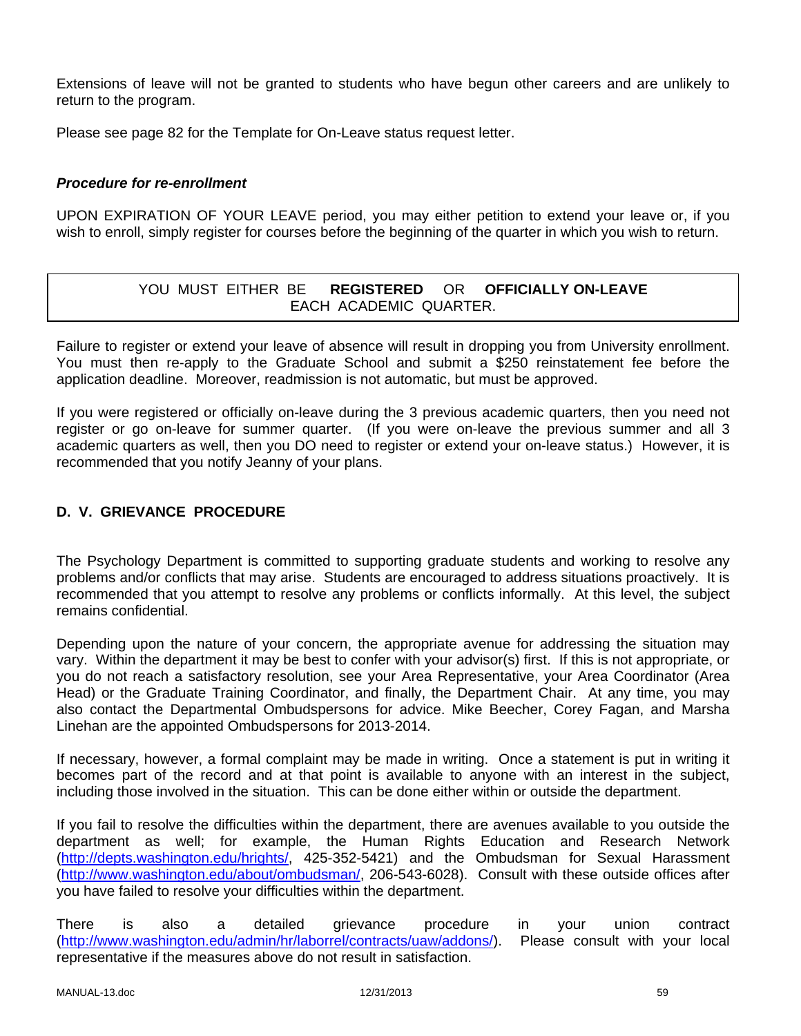Extensions of leave will not be granted to students who have begun other careers and are unlikely to return to the program.

Please see page 82 for the Template for On-Leave status request letter.

***Procedure for re-enrollment***

UPON EXPIRATION OF YOUR LEAVE period, you may either petition to extend your leave or, if you wish to enroll, simply register for courses before the beginning of the quarter in which you wish to return.

| YOU MUST EITHER BE **REGISTERED** OR **OFFICIALLY ON-LEAVE** EACH ACADEMIC QUARTER. |
|---|

Failure to register or extend your leave of absence will result in dropping you from University enrollment. You must then re-apply to the Graduate School and submit a $250 reinstatement fee before the application deadline. Moreover, readmission is not automatic, but must be approved.

If you were registered or officially on-leave during the 3 previous academic quarters, then you need not register or go on-leave for summer quarter. (If you were on-leave the previous summer and all 3 academic quarters as well, then you DO need to register or extend your on-leave status.) However, it is recommended that you notify Jeanny of your plans.

## D. V. GRIEVANCE PROCEDURE

The Psychology Department is committed to supporting graduate students and working to resolve any problems and/or conflicts that may arise. Students are encouraged to address situations proactively. It is recommended that you attempt to resolve any problems or conflicts informally. At this level, the subject remains confidential.

Depending upon the nature of your concern, the appropriate avenue for addressing the situation may vary. Within the department it may be best to confer with your advisor(s) first. If this is not appropriate, or you do not reach a satisfactory resolution, see your Area Representative, your Area Coordinator (Area Head) or the Graduate Training Coordinator, and finally, the Department Chair. At any time, you may also contact the Departmental Ombudspersons for advice. Mike Beecher, Corey Fagan, and Marsha Linehan are the appointed Ombudspersons for 2013-2014.

If necessary, however, a formal complaint may be made in writing. Once a statement is put in writing it becomes part of the record and at that point is available to anyone with an interest in the subject, including those involved in the situation. This can be done either within or outside the department.

If you fail to resolve the difficulties within the department, there are avenues available to you outside the department as well; for example, the Human Rights Education and Research Network (http://depts.washington.edu/hrights/, 425-352-5421) and the Ombudsman for Sexual Harassment (http://www.washington.edu/about/ombudsman/, 206-543-6028). Consult with these outside offices after you have failed to resolve your difficulties within the department.

There is also a detailed grievance procedure in your union contract (http://www.washington.edu/admin/hr/laborrel/contracts/uaw/addons/). Please consult with your local representative if the measures above do not result in satisfaction.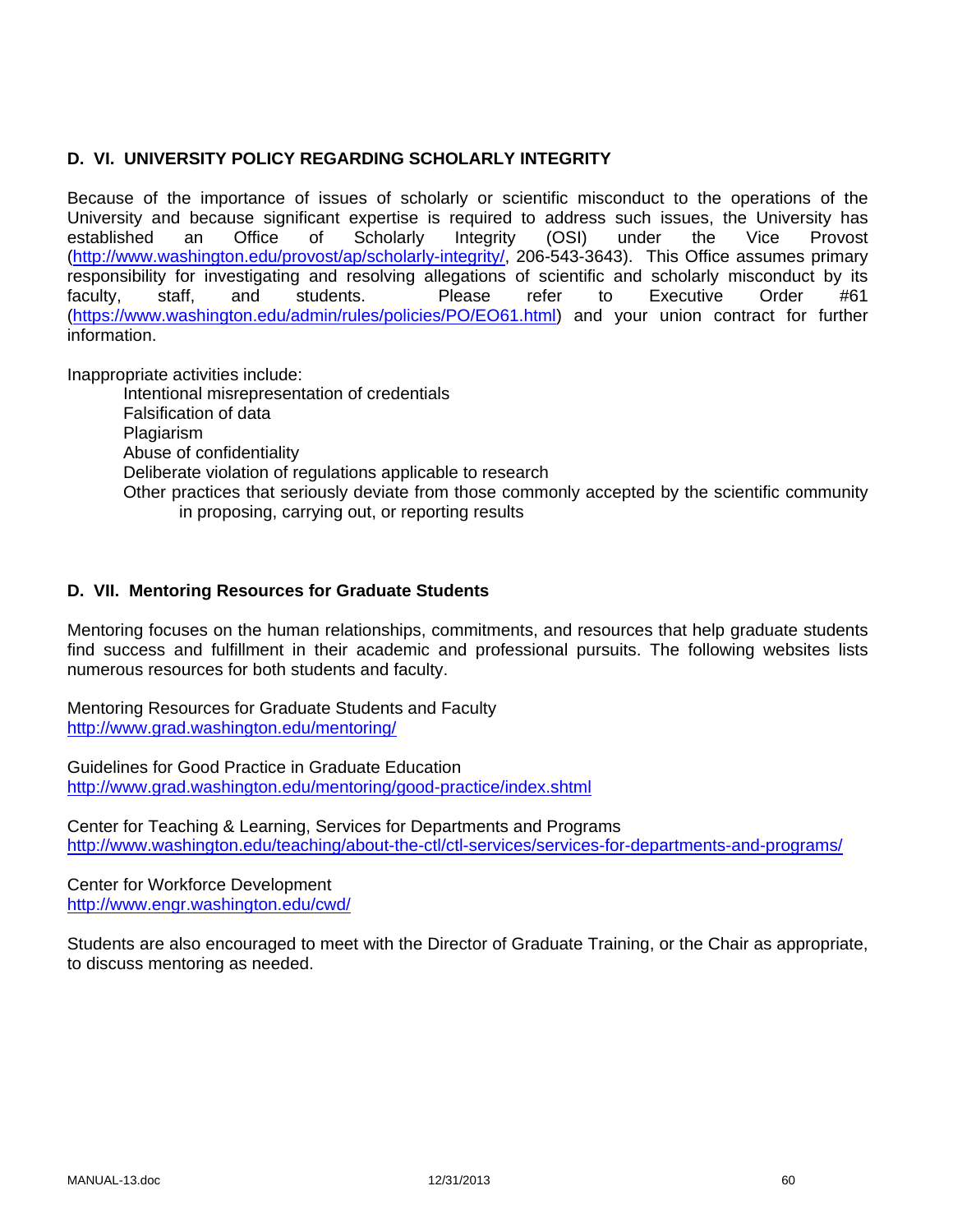### D. VI. UNIVERSITY POLICY REGARDING SCHOLARLY INTEGRITY

Because of the importance of issues of scholarly or scientific misconduct to the operations of the University and because significant expertise is required to address such issues, the University has established an Office of Scholarly Integrity (OSI) under the Vice Provost (http://www.washington.edu/provost/ap/scholarly-integrity/, 206-543-3643). This Office assumes primary responsibility for investigating and resolving allegations of scientific and scholarly misconduct by its faculty, staff, and students. Please refer to Executive Order #61 (https://www.washington.edu/admin/rules/policies/PO/EO61.html) and your union contract for further information.

Inappropriate activities include:

- Intentional misrepresentation of credentials
- Falsification of data
- Plagiarism
- Abuse of confidentiality
- Deliberate violation of regulations applicable to research
- Other practices that seriously deviate from those commonly accepted by the scientific community in proposing, carrying out, or reporting results

### D. VII. Mentoring Resources for Graduate Students

Mentoring focuses on the human relationships, commitments, and resources that help graduate students find success and fulfillment in their academic and professional pursuits. The following websites lists numerous resources for both students and faculty.

Mentoring Resources for Graduate Students and Faculty
http://www.grad.washington.edu/mentoring/

Guidelines for Good Practice in Graduate Education
http://www.grad.washington.edu/mentoring/good-practice/index.shtml

Center for Teaching & Learning, Services for Departments and Programs
http://www.washington.edu/teaching/about-the-ctl/ctl-services/services-for-departments-and-programs/

Center for Workforce Development
http://www.engr.washington.edu/cwd/

Students are also encouraged to meet with the Director of Graduate Training, or the Chair as appropriate, to discuss mentoring as needed.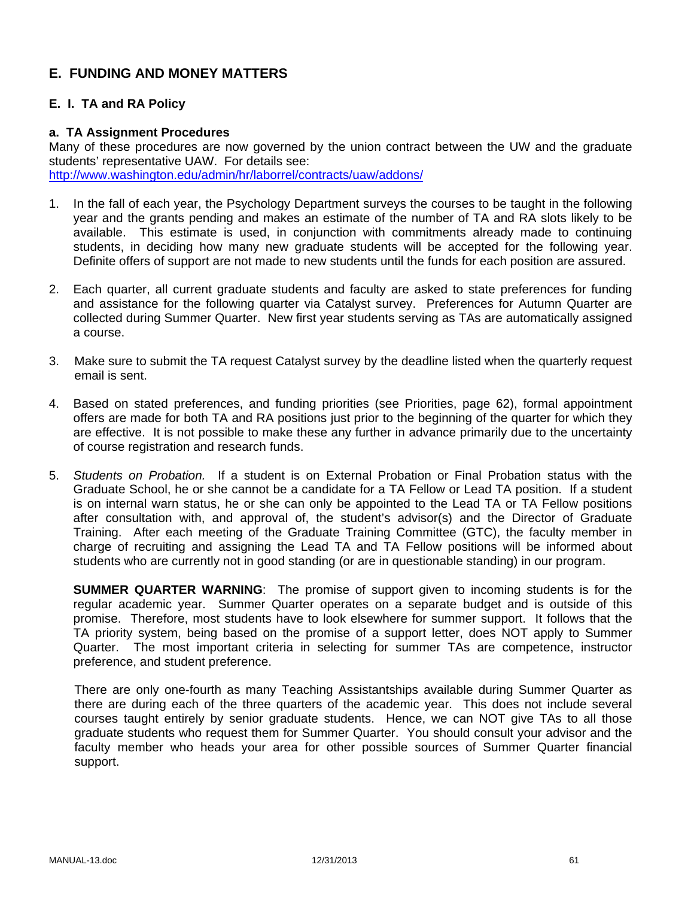# E. FUNDING AND MONEY MATTERS

## E. I. TA and RA Policy

### a. TA Assignment Procedures

Many of these procedures are now governed by the union contract between the UW and the graduate students' representative UAW. For details see: http://www.washington.edu/admin/hr/laborrel/contracts/uaw/addons/

1. In the fall of each year, the Psychology Department surveys the courses to be taught in the following year and the grants pending and makes an estimate of the number of TA and RA slots likely to be available. This estimate is used, in conjunction with commitments already made to continuing students, in deciding how many new graduate students will be accepted for the following year. Definite offers of support are not made to new students until the funds for each position are assured.

2. Each quarter, all current graduate students and faculty are asked to state preferences for funding and assistance for the following quarter via Catalyst survey. Preferences for Autumn Quarter are collected during Summer Quarter. New first year students serving as TAs are automatically assigned a course.

3. Make sure to submit the TA request Catalyst survey by the deadline listed when the quarterly request email is sent.

4. Based on stated preferences, and funding priorities (see Priorities, page 62), formal appointment offers are made for both TA and RA positions just prior to the beginning of the quarter for which they are effective. It is not possible to make these any further in advance primarily due to the uncertainty of course registration and research funds.

5. *Students on Probation.* If a student is on External Probation or Final Probation status with the Graduate School, he or she cannot be a candidate for a TA Fellow or Lead TA position. If a student is on internal warn status, he or she can only be appointed to the Lead TA or TA Fellow positions after consultation with, and approval of, the student's advisor(s) and the Director of Graduate Training. After each meeting of the Graduate Training Committee (GTC), the faculty member in charge of recruiting and assigning the Lead TA and TA Fellow positions will be informed about students who are currently not in good standing (or are in questionable standing) in our program.

   **SUMMER QUARTER WARNING**: The promise of support given to incoming students is for the regular academic year. Summer Quarter operates on a separate budget and is outside of this promise. Therefore, most students have to look elsewhere for summer support. It follows that the TA priority system, being based on the promise of a support letter, does NOT apply to Summer Quarter. The most important criteria in selecting for summer TAs are competence, instructor preference, and student preference.

   There are only one-fourth as many Teaching Assistantships available during Summer Quarter as there are during each of the three quarters of the academic year. This does not include several courses taught entirely by senior graduate students. Hence, we can NOT give TAs to all those graduate students who request them for Summer Quarter. You should consult your advisor and the faculty member who heads your area for other possible sources of Summer Quarter financial support.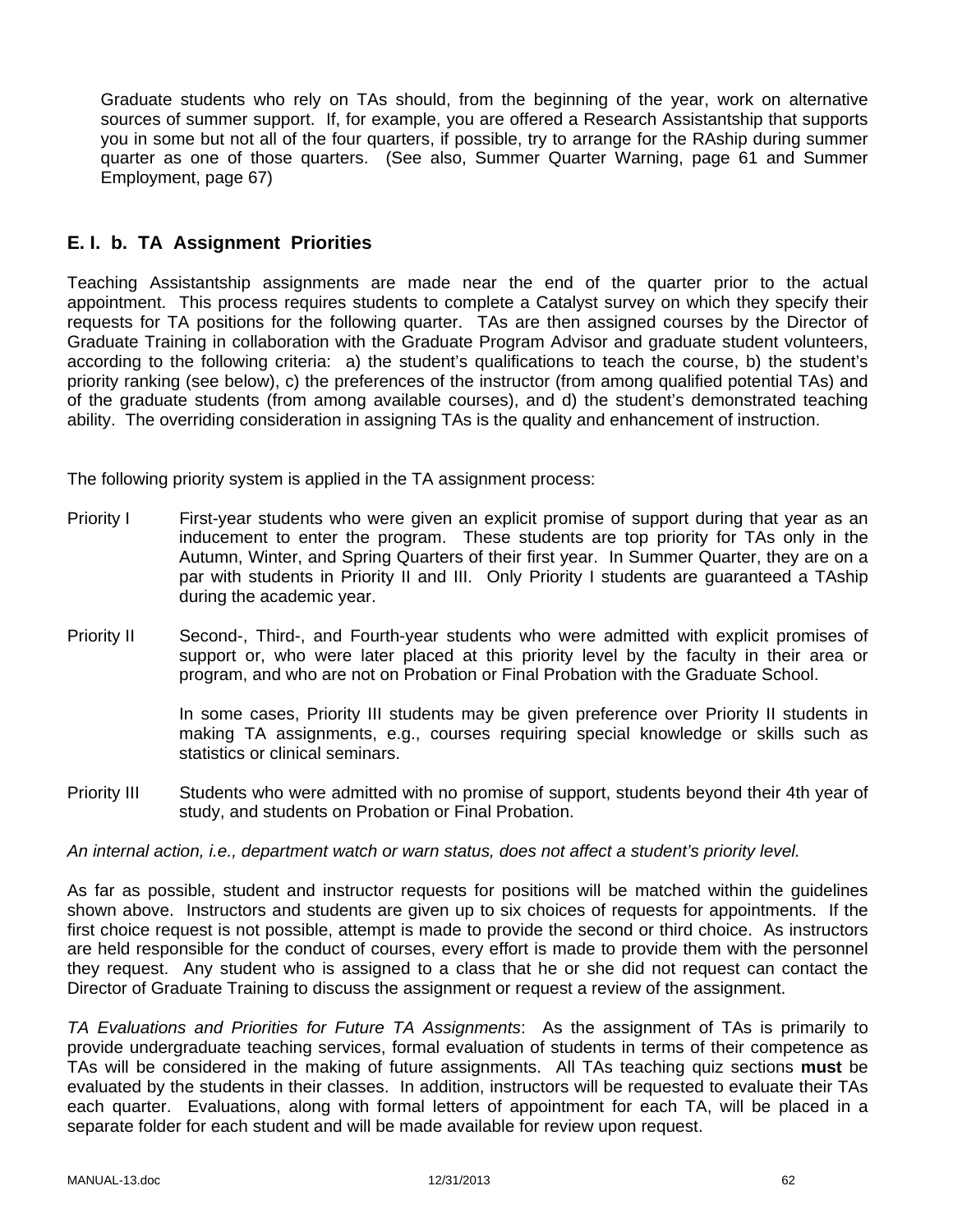Graduate students who rely on TAs should, from the beginning of the year, work on alternative sources of summer support. If, for example, you are offered a Research Assistantship that supports you in some but not all of the four quarters, if possible, try to arrange for the RAship during summer quarter as one of those quarters. (See also, Summer Quarter Warning, page 61 and Summer Employment, page 67)

## E. I. b. TA Assignment Priorities

Teaching Assistantship assignments are made near the end of the quarter prior to the actual appointment. This process requires students to complete a Catalyst survey on which they specify their requests for TA positions for the following quarter. TAs are then assigned courses by the Director of Graduate Training in collaboration with the Graduate Program Advisor and graduate student volunteers, according to the following criteria: a) the student's qualifications to teach the course, b) the student's priority ranking (see below), c) the preferences of the instructor (from among qualified potential TAs) and of the graduate students (from among available courses), and d) the student's demonstrated teaching ability. The overriding consideration in assigning TAs is the quality and enhancement of instruction.

The following priority system is applied in the TA assignment process:

Priority I — First-year students who were given an explicit promise of support during that year as an inducement to enter the program. These students are top priority for TAs only in the Autumn, Winter, and Spring Quarters of their first year. In Summer Quarter, they are on a par with students in Priority II and III. Only Priority I students are guaranteed a TAship during the academic year.

Priority II — Second-, Third-, and Fourth-year students who were admitted with explicit promises of support or, who were later placed at this priority level by the faculty in their area or program, and who are not on Probation or Final Probation with the Graduate School.

In some cases, Priority III students may be given preference over Priority II students in making TA assignments, e.g., courses requiring special knowledge or skills such as statistics or clinical seminars.

Priority III — Students who were admitted with no promise of support, students beyond their 4th year of study, and students on Probation or Final Probation.

*An internal action, i.e., department watch or warn status, does not affect a student's priority level.*

As far as possible, student and instructor requests for positions will be matched within the guidelines shown above. Instructors and students are given up to six choices of requests for appointments. If the first choice request is not possible, attempt is made to provide the second or third choice. As instructors are held responsible for the conduct of courses, every effort is made to provide them with the personnel they request. Any student who is assigned to a class that he or she did not request can contact the Director of Graduate Training to discuss the assignment or request a review of the assignment.

*TA Evaluations and Priorities for Future TA Assignments*: As the assignment of TAs is primarily to provide undergraduate teaching services, formal evaluation of students in terms of their competence as TAs will be considered in the making of future assignments. All TAs teaching quiz sections **must** be evaluated by the students in their classes. In addition, instructors will be requested to evaluate their TAs each quarter. Evaluations, along with formal letters of appointment for each TA, will be placed in a separate folder for each student and will be made available for review upon request.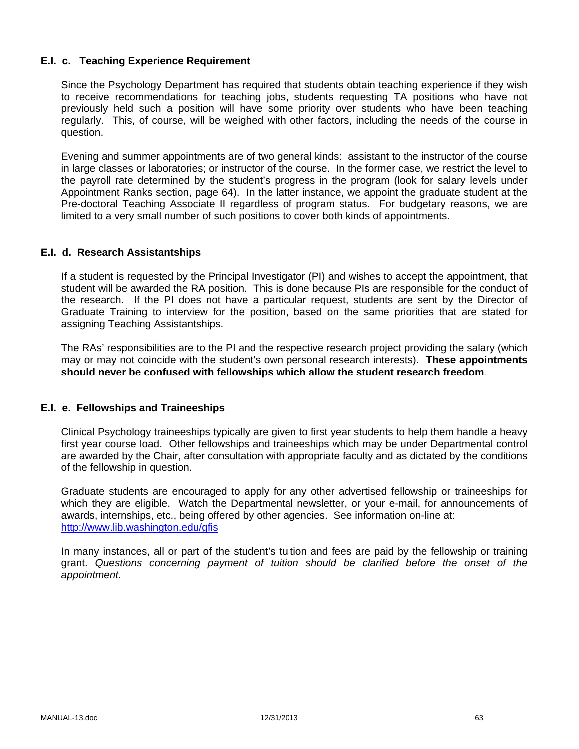### E.I. c. Teaching Experience Requirement

Since the Psychology Department has required that students obtain teaching experience if they wish to receive recommendations for teaching jobs, students requesting TA positions who have not previously held such a position will have some priority over students who have been teaching regularly. This, of course, will be weighed with other factors, including the needs of the course in question.

Evening and summer appointments are of two general kinds: assistant to the instructor of the course in large classes or laboratories; or instructor of the course. In the former case, we restrict the level to the payroll rate determined by the student's progress in the program (look for salary levels under Appointment Ranks section, page 64). In the latter instance, we appoint the graduate student at the Pre-doctoral Teaching Associate II regardless of program status. For budgetary reasons, we are limited to a very small number of such positions to cover both kinds of appointments.

### E.I. d. Research Assistantships

If a student is requested by the Principal Investigator (PI) and wishes to accept the appointment, that student will be awarded the RA position. This is done because PIs are responsible for the conduct of the research. If the PI does not have a particular request, students are sent by the Director of Graduate Training to interview for the position, based on the same priorities that are stated for assigning Teaching Assistantships.

The RAs' responsibilities are to the PI and the respective research project providing the salary (which may or may not coincide with the student's own personal research interests). **These appointments should never be confused with fellowships which allow the student research freedom**.

### E.I. e. Fellowships and Traineeships

Clinical Psychology traineeships typically are given to first year students to help them handle a heavy first year course load. Other fellowships and traineeships which may be under Departmental control are awarded by the Chair, after consultation with appropriate faculty and as dictated by the conditions of the fellowship in question.

Graduate students are encouraged to apply for any other advertised fellowship or traineeships for which they are eligible. Watch the Departmental newsletter, or your e-mail, for announcements of awards, internships, etc., being offered by other agencies. See information on-line at: [http://www.lib.washington.edu/gfis](http://www.lib.washington.edu/gfis)

In many instances, all or part of the student's tuition and fees are paid by the fellowship or training grant. *Questions concerning payment of tuition should be clarified before the onset of the appointment.*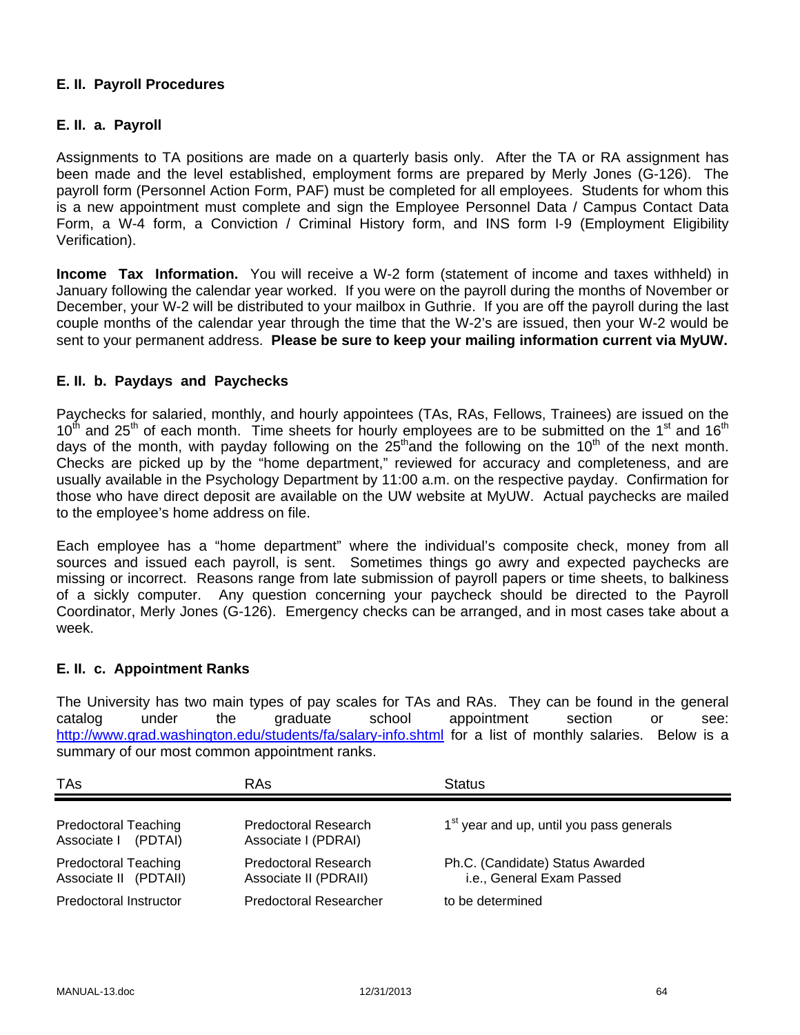## E. II. Payroll Procedures

### E. II. a. Payroll

Assignments to TA positions are made on a quarterly basis only. After the TA or RA assignment has been made and the level established, employment forms are prepared by Merly Jones (G-126). The payroll form (Personnel Action Form, PAF) must be completed for all employees. Students for whom this is a new appointment must complete and sign the Employee Personnel Data / Campus Contact Data Form, a W-4 form, a Conviction / Criminal History form, and INS form I-9 (Employment Eligibility Verification).

**Income Tax Information.** You will receive a W-2 form (statement of income and taxes withheld) in January following the calendar year worked. If you were on the payroll during the months of November or December, your W-2 will be distributed to your mailbox in Guthrie. If you are off the payroll during the last couple months of the calendar year through the time that the W-2's are issued, then your W-2 would be sent to your permanent address. **Please be sure to keep your mailing information current via MyUW.**

### E. II. b. Paydays and Paychecks

Paychecks for salaried, monthly, and hourly appointees (TAs, RAs, Fellows, Trainees) are issued on the 10th and 25th of each month. Time sheets for hourly employees are to be submitted on the 1st and 16th days of the month, with payday following on the 25th and the following on the 10th of the next month. Checks are picked up by the "home department," reviewed for accuracy and completeness, and are usually available in the Psychology Department by 11:00 a.m. on the respective payday. Confirmation for those who have direct deposit are available on the UW website at MyUW. Actual paychecks are mailed to the employee's home address on file.

Each employee has a "home department" where the individual's composite check, money from all sources and issued each payroll, is sent. Sometimes things go awry and expected paychecks are missing or incorrect. Reasons range from late submission of payroll papers or time sheets, to balkiness of a sickly computer. Any question concerning your paycheck should be directed to the Payroll Coordinator, Merly Jones (G-126). Emergency checks can be arranged, and in most cases take about a week.

### E. II. c. Appointment Ranks

The University has two main types of pay scales for TAs and RAs. They can be found in the general catalog under the graduate school appointment section or see: http://www.grad.washington.edu/students/fa/salary-info.shtml for a list of monthly salaries. Below is a summary of our most common appointment ranks.

| TAs | RAs | Status |
|---|---|---|
| Predoctoral Teaching Associate I (PDTAI) | Predoctoral Research Associate I (PDRAI) | 1st year and up, until you pass generals |
| Predoctoral Teaching Associate II (PDTAII) | Predoctoral Research Associate II (PDRAII) | Ph.C. (Candidate) Status Awarded i.e., General Exam Passed |
| Predoctoral Instructor | Predoctoral Researcher | to be determined |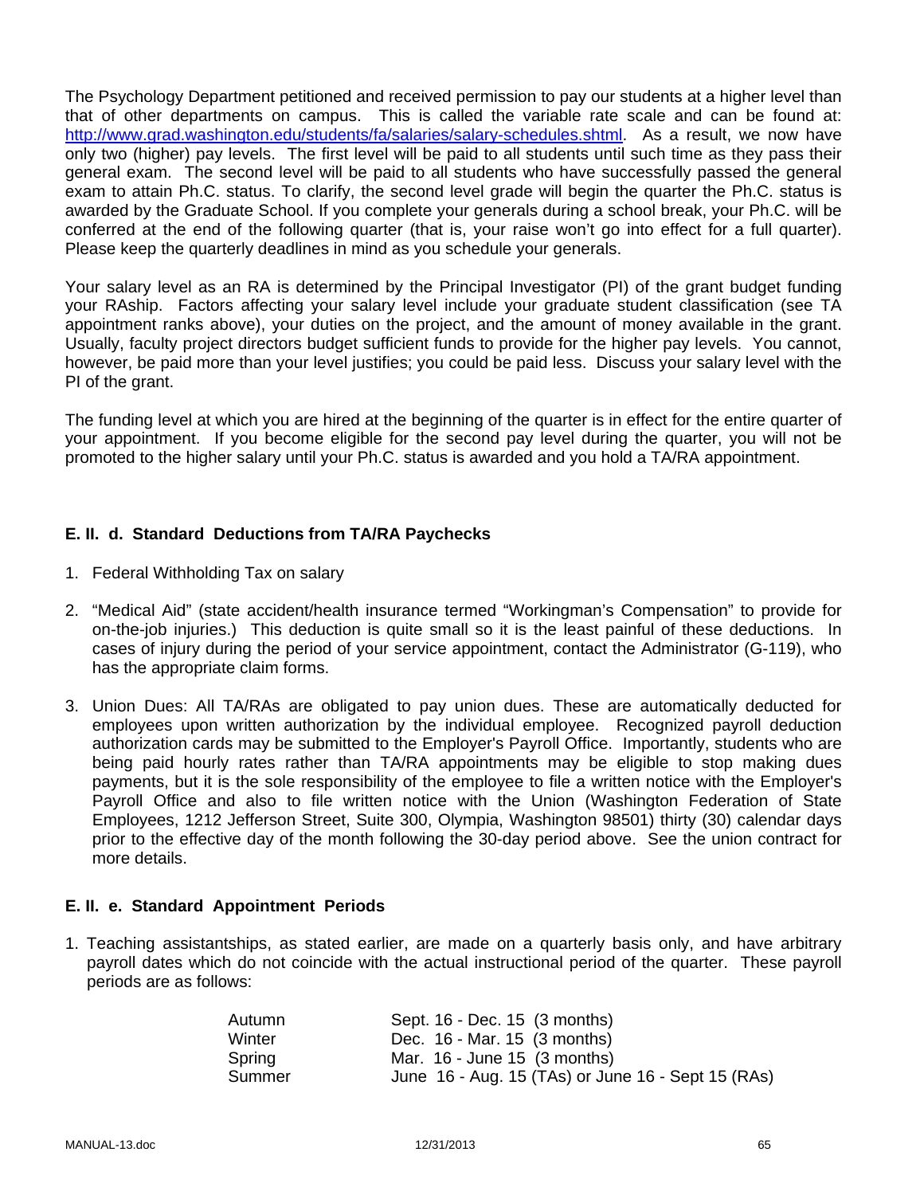The Psychology Department petitioned and received permission to pay our students at a higher level than that of other departments on campus. This is called the variable rate scale and can be found at: http://www.grad.washington.edu/students/fa/salaries/salary-schedules.shtml. As a result, we now have only two (higher) pay levels. The first level will be paid to all students until such time as they pass their general exam. The second level will be paid to all students who have successfully passed the general exam to attain Ph.C. status. To clarify, the second level grade will begin the quarter the Ph.C. status is awarded by the Graduate School. If you complete your generals during a school break, your Ph.C. will be conferred at the end of the following quarter (that is, your raise won't go into effect for a full quarter). Please keep the quarterly deadlines in mind as you schedule your generals.

Your salary level as an RA is determined by the Principal Investigator (PI) of the grant budget funding your RAship. Factors affecting your salary level include your graduate student classification (see TA appointment ranks above), your duties on the project, and the amount of money available in the grant. Usually, faculty project directors budget sufficient funds to provide for the higher pay levels. You cannot, however, be paid more than your level justifies; you could be paid less. Discuss your salary level with the PI of the grant.

The funding level at which you are hired at the beginning of the quarter is in effect for the entire quarter of your appointment. If you become eligible for the second pay level during the quarter, you will not be promoted to the higher salary until your Ph.C. status is awarded and you hold a TA/RA appointment.

### E. II. d. Standard Deductions from TA/RA Paychecks

1. Federal Withholding Tax on salary

2. "Medical Aid" (state accident/health insurance termed "Workingman's Compensation" to provide for on-the-job injuries.) This deduction is quite small so it is the least painful of these deductions. In cases of injury during the period of your service appointment, contact the Administrator (G-119), who has the appropriate claim forms.

3. Union Dues: All TA/RAs are obligated to pay union dues. These are automatically deducted for employees upon written authorization by the individual employee. Recognized payroll deduction authorization cards may be submitted to the Employer's Payroll Office. Importantly, students who are being paid hourly rates rather than TA/RA appointments may be eligible to stop making dues payments, but it is the sole responsibility of the employee to file a written notice with the Employer's Payroll Office and also to file written notice with the Union (Washington Federation of State Employees, 1212 Jefferson Street, Suite 300, Olympia, Washington 98501) thirty (30) calendar days prior to the effective day of the month following the 30-day period above. See the union contract for more details.

### E. II. e. Standard Appointment Periods

1. Teaching assistantships, as stated earlier, are made on a quarterly basis only, and have arbitrary payroll dates which do not coincide with the actual instructional period of the quarter. These payroll periods are as follows:

| | |
|---|---|
| Autumn | Sept. 16 - Dec. 15 (3 months) |
| Winter | Dec. 16 - Mar. 15 (3 months) |
| Spring | Mar. 16 - June 15 (3 months) |
| Summer | June 16 - Aug. 15 (TAs) or June 16 - Sept 15 (RAs) |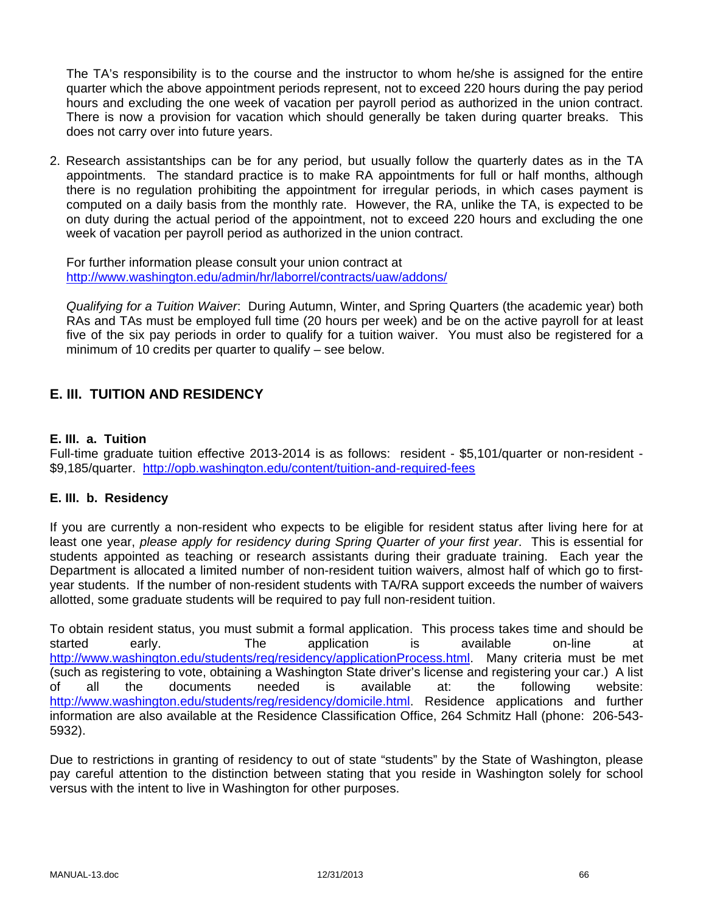The TA's responsibility is to the course and the instructor to whom he/she is assigned for the entire quarter which the above appointment periods represent, not to exceed 220 hours during the pay period hours and excluding the one week of vacation per payroll period as authorized in the union contract. There is now a provision for vacation which should generally be taken during quarter breaks. This does not carry over into future years.

2. Research assistantships can be for any period, but usually follow the quarterly dates as in the TA appointments. The standard practice is to make RA appointments for full or half months, although there is no regulation prohibiting the appointment for irregular periods, in which cases payment is computed on a daily basis from the monthly rate. However, the RA, unlike the TA, is expected to be on duty during the actual period of the appointment, not to exceed 220 hours and excluding the one week of vacation per payroll period as authorized in the union contract.

   For further information please consult your union contract at http://www.washington.edu/admin/hr/laborrel/contracts/uaw/addons/

   *Qualifying for a Tuition Waiver*: During Autumn, Winter, and Spring Quarters (the academic year) both RAs and TAs must be employed full time (20 hours per week) and be on the active payroll for at least five of the six pay periods in order to qualify for a tuition waiver. You must also be registered for a minimum of 10 credits per quarter to qualify – see below.

## E. III. TUITION AND RESIDENCY

### E. III. a. Tuition

Full-time graduate tuition effective 2013-2014 is as follows: resident - $5,101/quarter or non-resident - $9,185/quarter. http://opb.washington.edu/content/tuition-and-required-fees

### E. III. b. Residency

If you are currently a non-resident who expects to be eligible for resident status after living here for at least one year, *please apply for residency during Spring Quarter of your first year*. This is essential for students appointed as teaching or research assistants during their graduate training. Each year the Department is allocated a limited number of non-resident tuition waivers, almost half of which go to first-year students. If the number of non-resident students with TA/RA support exceeds the number of waivers allotted, some graduate students will be required to pay full non-resident tuition.

To obtain resident status, you must submit a formal application. This process takes time and should be started early. The application is available on-line at http://www.washington.edu/students/reg/residency/applicationProcess.html. Many criteria must be met (such as registering to vote, obtaining a Washington State driver's license and registering your car.) A list of all the documents needed is available at: the following website: http://www.washington.edu/students/reg/residency/domicile.html. Residence applications and further information are also available at the Residence Classification Office, 264 Schmitz Hall (phone: 206-543-5932).

Due to restrictions in granting of residency to out of state "students" by the State of Washington, please pay careful attention to the distinction between stating that you reside in Washington solely for school versus with the intent to live in Washington for other purposes.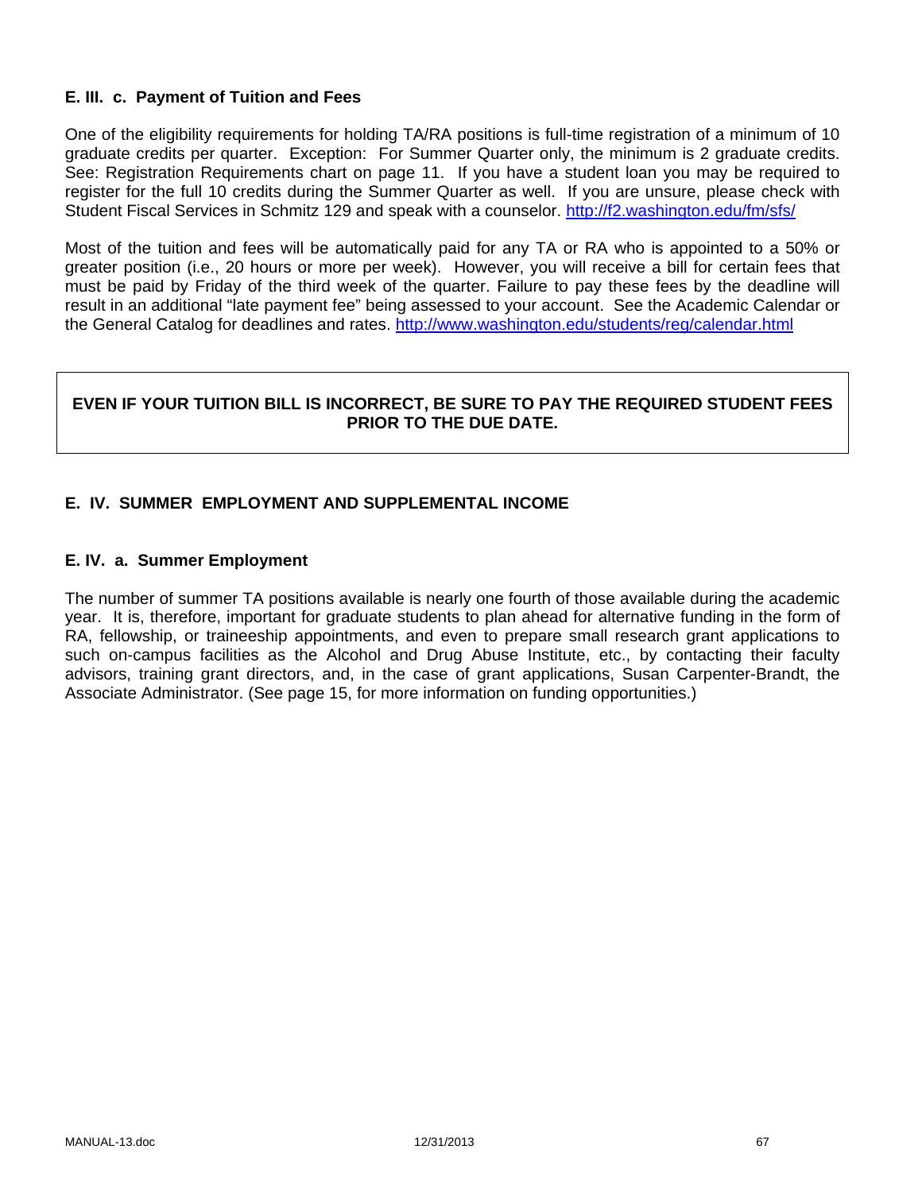#### E. III. c. Payment of Tuition and Fees

One of the eligibility requirements for holding TA/RA positions is full-time registration of a minimum of 10 graduate credits per quarter. Exception: For Summer Quarter only, the minimum is 2 graduate credits. See: Registration Requirements chart on page 11. If you have a student loan you may be required to register for the full 10 credits during the Summer Quarter as well. If you are unsure, please check with Student Fiscal Services in Schmitz 129 and speak with a counselor. http://f2.washington.edu/fm/sfs/

Most of the tuition and fees will be automatically paid for any TA or RA who is appointed to a 50% or greater position (i.e., 20 hours or more per week). However, you will receive a bill for certain fees that must be paid by Friday of the third week of the quarter. Failure to pay these fees by the deadline will result in an additional "late payment fee" being assessed to your account. See the Academic Calendar or the General Catalog for deadlines and rates. http://www.washington.edu/students/reg/calendar.html

**EVEN IF YOUR TUITION BILL IS INCORRECT, BE SURE TO PAY THE REQUIRED STUDENT FEES PRIOR TO THE DUE DATE.**

### E. IV. SUMMER EMPLOYMENT AND SUPPLEMENTAL INCOME

#### E. IV. a. Summer Employment

The number of summer TA positions available is nearly one fourth of those available during the academic year. It is, therefore, important for graduate students to plan ahead for alternative funding in the form of RA, fellowship, or traineeship appointments, and even to prepare small research grant applications to such on-campus facilities as the Alcohol and Drug Abuse Institute, etc., by contacting their faculty advisors, training grant directors, and, in the case of grant applications, Susan Carpenter-Brandt, the Associate Administrator. (See page 15, for more information on funding opportunities.)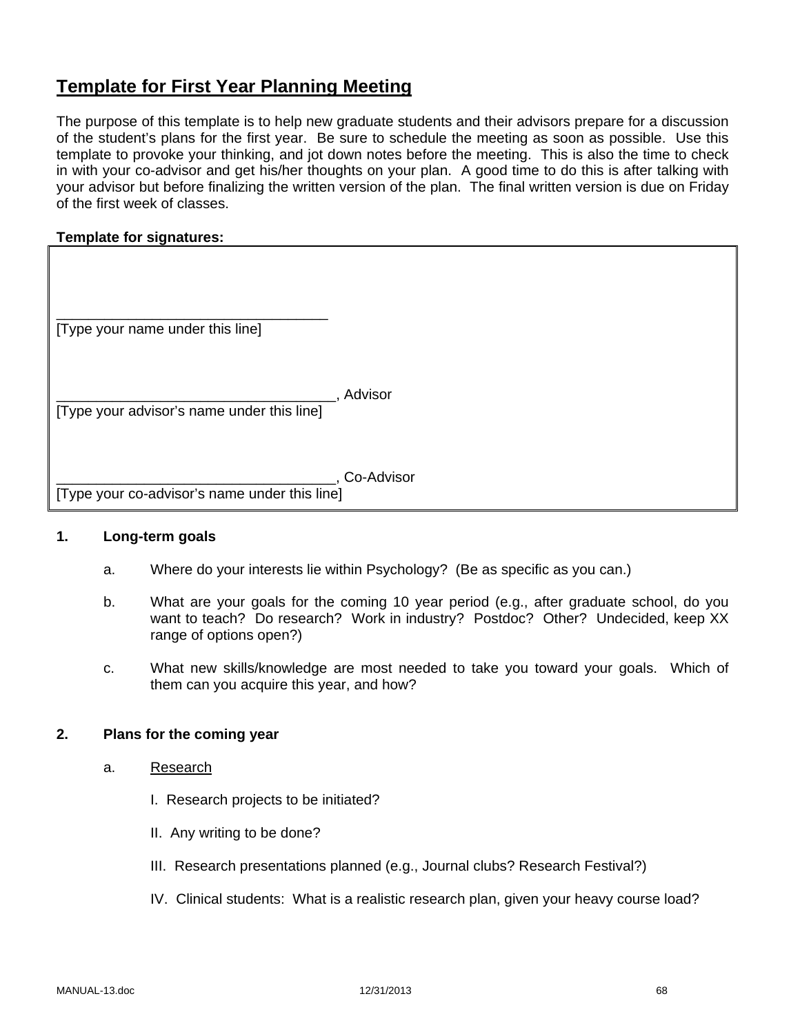## Template for First Year Planning Meeting

The purpose of this template is to help new graduate students and their advisors prepare for a discussion of the student's plans for the first year. Be sure to schedule the meeting as soon as possible. Use this template to provoke your thinking, and jot down notes before the meeting. This is also the time to check in with your co-advisor and get his/her thoughts on your plan. A good time to do this is after talking with your advisor but before finalizing the written version of the plan. The final written version is due on Friday of the first week of classes.

**Template for signatures:**

___________________________________
[Type your name under this line]

___________________________________, Advisor
[Type your advisor's name under this line]

___________________________________, Co-Advisor
[Type your co-advisor's name under this line]

**1. Long-term goals**

a. Where do your interests lie within Psychology? (Be as specific as you can.)

b. What are your goals for the coming 10 year period (e.g., after graduate school, do you want to teach? Do research? Work in industry? Postdoc? Other? Undecided, keep XX range of options open?)

c. What new skills/knowledge are most needed to take you toward your goals. Which of them can you acquire this year, and how?

**2. Plans for the coming year**

a. Research

I. Research projects to be initiated?

II. Any writing to be done?

III. Research presentations planned (e.g., Journal clubs? Research Festival?)

IV. Clinical students: What is a realistic research plan, given your heavy course load?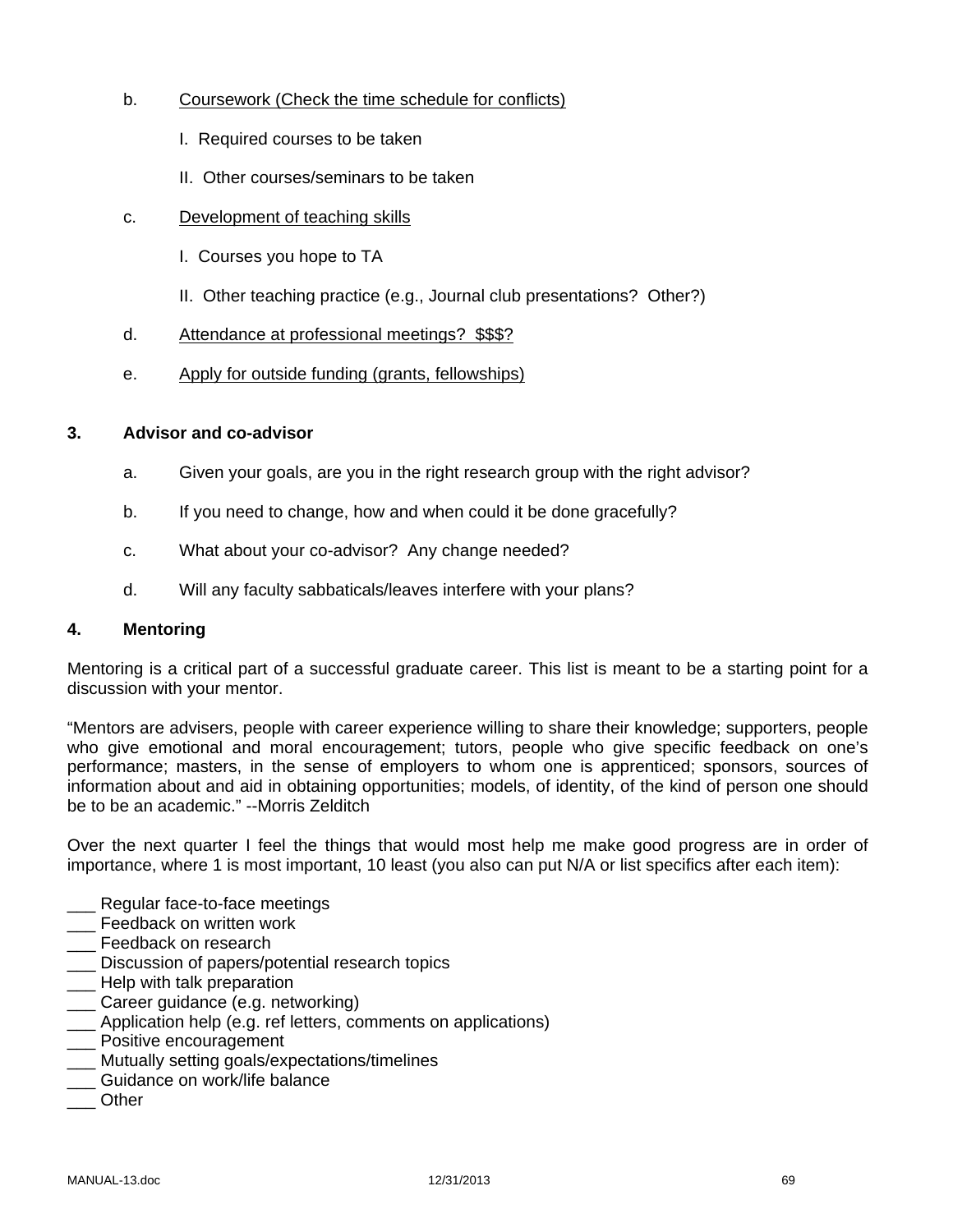b. Coursework (Check the time schedule for conflicts)

   I. Required courses to be taken

   II. Other courses/seminars to be taken

c. Development of teaching skills

   I. Courses you hope to TA

   II. Other teaching practice (e.g., Journal club presentations? Other?)

d. Attendance at professional meetings? $$$?

e. Apply for outside funding (grants, fellowships)

## 3. Advisor and co-advisor

a. Given your goals, are you in the right research group with the right advisor?

b. If you need to change, how and when could it be done gracefully?

c. What about your co-advisor? Any change needed?

d. Will any faculty sabbaticals/leaves interfere with your plans?

## 4. Mentoring

Mentoring is a critical part of a successful graduate career. This list is meant to be a starting point for a discussion with your mentor.

"Mentors are advisers, people with career experience willing to share their knowledge; supporters, people who give emotional and moral encouragement; tutors, people who give specific feedback on one's performance; masters, in the sense of employers to whom one is apprenticed; sponsors, sources of information about and aid in obtaining opportunities; models, of identity, of the kind of person one should be to be an academic." --Morris Zelditch

Over the next quarter I feel the things that would most help me make good progress are in order of importance, where 1 is most important, 10 least (you also can put N/A or list specifics after each item):

___ Regular face-to-face meetings
___ Feedback on written work
___ Feedback on research
___ Discussion of papers/potential research topics
___ Help with talk preparation
___ Career guidance (e.g. networking)
___ Application help (e.g. ref letters, comments on applications)
___ Positive encouragement
___ Mutually setting goals/expectations/timelines
___ Guidance on work/life balance
___ Other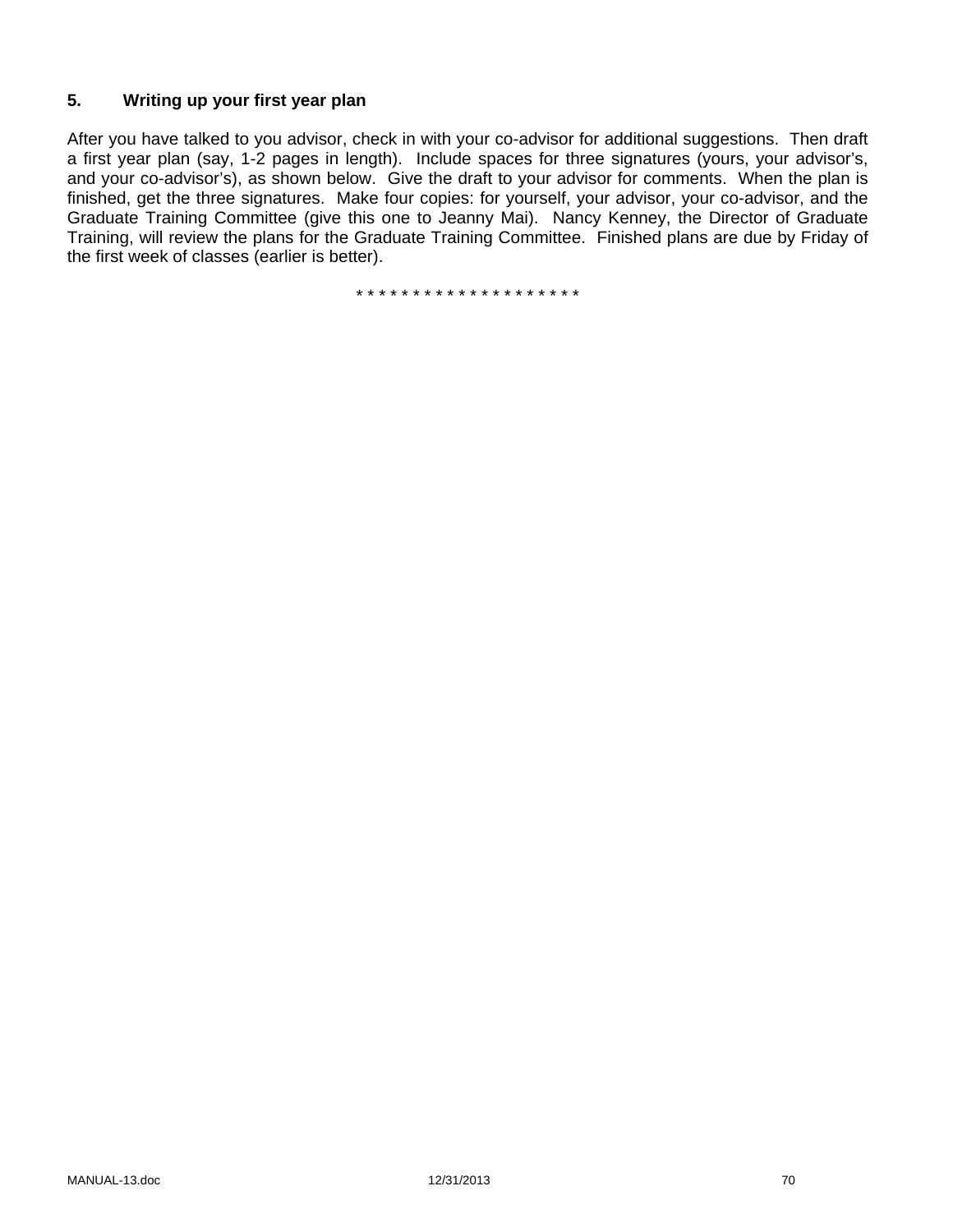### 5. Writing up your first year plan

After you have talked to you advisor, check in with your co-advisor for additional suggestions. Then draft a first year plan (say, 1-2 pages in length). Include spaces for three signatures (yours, your advisor's, and your co-advisor's), as shown below. Give the draft to your advisor for comments. When the plan is finished, get the three signatures. Make four copies: for yourself, your advisor, your co-advisor, and the Graduate Training Committee (give this one to Jeanny Mai). Nancy Kenney, the Director of Graduate Training, will review the plans for the Graduate Training Committee. Finished plans are due by Friday of the first week of classes (earlier is better).

* * * * * * * * * * * * * * * * * * * *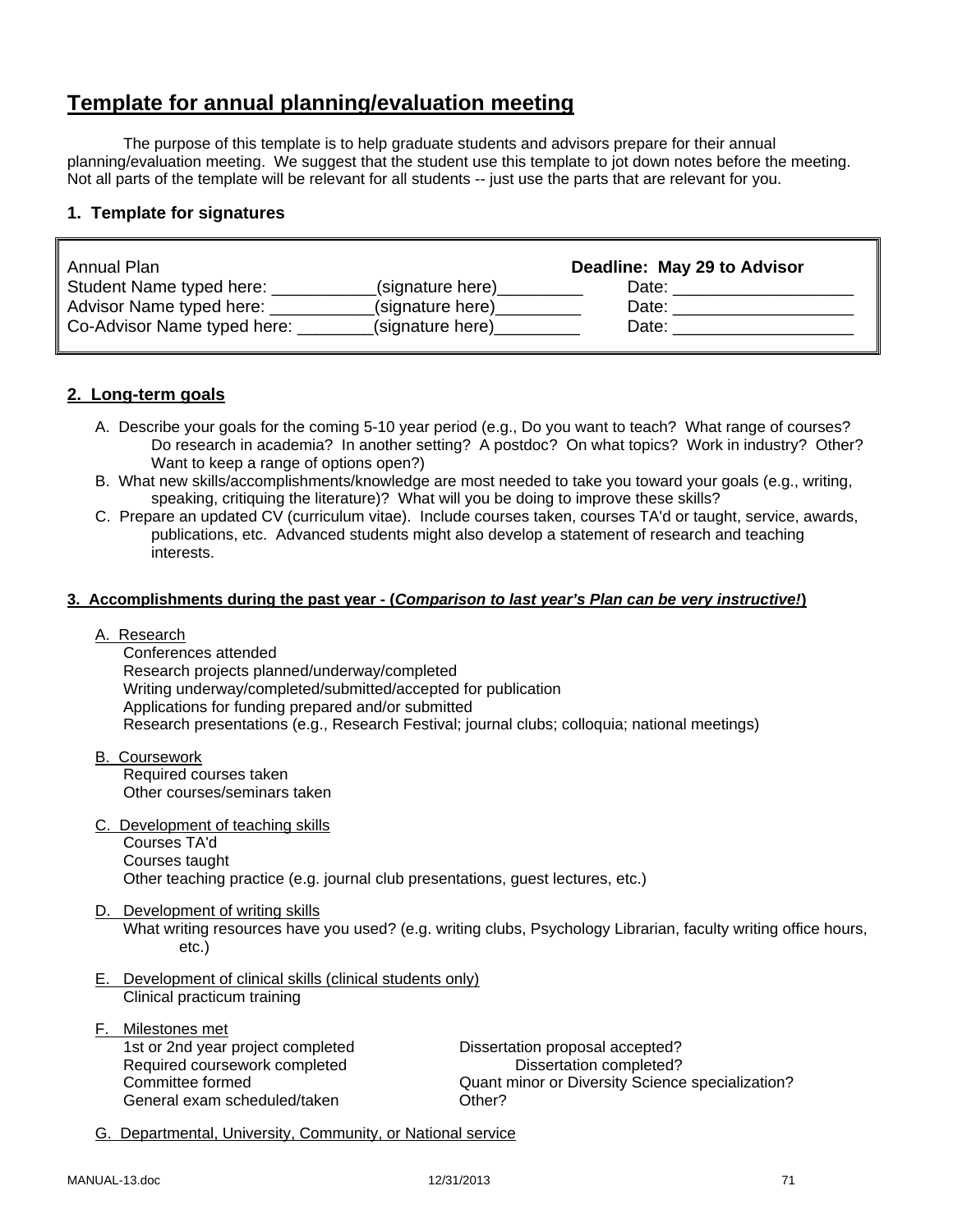# Template for annual planning/evaluation meeting

The purpose of this template is to help graduate students and advisors prepare for their annual planning/evaluation meeting. We suggest that the student use this template to jot down notes before the meeting. Not all parts of the template will be relevant for all students -- just use the parts that are relevant for you.

### 1. Template for signatures

| Annual Plan | | **Deadline: May 29 to Advisor** |
|---|---|---|
| Student Name typed here: ___________ | (signature here)_________ | Date: ___________________ |
| Advisor Name typed here: ___________ | (signature here)_________ | Date: ___________________ |
| Co-Advisor Name typed here: ________ | (signature here)_________ | Date: ___________________ |

### 2. Long-term goals

A. Describe your goals for the coming 5-10 year period (e.g., Do you want to teach? What range of courses? Do research in academia? In another setting? A postdoc? On what topics? Work in industry? Other? Want to keep a range of options open?)

B. What new skills/accomplishments/knowledge are most needed to take you toward your goals (e.g., writing, speaking, critiquing the literature)? What will you be doing to improve these skills?

C. Prepare an updated CV (curriculum vitae). Include courses taken, courses TA'd or taught, service, awards, publications, etc. Advanced students might also develop a statement of research and teaching interests.

### 3. Accomplishments during the past year - (*Comparison to last year's Plan can be very instructive!*)

A. Research
- Conferences attended
- Research projects planned/underway/completed
- Writing underway/completed/submitted/accepted for publication
- Applications for funding prepared and/or submitted
- Research presentations (e.g., Research Festival; journal clubs; colloquia; national meetings)

B. Coursework
- Required courses taken
- Other courses/seminars taken

C. Development of teaching skills
- Courses TA'd
- Courses taught
- Other teaching practice (e.g. journal club presentations, guest lectures, etc.)

D. Development of writing skills
- What writing resources have you used? (e.g. writing clubs, Psychology Librarian, faculty writing office hours, etc.)

E. Development of clinical skills (clinical students only)
- Clinical practicum training

F. Milestones met
- 1st or 2nd year project completed
- Required coursework completed
- Committee formed
- General exam scheduled/taken
- Dissertation proposal accepted?
- Dissertation completed?
- Quant minor or Diversity Science specialization?
- Other?

G. Departmental, University, Community, or National service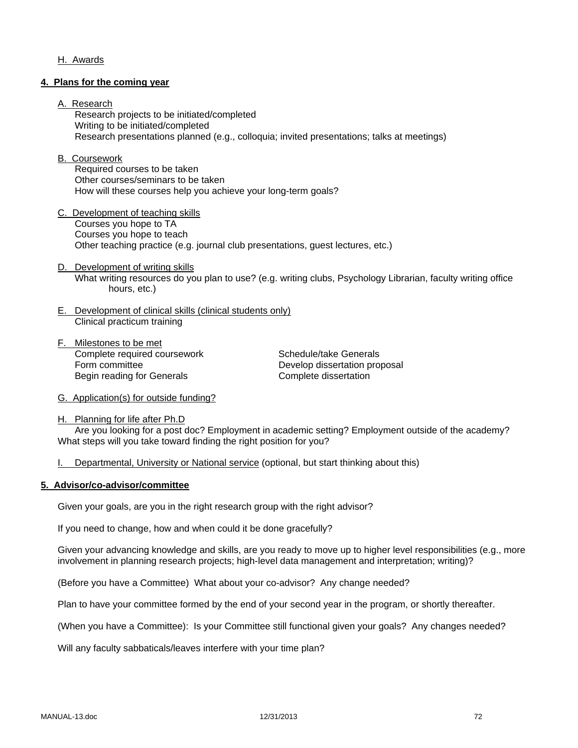H. Awards

**4. Plans for the coming year**

A. Research

Research projects to be initiated/completed
Writing to be initiated/completed
Research presentations planned (e.g., colloquia; invited presentations; talks at meetings)

B. Coursework

Required courses to be taken
Other courses/seminars to be taken
How will these courses help you achieve your long-term goals?

C. Development of teaching skills

Courses you hope to TA
Courses you hope to teach
Other teaching practice (e.g. journal club presentations, guest lectures, etc.)

D. Development of writing skills

What writing resources do you plan to use? (e.g. writing clubs, Psychology Librarian, faculty writing office hours, etc.)

E. Development of clinical skills (clinical students only)

Clinical practicum training

F. Milestones to be met

Complete required coursework
Form committee
Begin reading for Generals
Schedule/take Generals
Develop dissertation proposal
Complete dissertation

G. Application(s) for outside funding?

H. Planning for life after Ph.D

Are you looking for a post doc? Employment in academic setting? Employment outside of the academy? What steps will you take toward finding the right position for you?

I. Departmental, University or National service (optional, but start thinking about this)

**5. Advisor/co-advisor/committee**

Given your goals, are you in the right research group with the right advisor?

If you need to change, how and when could it be done gracefully?

Given your advancing knowledge and skills, are you ready to move up to higher level responsibilities (e.g., more involvement in planning research projects; high-level data management and interpretation; writing)?

(Before you have a Committee) What about your co-advisor? Any change needed?

Plan to have your committee formed by the end of your second year in the program, or shortly thereafter.

(When you have a Committee): Is your Committee still functional given your goals? Any changes needed?

Will any faculty sabbaticals/leaves interfere with your time plan?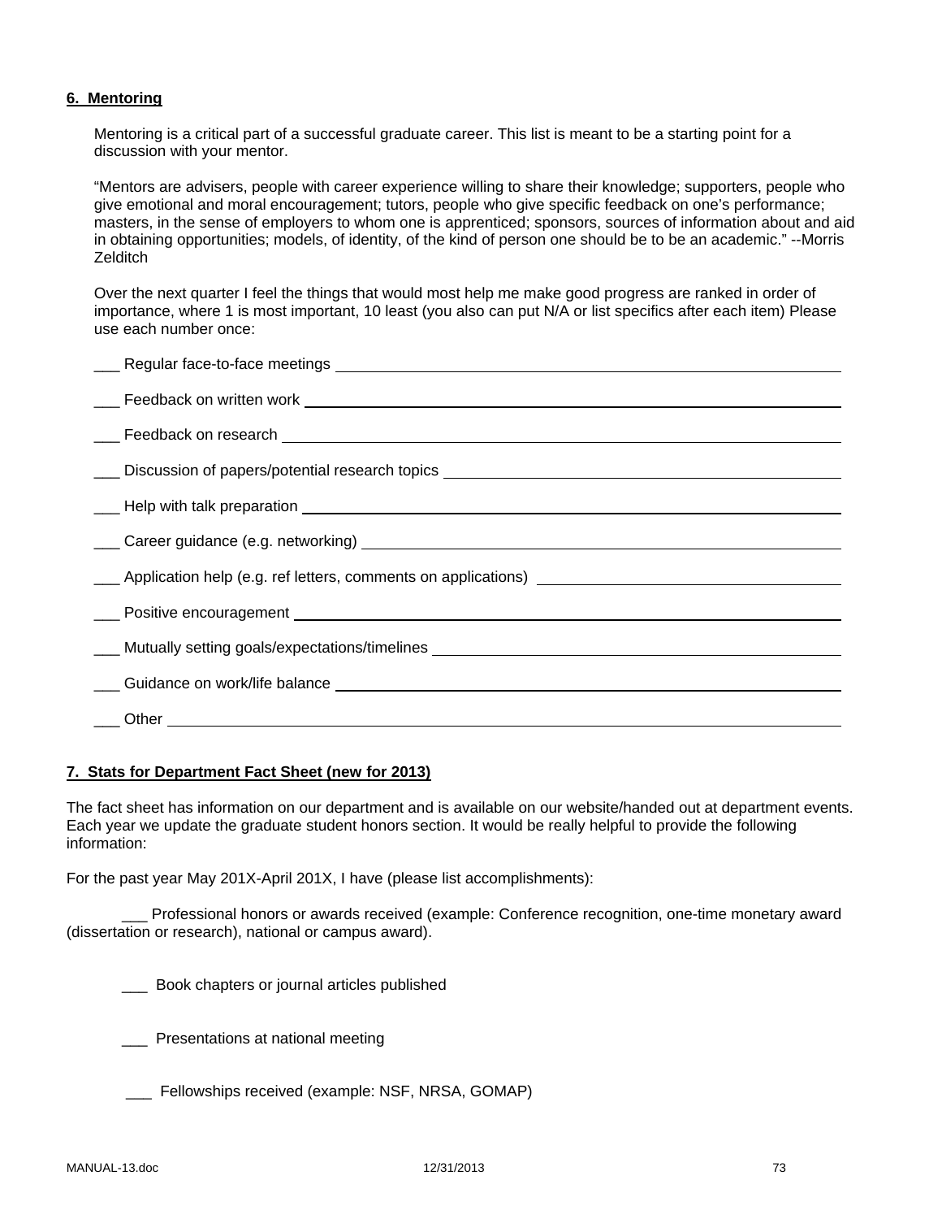## 6. Mentoring

Mentoring is a critical part of a successful graduate career. This list is meant to be a starting point for a discussion with your mentor.

"Mentors are advisers, people with career experience willing to share their knowledge; supporters, people who give emotional and moral encouragement; tutors, people who give specific feedback on one's performance; masters, in the sense of employers to whom one is apprenticed; sponsors, sources of information about and aid in obtaining opportunities; models, of identity, of the kind of person one should be to be an academic." --Morris Zelditch

Over the next quarter I feel the things that would most help me make good progress are ranked in order of importance, where 1 is most important, 10 least (you also can put N/A or list specifics after each item) Please use each number once:

___ Regular face-to-face meetings ____________________

___ Feedback on written work ____________________

___ Feedback on research ____________________

___ Discussion of papers/potential research topics ____________________

___ Help with talk preparation ____________________

___ Career guidance (e.g. networking) ____________________

___ Application help (e.g. ref letters, comments on applications) ____________________

___ Positive encouragement ____________________

___ Mutually setting goals/expectations/timelines ____________________

___ Guidance on work/life balance ____________________

___ Other ____________________

## 7. Stats for Department Fact Sheet (new for 2013)

The fact sheet has information on our department and is available on our website/handed out at department events. Each year we update the graduate student honors section. It would be really helpful to provide the following information:

For the past year May 201X-April 201X, I have (please list accomplishments):

___ Professional honors or awards received (example: Conference recognition, one-time monetary award (dissertation or research), national or campus award).

___ Book chapters or journal articles published

___ Presentations at national meeting

___ Fellowships received (example: NSF, NRSA, GOMAP)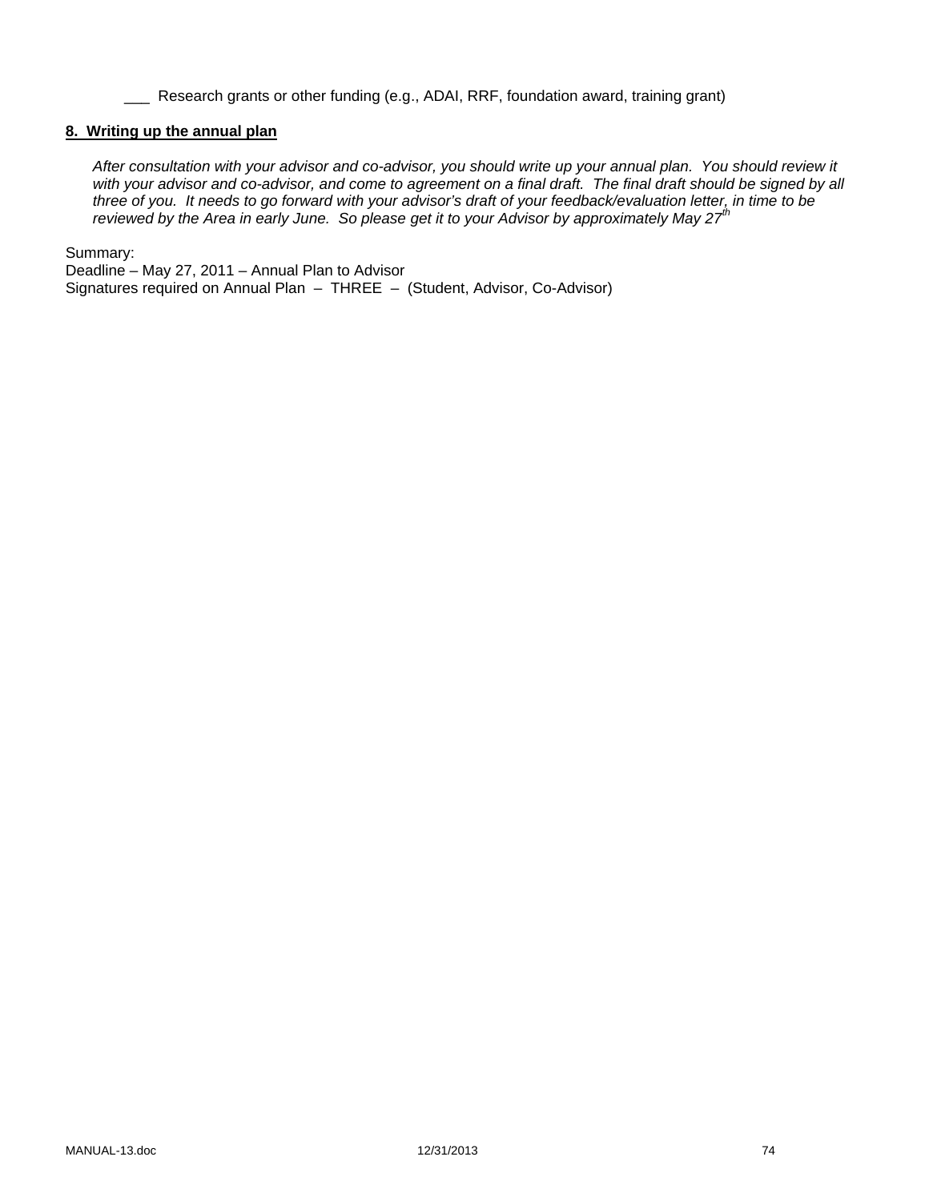___ Research grants or other funding (e.g., ADAI, RRF, foundation award, training grant)

**8. Writing up the annual plan**

*After consultation with your advisor and co-advisor, you should write up your annual plan. You should review it with your advisor and co-advisor, and come to agreement on a final draft. The final draft should be signed by all three of you. It needs to go forward with your advisor's draft of your feedback/evaluation letter, in time to be reviewed by the Area in early June. So please get it to your Advisor by approximately May 27th*

Summary:
Deadline – May 27, 2011 – Annual Plan to Advisor
Signatures required on Annual Plan – THREE – (Student, Advisor, Co-Advisor)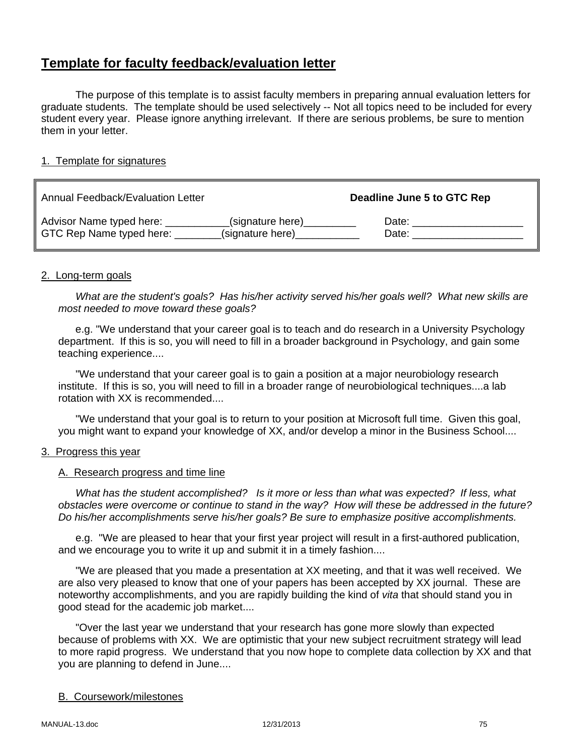# Template for faculty feedback/evaluation letter

The purpose of this template is to assist faculty members in preparing annual evaluation letters for graduate students. The template should be used selectively -- Not all topics need to be included for every student every year. Please ignore anything irrelevant. If there are serious problems, be sure to mention them in your letter.

1. Template for signatures

| Annual Feedback/Evaluation Letter | **Deadline June 5 to GTC Rep** |
|---|---|
| Advisor Name typed here: ___________(signature here)_________ | Date: ___________________ |
| GTC Rep Name typed here: ________(signature here)___________ | Date: ___________________ |

2. Long-term goals

*What are the student's goals? Has his/her activity served his/her goals well? What new skills are most needed to move toward these goals?*

e.g. "We understand that your career goal is to teach and do research in a University Psychology department. If this is so, you will need to fill in a broader background in Psychology, and gain some teaching experience....

"We understand that your career goal is to gain a position at a major neurobiology research institute. If this is so, you will need to fill in a broader range of neurobiological techniques....a lab rotation with XX is recommended....

"We understand that your goal is to return to your position at Microsoft full time. Given this goal, you might want to expand your knowledge of XX, and/or develop a minor in the Business School....

3. Progress this year

A. Research progress and time line

*What has the student accomplished? Is it more or less than what was expected? If less, what obstacles were overcome or continue to stand in the way? How will these be addressed in the future? Do his/her accomplishments serve his/her goals? Be sure to emphasize positive accomplishments.*

e.g. "We are pleased to hear that your first year project will result in a first-authored publication, and we encourage you to write it up and submit it in a timely fashion....

"We are pleased that you made a presentation at XX meeting, and that it was well received. We are also very pleased to know that one of your papers has been accepted by XX journal. These are noteworthy accomplishments, and you are rapidly building the kind of *vita* that should stand you in good stead for the academic job market....

"Over the last year we understand that your research has gone more slowly than expected because of problems with XX. We are optimistic that your new subject recruitment strategy will lead to more rapid progress. We understand that you now hope to complete data collection by XX and that you are planning to defend in June....

B. Coursework/milestones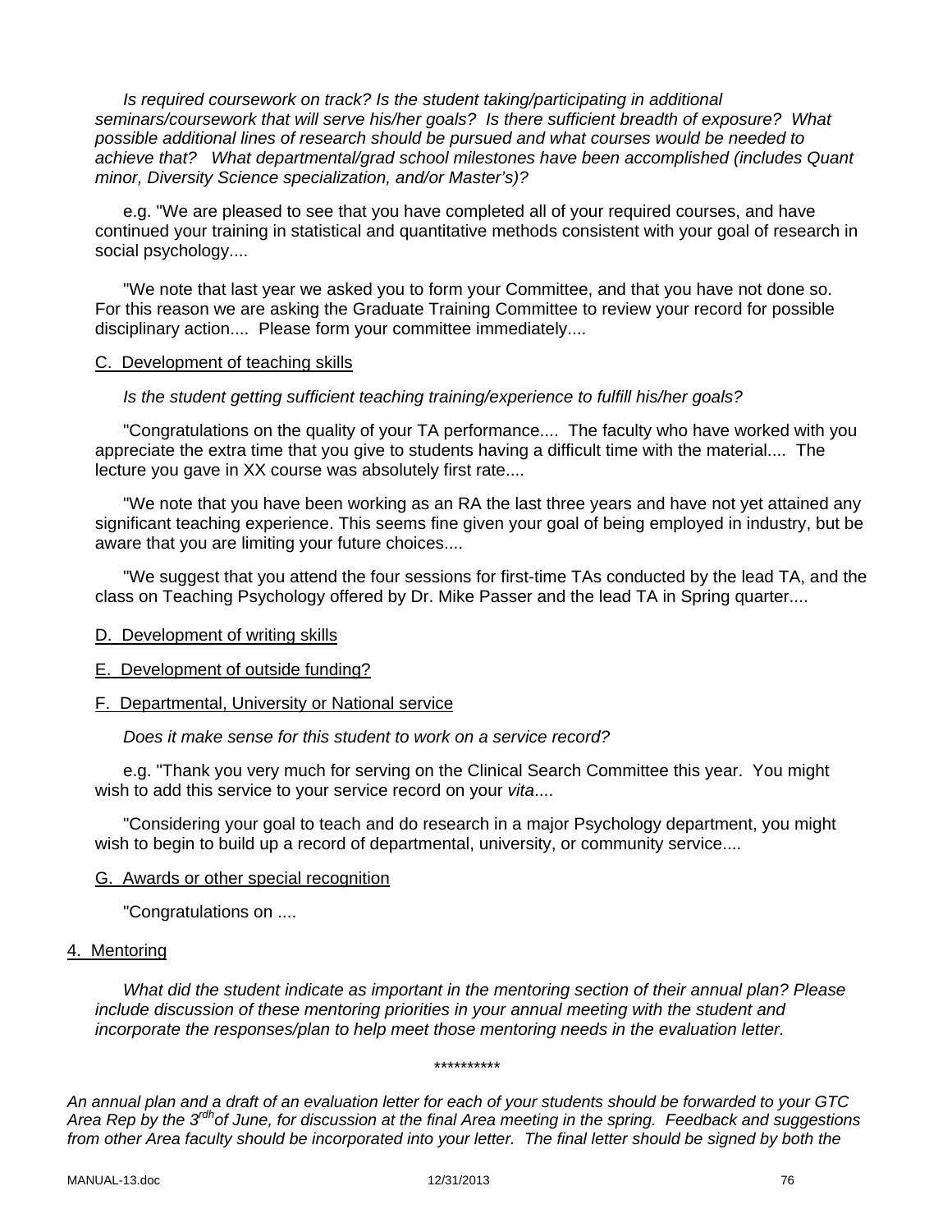*Is required coursework on track? Is the student taking/participating in additional seminars/coursework that will serve his/her goals? Is there sufficient breadth of exposure? What possible additional lines of research should be pursued and what courses would be needed to achieve that? What departmental/grad school milestones have been accomplished (includes Quant minor, Diversity Science specialization, and/or Master's)?*

e.g. "We are pleased to see that you have completed all of your required courses, and have continued your training in statistical and quantitative methods consistent with your goal of research in social psychology....

"We note that last year we asked you to form your Committee, and that you have not done so. For this reason we are asking the Graduate Training Committee to review your record for possible disciplinary action.... Please form your committee immediately....

C. Development of teaching skills

*Is the student getting sufficient teaching training/experience to fulfill his/her goals?*

"Congratulations on the quality of your TA performance.... The faculty who have worked with you appreciate the extra time that you give to students having a difficult time with the material.... The lecture you gave in XX course was absolutely first rate....

"We note that you have been working as an RA the last three years and have not yet attained any significant teaching experience. This seems fine given your goal of being employed in industry, but be aware that you are limiting your future choices....

"We suggest that you attend the four sessions for first-time TAs conducted by the lead TA, and the class on Teaching Psychology offered by Dr. Mike Passer and the lead TA in Spring quarter....

D. Development of writing skills

E. Development of outside funding?

F. Departmental, University or National service

*Does it make sense for this student to work on a service record?*

e.g. "Thank you very much for serving on the Clinical Search Committee this year. You might wish to add this service to your service record on your *vita*....

"Considering your goal to teach and do research in a major Psychology department, you might wish to begin to build up a record of departmental, university, or community service....

G. Awards or other special recognition

"Congratulations on ....

4. Mentoring

*What did the student indicate as important in the mentoring section of their annual plan? Please include discussion of these mentoring priorities in your annual meeting with the student and incorporate the responses/plan to help meet those mentoring needs in the evaluation letter.*

**********

*An annual plan and a draft of an evaluation letter for each of your students should be forwarded to your GTC Area Rep by the 3[rdh] of June, for discussion at the final Area meeting in the spring. Feedback and suggestions from other Area faculty should be incorporated into your letter. The final letter should be signed by both the*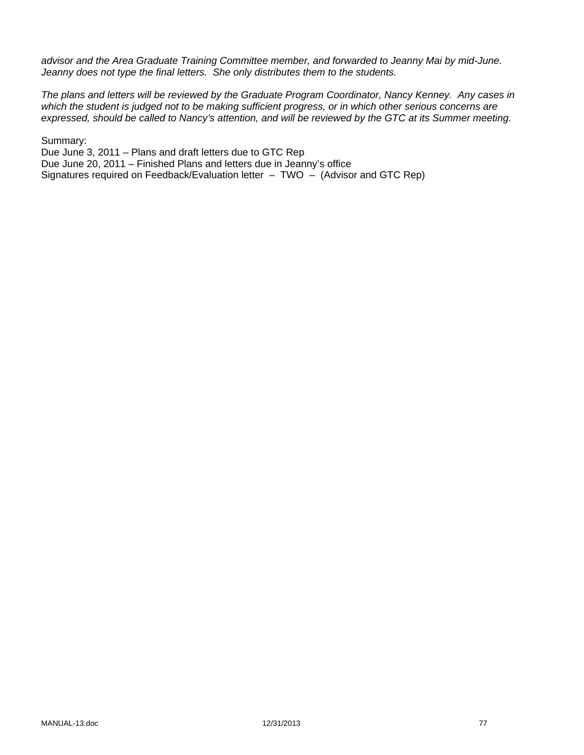*advisor and the Area Graduate Training Committee member, and forwarded to Jeanny Mai by mid-June. Jeanny does not type the final letters. She only distributes them to the students.*

*The plans and letters will be reviewed by the Graduate Program Coordinator, Nancy Kenney. Any cases in which the student is judged not to be making sufficient progress, or in which other serious concerns are expressed, should be called to Nancy's attention, and will be reviewed by the GTC at its Summer meeting.*

Summary:
Due June 3, 2011 – Plans and draft letters due to GTC Rep
Due June 20, 2011 – Finished Plans and letters due in Jeanny's office
Signatures required on Feedback/Evaluation letter – TWO – (Advisor and GTC Rep)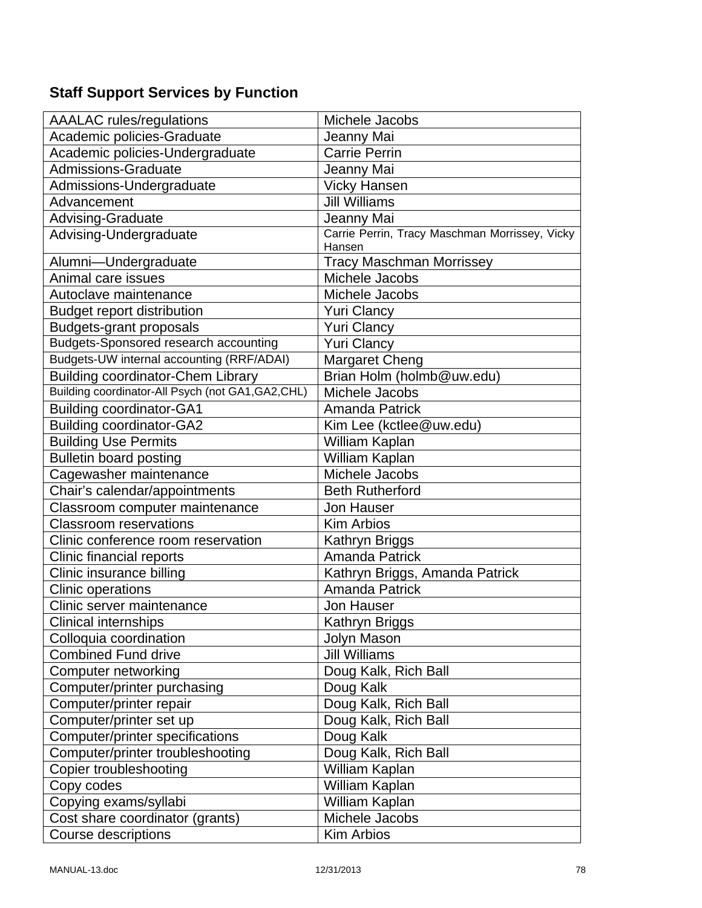## Staff Support Services by Function

| | |
|---|---|
| AAALAC rules/regulations | Michele Jacobs |
| Academic policies-Graduate | Jeanny Mai |
| Academic policies-Undergraduate | Carrie Perrin |
| Admissions-Graduate | Jeanny Mai |
| Admissions-Undergraduate | Vicky Hansen |
| Advancement | Jill Williams |
| Advising-Graduate | Jeanny Mai |
| Advising-Undergraduate | Carrie Perrin, Tracy Maschman Morrissey, Vicky Hansen |
| Alumni—Undergraduate | Tracy Maschman Morrissey |
| Animal care issues | Michele Jacobs |
| Autoclave maintenance | Michele Jacobs |
| Budget report distribution | Yuri Clancy |
| Budgets-grant proposals | Yuri Clancy |
| Budgets-Sponsored research accounting | Yuri Clancy |
| Budgets-UW internal accounting (RRF/ADAI) | Margaret Cheng |
| Building coordinator-Chem Library | Brian Holm (holmb@uw.edu) |
| Building coordinator-All Psych (not GA1,GA2,CHL) | Michele Jacobs |
| Building coordinator-GA1 | Amanda Patrick |
| Building coordinator-GA2 | Kim Lee (kctlee@uw.edu) |
| Building Use Permits | William Kaplan |
| Bulletin board posting | William Kaplan |
| Cagewasher maintenance | Michele Jacobs |
| Chair's calendar/appointments | Beth Rutherford |
| Classroom computer maintenance | Jon Hauser |
| Classroom reservations | Kim Arbios |
| Clinic conference room reservation | Kathryn Briggs |
| Clinic financial reports | Amanda Patrick |
| Clinic insurance billing | Kathryn Briggs, Amanda Patrick |
| Clinic operations | Amanda Patrick |
| Clinic server maintenance | Jon Hauser |
| Clinical internships | Kathryn Briggs |
| Colloquia coordination | Jolyn Mason |
| Combined Fund drive | Jill Williams |
| Computer networking | Doug Kalk, Rich Ball |
| Computer/printer purchasing | Doug Kalk |
| Computer/printer repair | Doug Kalk, Rich Ball |
| Computer/printer set up | Doug Kalk, Rich Ball |
| Computer/printer specifications | Doug Kalk |
| Computer/printer troubleshooting | Doug Kalk, Rich Ball |
| Copier troubleshooting | William Kaplan |
| Copy codes | William Kaplan |
| Copying exams/syllabi | William Kaplan |
| Cost share coordinator (grants) | Michele Jacobs |
| Course descriptions | Kim Arbios |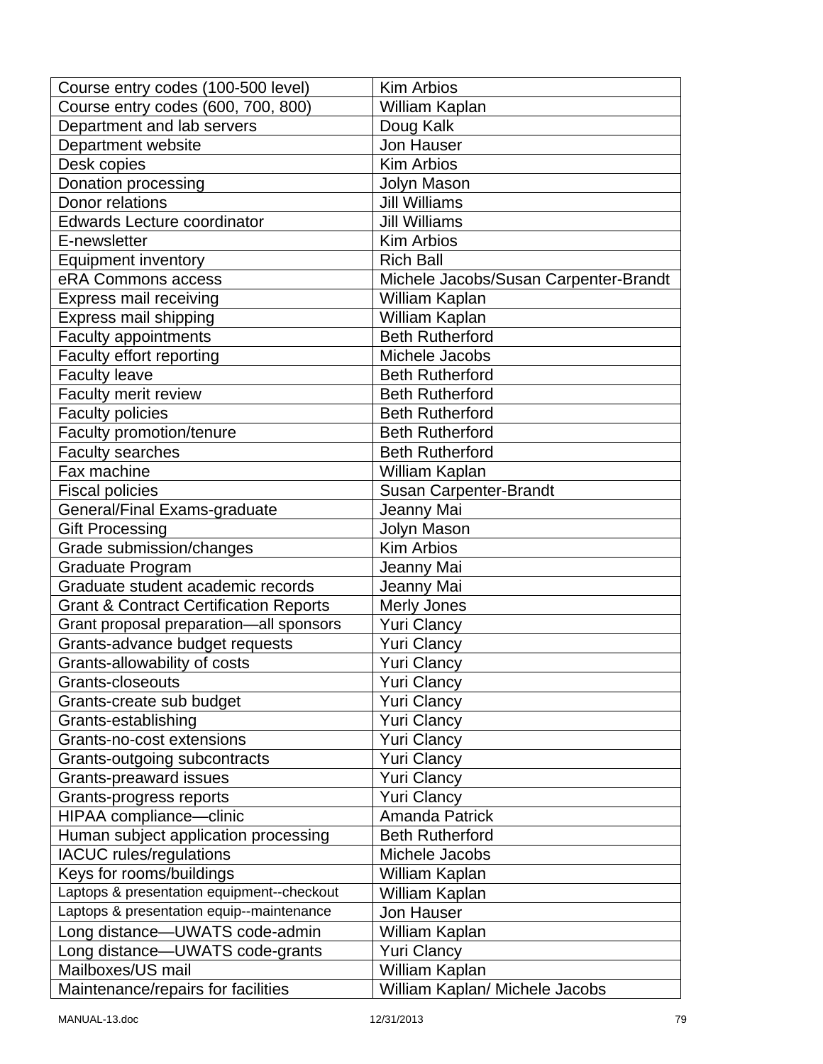| Course entry codes (100-500 level) | Kim Arbios |
|---|---|
| Course entry codes (600, 700, 800) | William Kaplan |
| Department and lab servers | Doug Kalk |
| Department website | Jon Hauser |
| Desk copies | Kim Arbios |
| Donation processing | Jolyn Mason |
| Donor relations | Jill Williams |
| Edwards Lecture coordinator | Jill Williams |
| E-newsletter | Kim Arbios |
| Equipment inventory | Rich Ball |
| eRA Commons access | Michele Jacobs/Susan Carpenter-Brandt |
| Express mail receiving | William Kaplan |
| Express mail shipping | William Kaplan |
| Faculty appointments | Beth Rutherford |
| Faculty effort reporting | Michele Jacobs |
| Faculty leave | Beth Rutherford |
| Faculty merit review | Beth Rutherford |
| Faculty policies | Beth Rutherford |
| Faculty promotion/tenure | Beth Rutherford |
| Faculty searches | Beth Rutherford |
| Fax machine | William Kaplan |
| Fiscal policies | Susan Carpenter-Brandt |
| General/Final Exams-graduate | Jeanny Mai |
| Gift Processing | Jolyn Mason |
| Grade submission/changes | Kim Arbios |
| Graduate Program | Jeanny Mai |
| Graduate student academic records | Jeanny Mai |
| Grant & Contract Certification Reports | Merly Jones |
| Grant proposal preparation—all sponsors | Yuri Clancy |
| Grants-advance budget requests | Yuri Clancy |
| Grants-allowability of costs | Yuri Clancy |
| Grants-closeouts | Yuri Clancy |
| Grants-create sub budget | Yuri Clancy |
| Grants-establishing | Yuri Clancy |
| Grants-no-cost extensions | Yuri Clancy |
| Grants-outgoing subcontracts | Yuri Clancy |
| Grants-preaward issues | Yuri Clancy |
| Grants-progress reports | Yuri Clancy |
| HIPAA compliance—clinic | Amanda Patrick |
| Human subject application processing | Beth Rutherford |
| IACUC rules/regulations | Michele Jacobs |
| Keys for rooms/buildings | William Kaplan |
| Laptops & presentation equipment--checkout | William Kaplan |
| Laptops & presentation equip--maintenance | Jon Hauser |
| Long distance—UWATS code-admin | William Kaplan |
| Long distance—UWATS code-grants | Yuri Clancy |
| Mailboxes/US mail | William Kaplan |
| Maintenance/repairs for facilities | William Kaplan/ Michele Jacobs |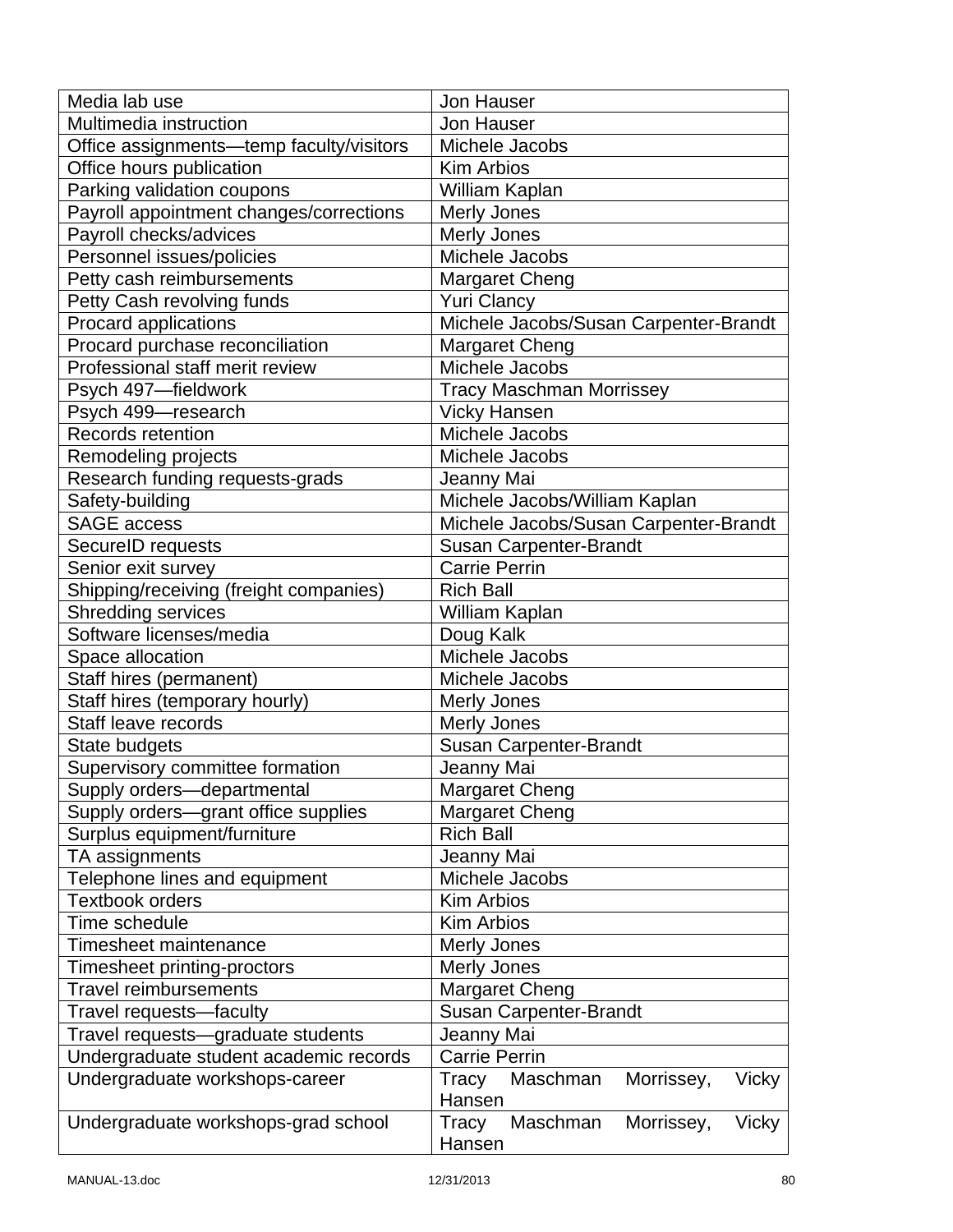| Media lab use | Jon Hauser |
|---|---|
| Multimedia instruction | Jon Hauser |
| Office assignments—temp faculty/visitors | Michele Jacobs |
| Office hours publication | Kim Arbios |
| Parking validation coupons | William Kaplan |
| Payroll appointment changes/corrections | Merly Jones |
| Payroll checks/advices | Merly Jones |
| Personnel issues/policies | Michele Jacobs |
| Petty cash reimbursements | Margaret Cheng |
| Petty Cash revolving funds | Yuri Clancy |
| Procard applications | Michele Jacobs/Susan Carpenter-Brandt |
| Procard purchase reconciliation | Margaret Cheng |
| Professional staff merit review | Michele Jacobs |
| Psych 497—fieldwork | Tracy Maschman Morrissey |
| Psych 499—research | Vicky Hansen |
| Records retention | Michele Jacobs |
| Remodeling projects | Michele Jacobs |
| Research funding requests-grads | Jeanny Mai |
| Safety-building | Michele Jacobs/William Kaplan |
| SAGE access | Michele Jacobs/Susan Carpenter-Brandt |
| SecureID requests | Susan Carpenter-Brandt |
| Senior exit survey | Carrie Perrin |
| Shipping/receiving (freight companies) | Rich Ball |
| Shredding services | William Kaplan |
| Software licenses/media | Doug Kalk |
| Space allocation | Michele Jacobs |
| Staff hires (permanent) | Michele Jacobs |
| Staff hires (temporary hourly) | Merly Jones |
| Staff leave records | Merly Jones |
| State budgets | Susan Carpenter-Brandt |
| Supervisory committee formation | Jeanny Mai |
| Supply orders—departmental | Margaret Cheng |
| Supply orders—grant office supplies | Margaret Cheng |
| Surplus equipment/furniture | Rich Ball |
| TA assignments | Jeanny Mai |
| Telephone lines and equipment | Michele Jacobs |
| Textbook orders | Kim Arbios |
| Time schedule | Kim Arbios |
| Timesheet maintenance | Merly Jones |
| Timesheet printing-proctors | Merly Jones |
| Travel reimbursements | Margaret Cheng |
| Travel requests—faculty | Susan Carpenter-Brandt |
| Travel requests—graduate students | Jeanny Mai |
| Undergraduate student academic records | Carrie Perrin |
| Undergraduate workshops-career | Tracy Maschman Morrissey, Vicky Hansen |
| Undergraduate workshops-grad school | Tracy Maschman Morrissey, Vicky Hansen |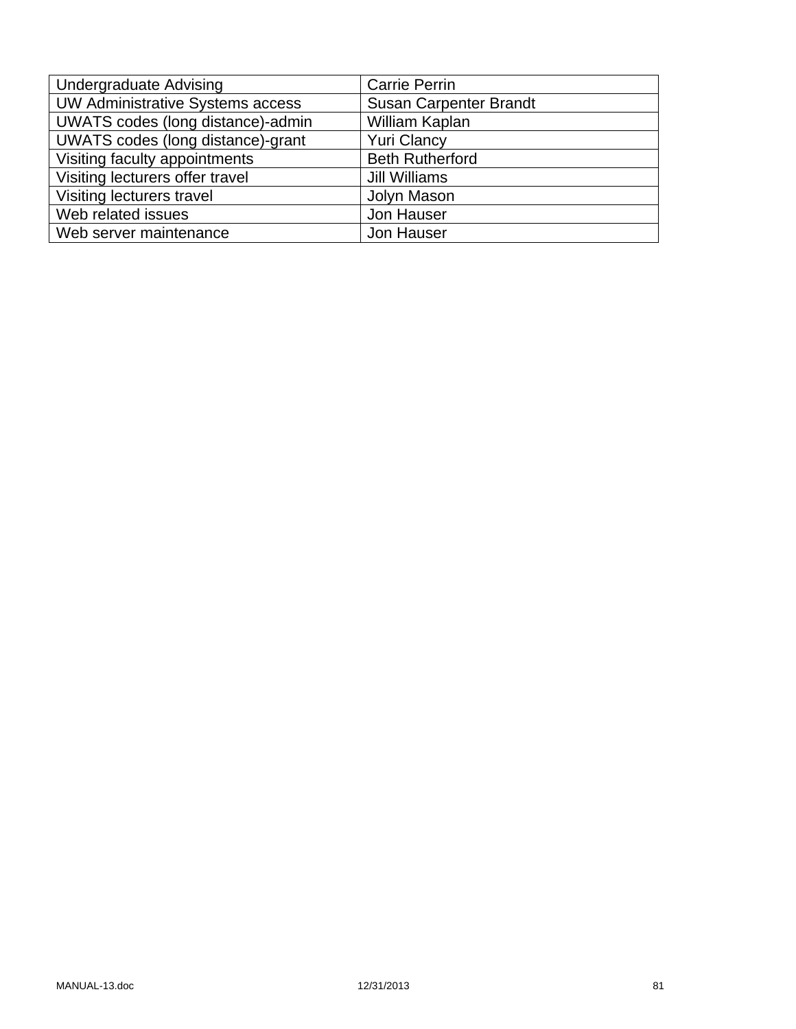| Undergraduate Advising | Carrie Perrin |
| --- | --- |
| UW Administrative Systems access | Susan Carpenter Brandt |
| UWATS codes (long distance)-admin | William Kaplan |
| UWATS codes (long distance)-grant | Yuri Clancy |
| Visiting faculty appointments | Beth Rutherford |
| Visiting lecturers offer travel | Jill Williams |
| Visiting lecturers travel | Jolyn Mason |
| Web related issues | Jon Hauser |
| Web server maintenance | Jon Hauser |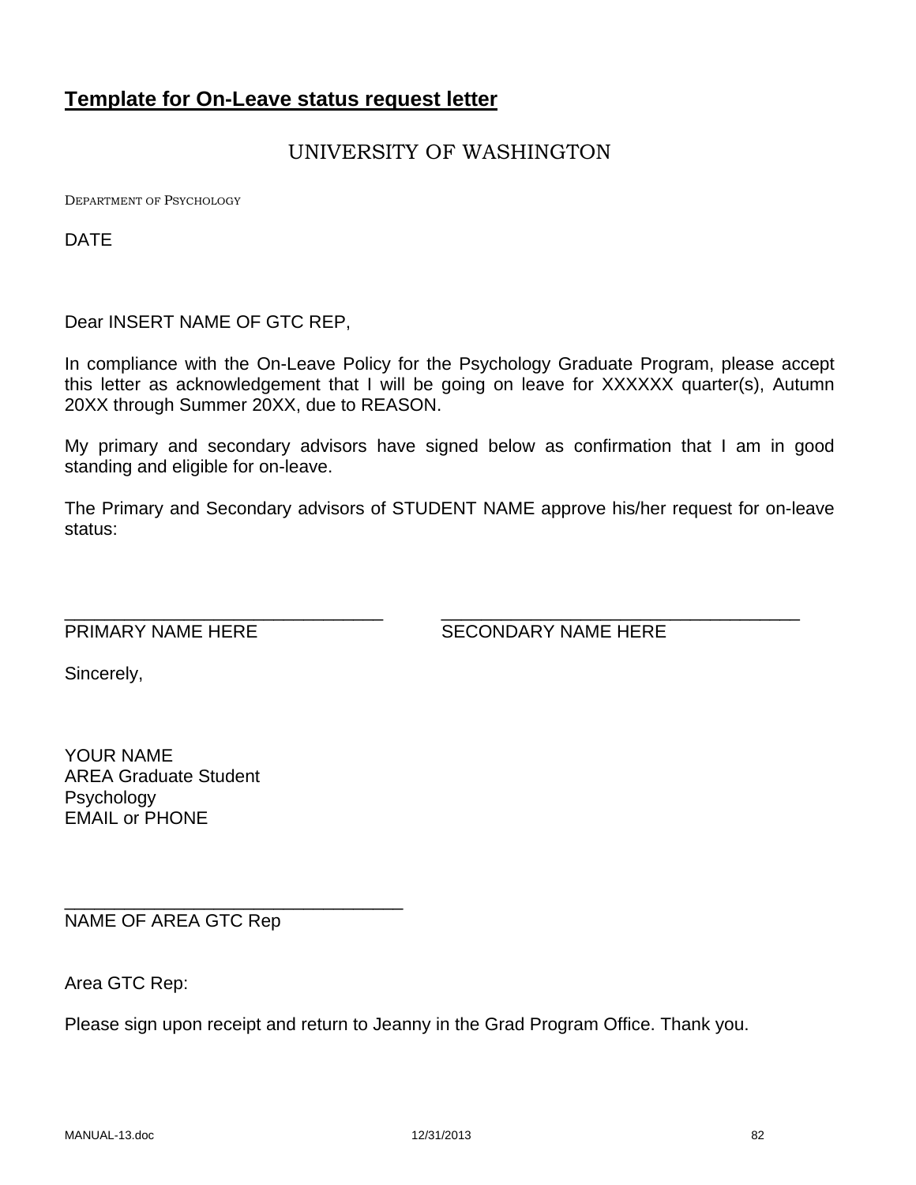**Template for On-Leave status request letter**

UNIVERSITY OF WASHINGTON

DEPARTMENT OF PSYCHOLOGY

DATE

Dear INSERT NAME OF GTC REP,

In compliance with the On-Leave Policy for the Psychology Graduate Program, please accept this letter as acknowledgement that I will be going on leave for XXXXXX quarter(s), Autumn 20XX through Summer 20XX, due to REASON.

My primary and secondary advisors have signed below as confirmation that I am in good standing and eligible for on-leave.

The Primary and Secondary advisors of STUDENT NAME approve his/her request for on-leave status:

________________________________ ____________________________________
PRIMARY NAME HERE SECONDARY NAME HERE

Sincerely,

YOUR NAME
AREA Graduate Student
Psychology
EMAIL or PHONE

__________________________________
NAME OF AREA GTC Rep

Area GTC Rep:

Please sign upon receipt and return to Jeanny in the Grad Program Office. Thank you.